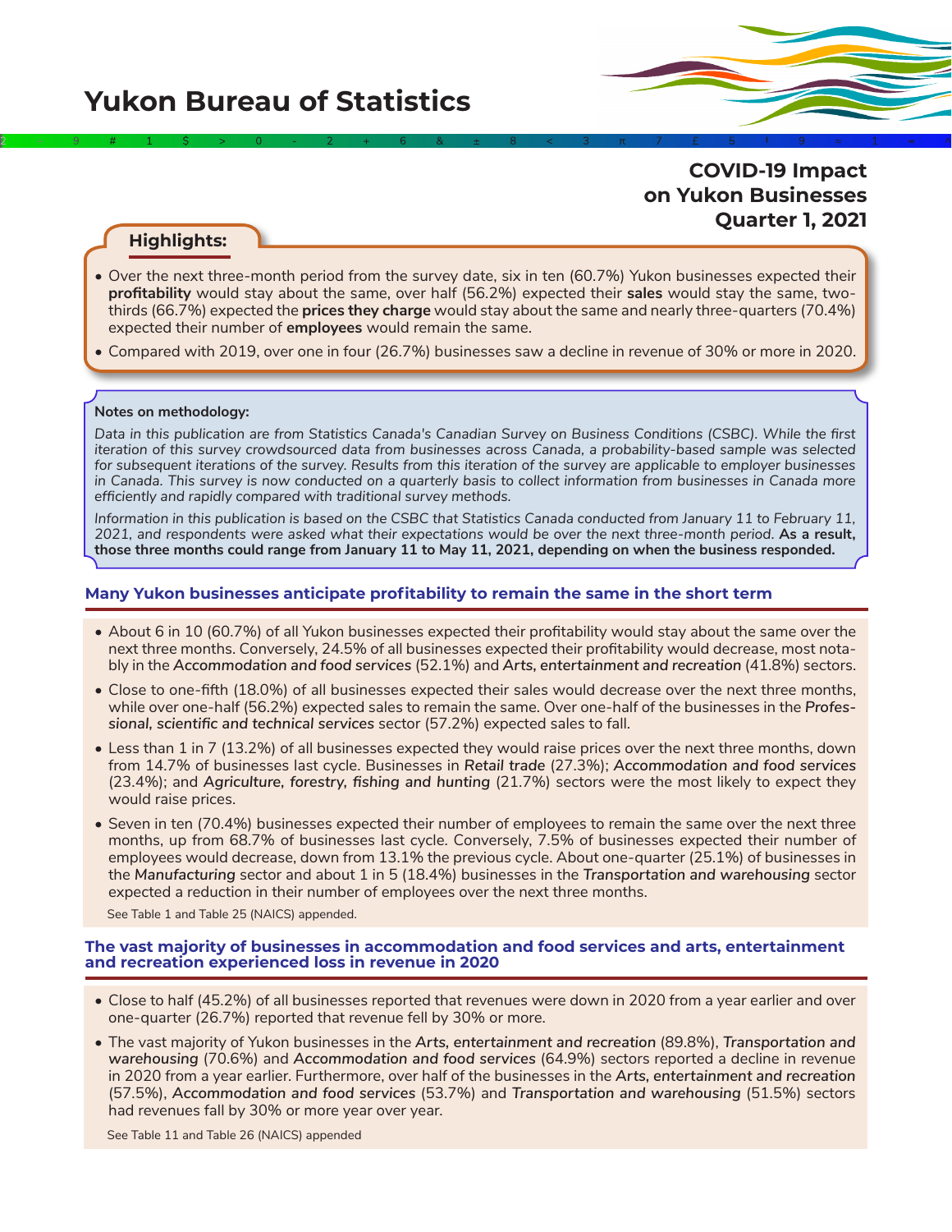# Yukon Bureau of Statistics

## COVID-19 Impact on Yukon Businesses Quarter 1, 2021

### Highlights:

- Over the next three-month period from the survey date, six in ten (60.7%) Yukon businesses expected their **profitability** would stay about the same, over half (56.2%) expected their **sales** would stay the same, two-thirds (66.7%) expected the **prices they charge** would stay about the same and nearly three-quarters (70.4%) expected their number of **employees** would remain the same.
- Compared with 2019, over one in four (26.7%) businesses saw a decline in revenue of 30% or more in 2020.

**Notes on methodology:**

*Data in this publication are from Statistics Canada's Canadian Survey on Business Conditions (CSBC). While the first iteration of this survey crowdsourced data from businesses across Canada, a probability-based sample was selected for subsequent iterations of the survey. Results from this iteration of the survey are applicable to employer businesses in Canada. This survey is now conducted on a quarterly basis to collect information from businesses in Canada more efficiently and rapidly compared with traditional survey methods.*

*Information in this publication is based on the CSBC that Statistics Canada conducted from January 11 to February 11, 2021, and respondents were asked what their expectations would be over the next three-month period.* **As a result, those three months could range from January 11 to May 11, 2021, depending on when the business responded.**

### Many Yukon businesses anticipate profitability to remain the same in the short term

- About 6 in 10 (60.7%) of all Yukon businesses expected their profitability would stay about the same over the next three months. Conversely, 24.5% of all businesses expected their profitability would decrease, most notably in the *Accommodation and food services* (52.1%) and *Arts, entertainment and recreation* (41.8%) sectors.
- Close to one-fifth (18.0%) of all businesses expected their sales would decrease over the next three months, while over one-half (56.2%) expected sales to remain the same. Over one-half of the businesses in the *Professional, scientific and technical services* sector (57.2%) expected sales to fall.
- Less than 1 in 7 (13.2%) of all businesses expected they would raise prices over the next three months, down from 14.7% of businesses last cycle. Businesses in *Retail trade* (27.3%); *Accommodation and food services* (23.4%); and *Agriculture, forestry, fishing and hunting* (21.7%) sectors were the most likely to expect they would raise prices.
- Seven in ten (70.4%) businesses expected their number of employees to remain the same over the next three months, up from 68.7% of businesses last cycle. Conversely, 7.5% of businesses expected their number of employees would decrease, down from 13.1% the previous cycle. About one-quarter (25.1%) of businesses in the *Manufacturing* sector and about 1 in 5 (18.4%) businesses in the *Transportation and warehousing* sector expected a reduction in their number of employees over the next three months.

See Table 1 and Table 25 (NAICS) appended.

### The vast majority of businesses in accommodation and food services and arts, entertainment and recreation experienced loss in revenue in 2020

- Close to half (45.2%) of all businesses reported that revenues were down in 2020 from a year earlier and over one-quarter (26.7%) reported that revenue fell by 30% or more.
- The vast majority of Yukon businesses in the *Arts, entertainment and recreation* (89.8%), *Transportation and warehousing* (70.6%) and *Accommodation and food services* (64.9%) sectors reported a decline in revenue in 2020 from a year earlier. Furthermore, over half of the businesses in the *Arts, entertainment and recreation* (57.5%), *Accommodation and food services* (53.7%) and *Transportation and warehousing* (51.5%) sectors had revenues fall by 30% or more year over year.

See Table 11 and Table 26 (NAICS) appended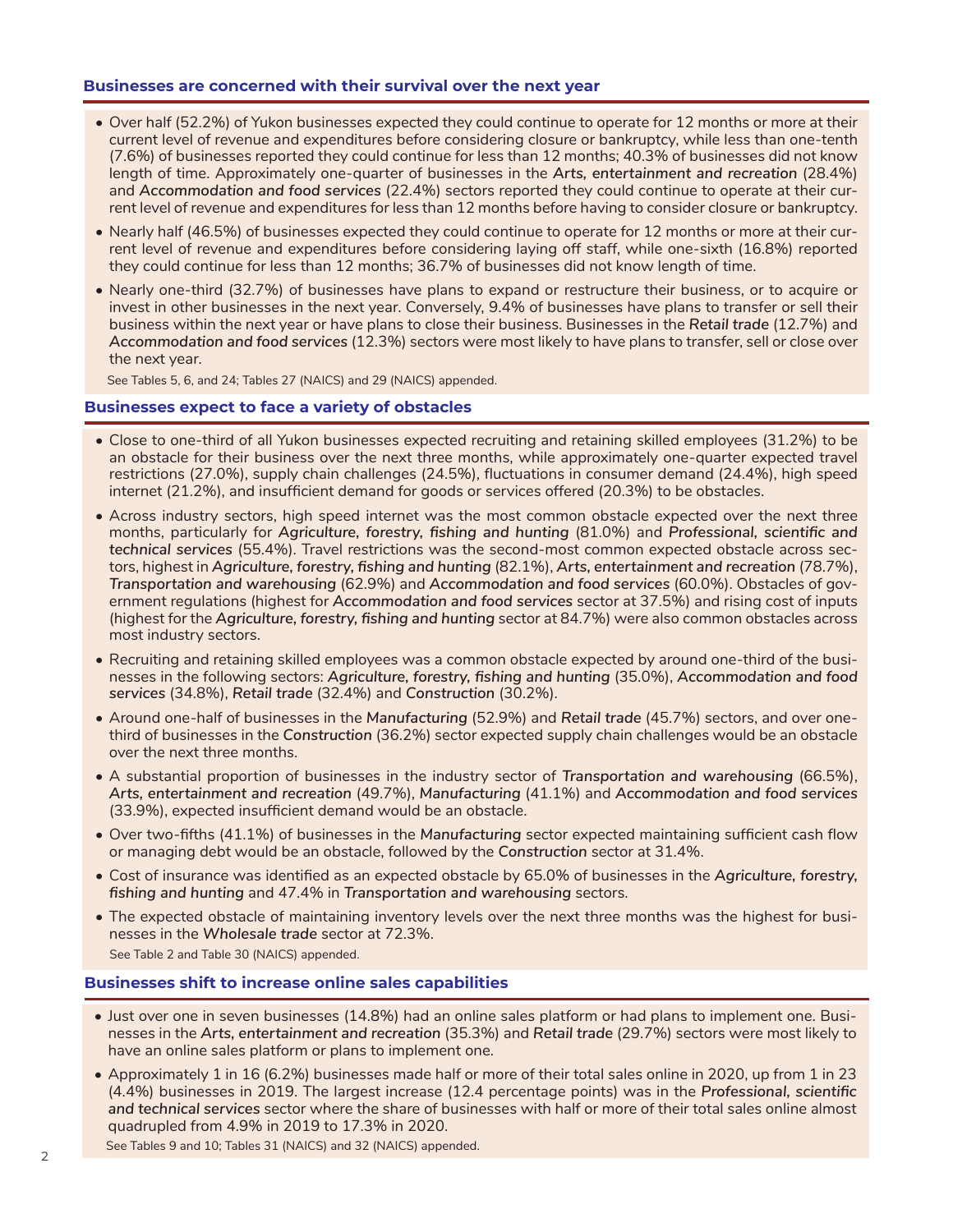### Businesses are concerned with their survival over the next year

- Over half (52.2%) of Yukon businesses expected they could continue to operate for 12 months or more at their current level of revenue and expenditures before considering closure or bankruptcy, while less than one-tenth (7.6%) of businesses reported they could continue for less than 12 months; 40.3% of businesses did not know length of time. Approximately one-quarter of businesses in the ***Arts, entertainment and recreation*** (28.4%) and ***Accommodation and food services*** (22.4%) sectors reported they could continue to operate at their current level of revenue and expenditures for less than 12 months before having to consider closure or bankruptcy.
- Nearly half (46.5%) of businesses expected they could continue to operate for 12 months or more at their current level of revenue and expenditures before considering laying off staff, while one-sixth (16.8%) reported they could continue for less than 12 months; 36.7% of businesses did not know length of time.
- Nearly one-third (32.7%) of businesses have plans to expand or restructure their business, or to acquire or invest in other businesses in the next year. Conversely, 9.4% of businesses have plans to transfer or sell their business within the next year or have plans to close their business. Businesses in the ***Retail trade*** (12.7%) and ***Accommodation and food services*** (12.3%) sectors were most likely to have plans to transfer, sell or close over the next year.

See Tables 5, 6, and 24; Tables 27 (NAICS) and 29 (NAICS) appended.

### Businesses expect to face a variety of obstacles

- Close to one-third of all Yukon businesses expected recruiting and retaining skilled employees (31.2%) to be an obstacle for their business over the next three months, while approximately one-quarter expected travel restrictions (27.0%), supply chain challenges (24.5%), fluctuations in consumer demand (24.4%), high speed internet (21.2%), and insufficient demand for goods or services offered (20.3%) to be obstacles.
- Across industry sectors, high speed internet was the most common obstacle expected over the next three months, particularly for ***Agriculture, forestry, fishing and hunting*** (81.0%) and ***Professional, scientific and technical services*** (55.4%). Travel restrictions was the second-most common expected obstacle across sectors, highest in ***Agriculture, forestry, fishing and hunting*** (82.1%), ***Arts, entertainment and recreation*** (78.7%), ***Transportation and warehousing*** (62.9%) and ***Accommodation and food services*** (60.0%). Obstacles of government regulations (highest for ***Accommodation and food services*** sector at 37.5%) and rising cost of inputs (highest for the ***Agriculture, forestry, fishing and hunting*** sector at 84.7%) were also common obstacles across most industry sectors.
- Recruiting and retaining skilled employees was a common obstacle expected by around one-third of the businesses in the following sectors: ***Agriculture, forestry, fishing and hunting*** (35.0%), ***Accommodation and food services*** (34.8%), ***Retail trade*** (32.4%) and ***Construction*** (30.2%).
- Around one-half of businesses in the ***Manufacturing*** (52.9%) and ***Retail trade*** (45.7%) sectors, and over one-third of businesses in the ***Construction*** (36.2%) sector expected supply chain challenges would be an obstacle over the next three months.
- A substantial proportion of businesses in the industry sector of ***Transportation and warehousing*** (66.5%), ***Arts, entertainment and recreation*** (49.7%), ***Manufacturing*** (41.1%) and ***Accommodation and food services*** (33.9%), expected insufficient demand would be an obstacle.
- Over two-fifths (41.1%) of businesses in the ***Manufacturing*** sector expected maintaining sufficient cash flow or managing debt would be an obstacle, followed by the ***Construction*** sector at 31.4%.
- Cost of insurance was identified as an expected obstacle by 65.0% of businesses in the ***Agriculture, forestry, fishing and hunting*** and 47.4% in ***Transportation and warehousing*** sectors.
- The expected obstacle of maintaining inventory levels over the next three months was the highest for businesses in the ***Wholesale trade*** sector at 72.3%.

See Table 2 and Table 30 (NAICS) appended.

### Businesses shift to increase online sales capabilities

- Just over one in seven businesses (14.8%) had an online sales platform or had plans to implement one. Businesses in the ***Arts, entertainment and recreation*** (35.3%) and ***Retail trade*** (29.7%) sectors were most likely to have an online sales platform or plans to implement one.
- Approximately 1 in 16 (6.2%) businesses made half or more of their total sales online in 2020, up from 1 in 23 (4.4%) businesses in 2019. The largest increase (12.4 percentage points) was in the ***Professional, scientific and technical services*** sector where the share of businesses with half or more of their total sales online almost quadrupled from 4.9% in 2019 to 17.3% in 2020.

See Tables 9 and 10; Tables 31 (NAICS) and 32 (NAICS) appended.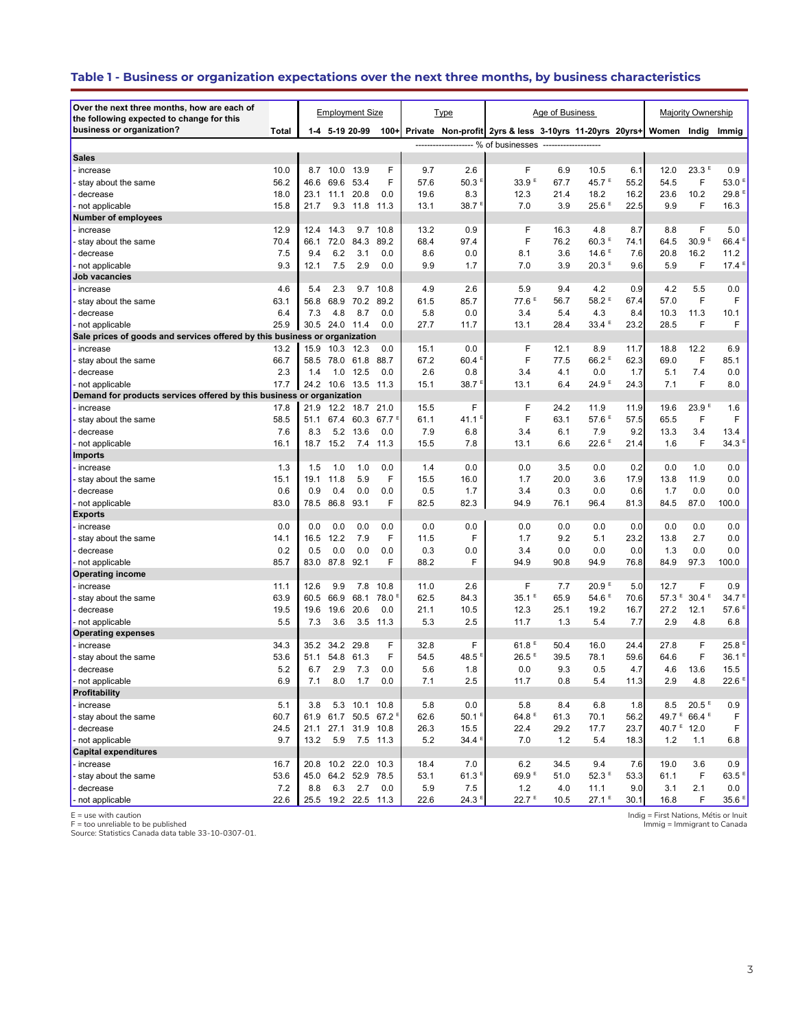## Table 1 - Business or organization expectations over the next three months, by business characteristics

| Over the next three months, how are each of the following expected to change for this business or organization? | Total | Employment Size | | | | Type | | Age of Business | | | | Majority Ownership | | |
|---|---|---|---|---|---|---|---|---|---|---|---|---|---|---|
| | | 1-4 | 5-19 | 20-99 | 100+ | Private | Non-profit | 2yrs & less | 3-10yrs | 11-20yrs | 20yrs+ | Women | Indig | Immig |
| | % of businesses | | | | | | | | | | | | | |
| **Sales** | | | | | | | | | | | | | | |
| - increase | 10.0 | 8.7 | 10.0 | 13.9 | F | 9.7 | 2.6 | F | 6.9 | 10.5 | 6.1 | 12.0 | 23.3 E | 0.9 |
| - stay about the same | 56.2 | 46.6 | 69.6 | 53.4 | F | 57.6 | 50.3 E | 33.9 E | 67.7 | 45.7 E | 55.2 | 54.5 | F | 53.0 E |
| - decrease | 18.0 | 23.1 | 11.1 | 20.8 | 0.0 | 19.6 | 8.3 | 12.3 | 21.4 | 18.2 | 16.2 | 23.6 | 10.2 | 29.8 E |
| - not applicable | 15.8 | 21.7 | 9.3 | 11.8 | 11.3 | 13.1 | 38.7 E | 7.0 | 3.9 | 25.6 E | 22.5 | 9.9 | F | 16.3 |
| **Number of employees** | | | | | | | | | | | | | | |
| - increase | 12.9 | 12.4 | 14.3 | 9.7 | 10.8 | 13.2 | 0.9 | F | 16.3 | 4.8 | 8.7 | 8.8 | F | 5.0 |
| - stay about the same | 70.4 | 66.1 | 72.0 | 84.3 | 89.2 | 68.4 | 97.4 | F | 76.2 | 60.3 E | 74.1 | 64.5 | 30.9 E | 66.4 E |
| - decrease | 7.5 | 9.4 | 6.2 | 3.1 | 0.0 | 8.6 | 0.0 | 8.1 | 3.6 | 14.6 E | 7.6 | 20.8 | 16.2 | 11.2 |
| - not applicable | 9.3 | 12.1 | 7.5 | 2.9 | 0.0 | 9.9 | 1.7 | 7.0 | 3.9 | 20.3 E | 9.6 | 5.9 | F | 17.4 E |
| **Job vacancies** | | | | | | | | | | | | | | |
| - increase | 4.6 | 5.4 | 2.3 | 9.7 | 10.8 | 4.9 | 2.6 | 5.9 | 9.4 | 4.2 | 0.9 | 4.2 | 5.5 | 0.0 |
| - stay about the same | 63.1 | 56.8 | 68.9 | 70.2 | 89.2 | 61.5 | 85.7 | 77.6 E | 56.7 | 58.2 E | 67.4 | 57.0 | F | F |
| - decrease | 6.4 | 7.3 | 4.8 | 8.7 | 0.0 | 5.8 | 0.0 | 3.4 | 5.4 | 4.3 | 8.4 | 10.3 | 11.3 | 10.1 |
| - not applicable | 25.9 | 30.5 | 24.0 | 11.4 | 0.0 | 27.7 | 11.7 | 13.1 | 28.4 | 33.4 E | 23.2 | 28.5 | F | F |
| **Sale prices of goods and services offered by this business or organization** | | | | | | | | | | | | | | |
| - increase | 13.2 | 15.9 | 10.3 | 12.3 | 0.0 | 15.1 | 0.0 | F | 12.1 | 8.9 | 11.7 | 18.8 | 12.2 | 6.9 |
| - stay about the same | 66.7 | 58.5 | 78.0 | 61.8 | 88.7 | 67.2 | 60.4 E | F | 77.5 | 66.2 E | 62.3 | 69.0 | F | 85.1 |
| - decrease | 2.3 | 1.4 | 1.0 | 12.5 | 0.0 | 2.6 | 0.8 | 3.4 | 4.1 | 0.0 | 1.7 | 5.1 | 7.4 | 0.0 |
| - not applicable | 17.7 | 24.2 | 10.6 | 13.5 | 11.3 | 15.1 | 38.7 E | 13.1 | 6.4 | 24.9 E | 24.3 | 7.1 | F | 8.0 |
| **Demand for products services offered by this business or organization** | | | | | | | | | | | | | | |
| - increase | 17.8 | 21.9 | 12.2 | 18.7 | 21.0 | 15.5 | F | F | 24.2 | 11.9 | 11.9 | 19.6 | 23.9 E | 1.6 |
| - stay about the same | 58.5 | 51.1 | 67.4 | 60.3 | 67.7 E | 61.1 | 41.1 E | F | 63.1 | 57.6 E | 57.5 | 65.5 | F | F |
| - decrease | 7.6 | 8.3 | 5.2 | 13.6 | 0.0 | 7.9 | 6.8 | 3.4 | 6.1 | 7.9 | 9.2 | 13.3 | 3.4 | 13.4 |
| - not applicable | 16.1 | 18.7 | 15.2 | 7.4 | 11.3 | 15.5 | 7.8 | 13.1 | 6.6 | 22.6 E | 21.4 | 1.6 | F | 34.3 E |
| **Imports** | | | | | | | | | | | | | | |
| - increase | 1.3 | 1.5 | 1.0 | 1.0 | 0.0 | 1.4 | 0.0 | 0.0 | 3.5 | 0.0 | 0.2 | 0.0 | 1.0 | 0.0 |
| - stay about the same | 15.1 | 19.1 | 11.8 | 5.9 | F | 15.5 | 16.0 | 1.7 | 20.0 | 3.6 | 17.9 | 13.8 | 11.9 | 0.0 |
| - decrease | 0.6 | 0.9 | 0.4 | 0.0 | 0.0 | 0.5 | 1.7 | 3.4 | 0.3 | 0.0 | 0.6 | 1.7 | 0.0 | 0.0 |
| - not applicable | 83.0 | 78.5 | 86.8 | 93.1 | F | 82.5 | 82.3 | 94.9 | 76.1 | 96.4 | 81.3 | 84.5 | 87.0 | 100.0 |
| **Exports** | | | | | | | | | | | | | | |
| - increase | 0.0 | 0.0 | 0.0 | 0.0 | 0.0 | 0.0 | 0.0 | 0.0 | 0.0 | 0.0 | 0.0 | 0.0 | 0.0 | 0.0 |
| - stay about the same | 14.1 | 16.5 | 12.2 | 7.9 | F | 11.5 | F | 1.7 | 9.2 | 5.1 | 23.2 | 13.8 | 2.7 | 0.0 |
| - decrease | 0.2 | 0.5 | 0.0 | 0.0 | 0.0 | 0.3 | 0.0 | 3.4 | 0.0 | 0.0 | 0.0 | 1.3 | 0.0 | 0.0 |
| - not applicable | 85.7 | 83.0 | 87.8 | 92.1 | F | 88.2 | F | 94.9 | 90.8 | 94.9 | 76.8 | 84.9 | 97.3 | 100.0 |
| **Operating income** | | | | | | | | | | | | | | |
| - increase | 11.1 | 12.6 | 9.9 | 7.8 | 10.8 | 11.0 | 2.6 | F | 7.7 | 20.9 E | 5.0 | 12.7 | F | 0.9 |
| - stay about the same | 63.9 | 60.5 | 66.9 | 68.1 | 78.0 E | 62.5 | 84.3 | 35.1 E | 65.9 | 54.6 E | 70.6 | 57.3 E | 30.4 E | 34.7 E |
| - decrease | 19.5 | 19.6 | 19.6 | 20.6 | 0.0 | 21.1 | 10.5 | 12.3 | 25.1 | 19.2 | 16.7 | 27.2 | 12.1 | 57.6 E |
| - not applicable | 5.5 | 7.3 | 3.6 | 3.5 | 11.3 | 5.3 | 2.5 | 11.7 | 1.3 | 5.4 | 7.7 | 2.9 | 4.8 | 6.8 |
| **Operating expenses** | | | | | | | | | | | | | | |
| - increase | 34.3 | 35.2 | 34.2 | 29.8 | F | 32.8 | F | 61.8 E | 50.4 | 16.0 | 24.4 | 27.8 | F | 25.8 E |
| - stay about the same | 53.6 | 51.1 | 54.8 | 61.3 | F | 54.5 | 48.5 E | 26.5 E | 39.5 | 78.1 | 59.6 | 64.6 | F | 36.1 E |
| - decrease | 5.2 | 6.7 | 2.9 | 7.3 | 0.0 | 5.6 | 1.8 | 0.0 | 9.3 | 0.5 | 4.7 | 4.6 | 13.6 | 15.5 |
| - not applicable | 6.9 | 7.1 | 8.0 | 1.7 | 0.0 | 7.1 | 2.5 | 11.7 | 0.8 | 5.4 | 11.3 | 2.9 | 4.8 | 22.6 E |
| **Profitability** | | | | | | | | | | | | | | |
| - increase | 5.1 | 3.8 | 5.3 | 10.1 | 10.8 | 5.8 | 0.0 | 5.8 | 8.4 | 6.8 | 1.8 | 8.5 | 20.5 E | 0.9 |
| - stay about the same | 60.7 | 61.9 | 61.7 | 50.5 | 67.2 E | 62.6 | 50.1 E | 64.8 E | 61.3 | 70.1 | 56.2 | 49.7 E | 66.4 E | F |
| - decrease | 24.5 | 21.1 | 27.1 | 31.9 | 10.8 | 26.3 | 15.5 | 22.4 | 29.2 | 17.7 | 23.7 | 40.7 E | 12.0 | F |
| - not applicable | 9.7 | 13.2 | 5.9 | 7.5 | 11.3 | 5.2 | 34.4 E | 7.0 | 1.2 | 5.4 | 18.3 | 1.2 | 1.1 | 6.8 |
| **Capital expenditures** | | | | | | | | | | | | | | |
| - increase | 16.7 | 20.8 | 10.2 | 22.0 | 10.3 | 18.4 | 7.0 | 6.2 | 34.5 | 9.4 | 7.6 | 19.0 | 3.6 | 0.9 |
| - stay about the same | 53.6 | 45.0 | 64.2 | 52.9 | 78.5 | 53.1 | 61.3 E | 69.9 E | 51.0 | 52.3 E | 53.3 | 61.1 | F | 63.5 E |
| - decrease | 7.2 | 8.8 | 6.3 | 2.7 | 0.0 | 5.9 | 7.5 | 1.2 | 4.0 | 11.1 | 9.0 | 3.1 | 2.1 | 0.0 |
| - not applicable | 22.6 | 25.5 | 19.2 | 22.5 | 11.3 | 22.6 | 24.3 E | 22.7 E | 10.5 | 27.1 E | 30.1 | 16.8 | F | 35.6 E |

E = use with caution
F = too unreliable to be published
Source: Statistics Canada data table 33-10-0307-01.

Indig = First Nations, Métis or Inuit
Immig = Immigrant to Canada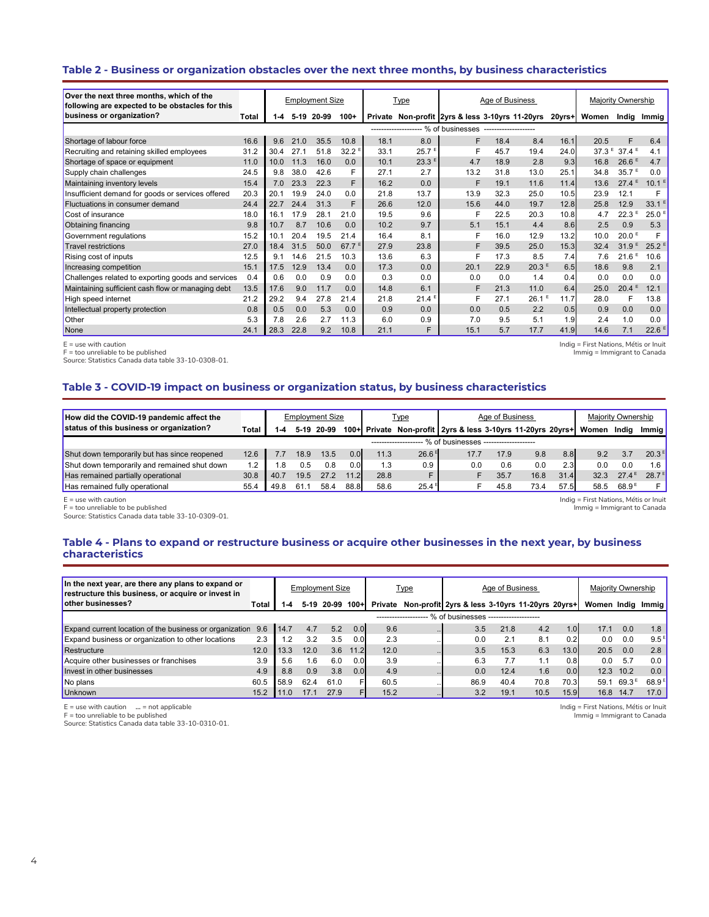## Table 2 - Business or organization obstacles over the next three months, by business characteristics

| Over the next three months, which of the following are expected to be obstacles for this business or organization? | Total | Employment Size | | | | Type | | Age of Business | | | | Majority Ownership | | |
|---|---|---|---|---|---|---|---|---|---|---|---|---|---|---|
| | | 1-4 | 5-19 | 20-99 | 100+ | Private | Non-profit | 2yrs & less | 3-10yrs | 11-20yrs | 20yrs+ | Women | Indig | Immig |
| | % of businesses | | | | | | | | | | | | | |
| Shortage of labour force | 16.6 | 9.6 | 21.0 | 35.5 | 10.8 | 18.1 | 8.0 | F | 18.4 | 8.4 | 16.1 | 20.5 | F | 6.4 |
| Recruiting and retaining skilled employees | 31.2 | 30.4 | 27.1 | 51.8 | 32.2 E | 33.1 | 25.7 E | F | 45.7 | 19.4 | 24.0 | 37.3 E | 37.4 E | 4.1 |
| Shortage of space or equipment | 11.0 | 10.0 | 11.3 | 16.0 | 0.0 | 10.1 | 23.3 E | 4.7 | 18.9 | 2.8 | 9.3 | 16.8 | 26.6 E | 4.7 |
| Supply chain challenges | 24.5 | 9.8 | 38.0 | 42.6 | F | 27.1 | 2.7 | 13.2 | 31.8 | 13.0 | 25.1 | 34.8 | 35.7 E | 0.0 |
| Maintaining inventory levels | 15.4 | 7.0 | 23.3 | 22.3 | F | 16.2 | 0.0 | F | 19.1 | 11.6 | 11.4 | 13.6 | 27.4 E | 10.1 E |
| Insufficient demand for goods or services offered | 20.3 | 20.1 | 19.9 | 24.0 | 0.0 | 21.8 | 13.7 | 13.9 | 32.3 | 25.0 | 10.5 | 23.9 | 12.1 | F |
| Fluctuations in consumer demand | 24.4 | 22.7 | 24.4 | 31.3 | F | 26.6 | 12.0 | 15.6 | 44.0 | 19.7 | 12.8 | 25.8 | 12.9 | 33.1 E |
| Cost of insurance | 18.0 | 16.1 | 17.9 | 28.1 | 21.0 | 19.5 | 9.6 | F | 22.5 | 20.3 | 10.8 | 4.7 | 22.3 E | 25.0 E |
| Obtaining financing | 9.8 | 10.7 | 8.7 | 10.6 | 0.0 | 10.2 | 9.7 | 5.1 | 15.1 | 4.4 | 8.6 | 2.5 | 0.9 | 5.3 |
| Government regulations | 15.2 | 10.1 | 20.4 | 19.5 | 21.4 | 16.4 | 8.1 | F | 16.0 | 12.9 | 13.2 | 10.0 | 20.0 E | F |
| Travel restrictions | 27.0 | 18.4 | 31.5 | 50.0 | 67.7 E | 27.9 | 23.8 | F | 39.5 | 25.0 | 15.3 | 32.4 | 31.9 E | 25.2 E |
| Rising cost of inputs | 12.5 | 9.1 | 14.6 | 21.5 | 10.3 | 13.6 | 6.3 | F | 17.3 | 8.5 | 7.4 | 7.6 | 21.6 E | 10.6 |
| Increasing competition | 15.1 | 17.5 | 12.9 | 13.4 | 0.0 | 17.3 | 0.0 | 20.1 | 22.9 | 20.3 E | 6.5 | 18.6 | 9.8 | 2.1 |
| Challenges related to exporting goods and services | 0.4 | 0.6 | 0.0 | 0.9 | 0.0 | 0.3 | 0.0 | 0.0 | 0.0 | 1.4 | 0.4 | 0.0 | 0.0 | 0.0 |
| Maintaining sufficient cash flow or managing debt | 13.5 | 17.6 | 9.0 | 11.7 | 0.0 | 14.8 | 6.1 | F | 21.3 | 11.0 | 6.4 | 25.0 | 20.4 E | 12.1 |
| High speed internet | 21.2 | 29.2 | 9.4 | 27.8 | 21.4 | 21.8 | 21.4 E | F | 27.1 | 26.1 E | 11.7 | 28.0 | F | 13.8 |
| Intellectual property protection | 0.8 | 0.5 | 0.0 | 5.3 | 0.0 | 0.9 | 0.0 | 0.0 | 0.5 | 2.2 | 0.5 | 0.9 | 0.0 | 0.0 |
| Other | 5.3 | 7.8 | 2.6 | 2.7 | 11.3 | 6.0 | 0.9 | 7.0 | 9.5 | 5.1 | 1.9 | 2.4 | 1.0 | 0.0 |
| None | 24.1 | 28.3 | 22.8 | 9.2 | 10.8 | 21.1 | F | 15.1 | 5.7 | 17.7 | 41.9 | 14.6 | 7.1 | 22.6 E |

E = use with caution
F = too unreliable to be published
Source: Statistics Canada data table 33-10-0308-01.

Indig = First Nations, Métis or Inuit
Immig = Immigrant to Canada

## Table 3 - COVID-19 impact on business or organization status, by business characteristics

| How did the COVID-19 pandemic affect the status of this business or organization? | Total | Employment Size | | | | Type | | Age of Business | | | | Majority Ownership | | |
|---|---|---|---|---|---|---|---|---|---|---|---|---|---|---|
| | | 1-4 | 5-19 | 20-99 | 100+ | Private | Non-profit | 2yrs & less | 3-10yrs | 11-20yrs | 20yrs+ | Women | Indig | Immig |
| | % of businesses | | | | | | | | | | | | | |
| Shut down temporarily but has since reopened | 12.6 | 7.7 | 18.9 | 13.5 | 0.0 | 11.3 | 26.6 E | 17.7 | 17.9 | 9.8 | 8.8 | 9.2 | 3.7 | 20.3 E |
| Shut down temporarily and remained shut down | 1.2 | 1.8 | 0.5 | 0.8 | 0.0 | 1.3 | 0.9 | 0.0 | 0.6 | 0.0 | 2.3 | 0.0 | 0.0 | 1.6 |
| Has remained partially operational | 30.8 | 40.7 | 19.5 | 27.2 | 11.2 | 28.8 | F | F | 35.7 | 16.8 | 31.4 | 32.3 | 27.4 E | 28.7 E |
| Has remained fully operational | 55.4 | 49.8 | 61.1 | 58.4 | 88.8 | 58.6 | 25.4 E | F | 45.8 | 73.4 | 57.5 | 58.5 | 68.9 E | F |

E = use with caution
F = too unreliable to be published
Source: Statistics Canada data table 33-10-0309-01.

Indig = First Nations, Métis or Inuit
Immig = Immigrant to Canada

## Table 4 - Plans to expand or restructure business or acquire other businesses in the next year, by business characteristics

| In the next year, are there any plans to expand or restructure this business, or acquire or invest in other businesses? | Total | Employment Size | | | | Type | | Age of Business | | | | Majority Ownership | | |
|---|---|---|---|---|---|---|---|---|---|---|---|---|---|---|
| | | 1-4 | 5-19 | 20-99 | 100+ | Private | Non-profit | 2yrs & less | 3-10yrs | 11-20yrs | 20yrs+ | Women | Indig | Immig |
| | % of businesses | | | | | | | | | | | | | |
| Expand current location of the business or organization | 9.6 | 14.7 | 4.7 | 5.2 | 0.0 | 9.6 | .. | 3.5 | 21.8 | 4.2 | 1.0 | 17.1 | 0.0 | 1.8 |
| Expand business or organization to other locations | 2.3 | 1.2 | 3.2 | 3.5 | 0.0 | 2.3 | .. | 0.0 | 2.1 | 8.1 | 0.2 | 0.0 | 0.0 | 9.5 E |
| Restructure | 12.0 | 13.3 | 12.0 | 3.6 | 11.2 | 12.0 | .. | 3.5 | 15.3 | 6.3 | 13.0 | 20.5 | 0.0 | 2.8 |
| Acquire other businesses or franchises | 3.9 | 5.6 | 1.6 | 6.0 | 0.0 | 3.9 | .. | 6.3 | 7.7 | 1.1 | 0.8 | 0.0 | 5.7 | 0.0 |
| Invest in other businesses | 4.9 | 8.8 | 0.9 | 3.8 | 0.0 | 4.9 | .. | 0.0 | 12.4 | 1.6 | 0.0 | 12.3 | 10.2 | 0.0 |
| No plans | 60.5 | 58.9 | 62.4 | 61.0 | F | 60.5 | .. | 86.9 | 40.4 | 70.8 | 70.3 | 59.1 | 69.3 E | 68.9 E |
| Unknown | 15.2 | 11.0 | 17.1 | 27.9 | F | 15.2 | .. | 3.2 | 19.1 | 10.5 | 15.9 | 16.8 | 14.7 | 17.0 |

E = use with caution .. = not applicable
F = too unreliable to be published
Source: Statistics Canada data table 33-10-0310-01.

Indig = First Nations, Métis or Inuit
Immig = Immigrant to Canada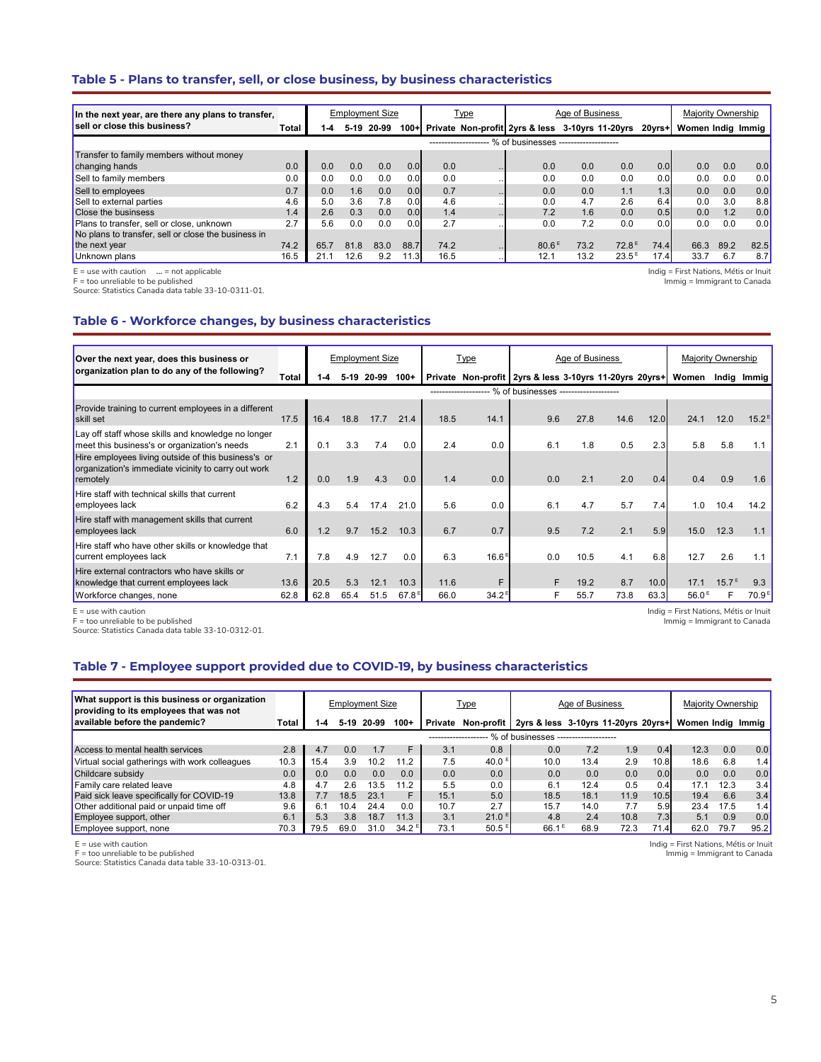## Table 5 - Plans to transfer, sell, or close business, by business characteristics

| In the next year, are there any plans to transfer, sell or close this business? | Total | Employment Size | | | | Type | | Age of Business | | | | Majority Ownership | | |
|---|---|---|---|---|---|---|---|---|---|---|---|---|---|---|
| | | 1-4 | 5-19 | 20-99 | 100+ | Private | Non-profit | 2yrs & less | 3-10yrs | 11-20yrs | 20yrs+ | Women | Indig | Immig |
| | -------------------- % of businesses -------------------- | | | | | | | | | | | | | |
| Transfer to family members without money changing hands | 0.0 | 0.0 | 0.0 | 0.0 | 0.0 | 0.0 | .. | 0.0 | 0.0 | 0.0 | 0.0 | 0.0 | 0.0 | 0.0 |
| Sell to family members | 0.0 | 0.0 | 0.0 | 0.0 | 0.0 | 0.0 | .. | 0.0 | 0.0 | 0.0 | 0.0 | 0.0 | 0.0 | 0.0 |
| Sell to employees | 0.7 | 0.0 | 1.6 | 0.0 | 0.0 | 0.7 | .. | 0.0 | 0.0 | 1.1 | 1.3 | 0.0 | 0.0 | 0.0 |
| Sell to external parties | 4.6 | 5.0 | 3.6 | 7.8 | 0.0 | 4.6 | .. | 0.0 | 4.7 | 2.6 | 6.4 | 0.0 | 3.0 | 8.8 |
| Close the businesss | 1.4 | 2.6 | 0.3 | 0.0 | 0.0 | 1.4 | .. | 7.2 | 1.6 | 0.0 | 0.5 | 0.0 | 1.2 | 0.0 |
| Plans to transfer, sell or close, unknown | 2.7 | 5.6 | 0.0 | 0.0 | 0.0 | 2.7 | .. | 0.0 | 7.2 | 0.0 | 0.0 | 0.0 | 0.0 | 0.0 |
| No plans to transfer, sell or close the business in the next year | 74.2 | 65.7 | 81.8 | 83.0 | 88.7 | 74.2 | .. | 80.6 E | 73.2 | 72.8 E | 74.4 | 66.3 | 89.2 | 82.5 |
| Unknown plans | 16.5 | 21.1 | 12.6 | 9.2 | 11.3 | 16.5 | .. | 12.1 | 13.2 | 23.5 E | 17.4 | 33.7 | 6.7 | 8.7 |

E = use with caution ... = not applicable
F = too unreliable to be published
Source: Statistics Canada data table 33-10-0311-01.

Indig = First Nations, Métis or Inuit
Immig = Immigrant to Canada

## Table 6 - Workforce changes, by business characteristics

| Over the next year, does this business or organization plan to do any of the following? | Total | Employment Size | | | | Type | | Age of Business | | | | Majority Ownership | | |
|---|---|---|---|---|---|---|---|---|---|---|---|---|---|---|
| | | 1-4 | 5-19 | 20-99 | 100+ | Private | Non-profit | 2yrs & less | 3-10yrs | 11-20yrs | 20yrs+ | Women | Indig | Immig |
| | -------------------- % of businesses -------------------- | | | | | | | | | | | | | |
| Provide training to current employees in a different skill set | 17.5 | 16.4 | 18.8 | 17.7 | 21.4 | 18.5 | 14.1 | 9.6 | 27.8 | 14.6 | 12.0 | 24.1 | 12.0 | 15.2 E |
| Lay off staff whose skills and knowledge no longer meet this business's or organization's needs | 2.1 | 0.1 | 3.3 | 7.4 | 0.0 | 2.4 | 0.0 | 6.1 | 1.8 | 0.5 | 2.3 | 5.8 | 5.8 | 1.1 |
| Hire employees living outside of this business's or organization's immediate vicinity to carry out work remotely | 1.2 | 0.0 | 1.9 | 4.3 | 0.0 | 1.4 | 0.0 | 0.0 | 2.1 | 2.0 | 0.4 | 0.4 | 0.9 | 1.6 |
| Hire staff with technical skills that current employees lack | 6.2 | 4.3 | 5.4 | 17.4 | 21.0 | 5.6 | 0.0 | 6.1 | 4.7 | 5.7 | 7.4 | 1.0 | 10.4 | 14.2 |
| Hire staff with management skills that current employees lack | 6.0 | 1.2 | 9.7 | 15.2 | 10.3 | 6.7 | 0.7 | 9.5 | 7.2 | 2.1 | 5.9 | 15.0 | 12.3 | 1.1 |
| Hire staff who have other skills or knowledge that current employees lack | 7.1 | 7.8 | 4.9 | 12.7 | 0.0 | 6.3 | 16.6 E | 0.0 | 10.5 | 4.1 | 6.8 | 12.7 | 2.6 | 1.1 |
| Hire external contractors who have skills or knowledge that current employees lack | 13.6 | 20.5 | 5.3 | 12.1 | 10.3 | 11.6 | F | F | 19.2 | 8.7 | 10.0 | 17.1 | 15.7 E | 9.3 |
| Workforce changes, none | 62.8 | 62.8 | 65.4 | 51.5 | 67.8 E | 66.0 | 34.2 E | F | 55.7 | 73.8 | 63.3 | 56.0 E | F | 70.9 E |

E = use with caution
F = too unreliable to be published
Source: Statistics Canada data table 33-10-0312-01.

Indig = First Nations, Métis or Inuit
Immig = Immigrant to Canada

## Table 7 - Employee support provided due to COVID-19, by business characteristics

| What support is this business or organization providing to its employees that was not available before the pandemic? | Total | Employment Size | | | | Type | | Age of Business | | | | Majority Ownership | | |
|---|---|---|---|---|---|---|---|---|---|---|---|---|---|---|
| | | 1-4 | 5-19 | 20-99 | 100+ | Private | Non-profit | 2yrs & less | 3-10yrs | 11-20yrs | 20yrs+ | Women | Indig | Immig |
| | -------------------- % of businesses -------------------- | | | | | | | | | | | | | |
| Access to mental health services | 2.8 | 4.7 | 0.0 | 1.7 | F | 3.1 | 0.8 | 0.0 | 7.2 | 1.9 | 0.4 | 12.3 | 0.0 | 0.0 |
| Virtual social gatherings with work colleagues | 10.3 | 15.4 | 3.9 | 10.2 | 11.2 | 7.5 | 40.0 E | 10.0 | 13.4 | 2.9 | 10.8 | 18.6 | 6.8 | 1.4 |
| Childcare subsidy | 0.0 | 0.0 | 0.0 | 0.0 | 0.0 | 0.0 | 0.0 | 0.0 | 0.0 | 0.0 | 0.0 | 0.0 | 0.0 | 0.0 |
| Family care related leave | 4.8 | 4.7 | 2.6 | 13.5 | 11.2 | 5.5 | 0.0 | 6.1 | 12.4 | 0.5 | 0.4 | 17.1 | 12.3 | 3.4 |
| Paid sick leave specifically for COVID-19 | 13.8 | 7.7 | 18.5 | 23.1 | F | 15.1 | 5.0 | 18.5 | 18.1 | 11.9 | 10.5 | 19.4 | 6.6 | 3.4 |
| Other additional paid or unpaid time off | 9.6 | 6.1 | 10.4 | 24.4 | 0.0 | 10.7 | 2.7 | 15.7 | 14.0 | 7.7 | 5.9 | 23.4 | 17.5 | 1.4 |
| Employee support, other | 6.1 | 5.3 | 3.8 | 18.7 | 11.3 | 3.1 | 21.0 E | 4.8 | 2.4 | 10.8 | 7.3 | 5.1 | 0.9 | 0.0 |
| Employee support, none | 70.3 | 79.5 | 69.0 | 31.0 | 34.2 E | 73.1 | 50.5 E | 66.1 E | 68.9 | 72.3 | 71.4 | 62.0 | 79.7 | 95.2 |

E = use with caution
F = too unreliable to be published
Source: Statistics Canada data table 33-10-0313-01.

Indig = First Nations, Métis or Inuit
Immig = Immigrant to Canada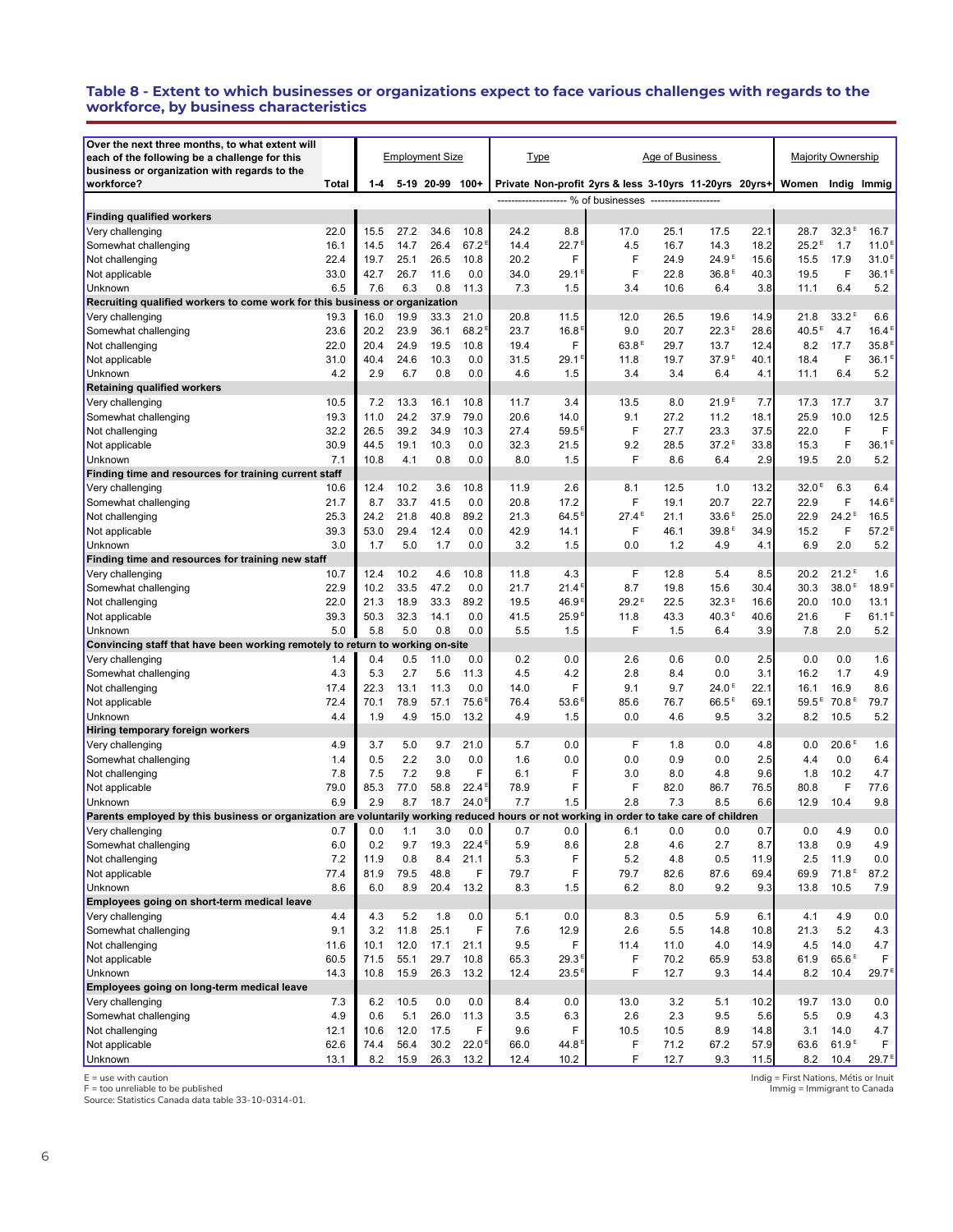## Table 8 - Extent to which businesses or organizations expect to face various challenges with regards to the workforce, by business characteristics

| Over the next three months, to what extent will each of the following be a challenge for this business or organization with regards to the workforce? | Total | Employment Size | | | | Type | | Age of Business | | | | Majority Ownership | | |
|---|---|---|---|---|---|---|---|---|---|---|---|---|---|---|
| | | 1-4 | 5-19 | 20-99 | 100+ | Private | Non-profit | 2yrs & less | 3-10yrs | 11-20yrs | 20yrs+ | Women | Indig | Immig |
| | % of businesses | | | | | | | | | | | | | |
| **Finding qualified workers** | | | | | | | | | | | | | | |
| Very challenging | 22.0 | 15.5 | 27.2 | 34.6 | 10.8 | 24.2 | 8.8 | 17.0 | 25.1 | 17.5 | 22.1 | 28.7 | 32.3 E | 16.7 |
| Somewhat challenging | 16.1 | 14.5 | 14.7 | 26.4 | 67.2 E | 14.4 | 22.7 E | 4.5 | 16.7 | 14.3 | 18.2 | 25.2 E | 1.7 | 11.0 E |
| Not challenging | 22.4 | 19.7 | 25.1 | 26.5 | 10.8 | 20.2 | F | F | 24.9 | 24.9 E | 15.6 | 15.5 | 17.9 | 31.0 E |
| Not applicable | 33.0 | 42.7 | 26.7 | 11.6 | 0.0 | 34.0 | 29.1 E | F | 22.8 | 36.8 E | 40.3 | 19.5 | F | 36.1 E |
| Unknown | 6.5 | 7.6 | 6.3 | 0.8 | 11.3 | 7.3 | 1.5 | 3.4 | 10.6 | 6.4 | 3.8 | 11.1 | 6.4 | 5.2 |
| **Recruiting qualified workers to come work for this business or organization** | | | | | | | | | | | | | | |
| Very challenging | 19.3 | 16.0 | 19.9 | 33.3 | 21.0 | 20.8 | 11.5 | 12.0 | 26.5 | 19.6 | 14.9 | 21.8 | 33.2 E | 6.6 |
| Somewhat challenging | 23.6 | 20.2 | 23.9 | 36.1 | 68.2 E | 23.7 | 16.8 E | 9.0 | 20.7 | 22.3 E | 28.6 | 40.5 E | 4.7 | 16.4 E |
| Not challenging | 22.0 | 20.4 | 24.9 | 19.5 | 10.8 | 19.4 | F | 63.8 E | 29.7 | 13.7 | 12.4 | 8.2 | 17.7 | 35.8 E |
| Not applicable | 31.0 | 40.4 | 24.6 | 10.3 | 0.0 | 31.5 | 29.1 E | 11.8 | 19.7 | 37.9 E | 40.1 | 18.4 | F | 36.1 E |
| Unknown | 4.2 | 2.9 | 6.7 | 0.8 | 0.0 | 4.6 | 1.5 | 3.4 | 3.4 | 6.4 | 4.1 | 11.1 | 6.4 | 5.2 |
| **Retaining qualified workers** | | | | | | | | | | | | | | |
| Very challenging | 10.5 | 7.2 | 13.3 | 16.1 | 10.8 | 11.7 | 3.4 | 13.5 | 8.0 | 21.9 E | 7.7 | 17.3 | 17.7 | 3.7 |
| Somewhat challenging | 19.3 | 11.0 | 24.2 | 37.9 | 79.0 | 20.6 | 14.0 | 9.1 | 27.2 | 11.2 | 18.1 | 25.9 | 10.0 | 12.5 |
| Not challenging | 32.2 | 26.5 | 39.2 | 34.9 | 10.3 | 27.4 | 59.5 E | F | 27.7 | 23.3 | 37.5 | 22.0 | F | F |
| Not applicable | 30.9 | 44.5 | 19.1 | 10.3 | 0.0 | 32.3 | 21.5 | 9.2 | 28.5 | 37.2 E | 33.8 | 15.3 | F | 36.1 E |
| Unknown | 7.1 | 10.8 | 4.1 | 0.8 | 0.0 | 8.0 | 1.5 | F | 8.6 | 6.4 | 2.9 | 19.5 | 2.0 | 5.2 |
| **Finding time and resources for training current staff** | | | | | | | | | | | | | | |
| Very challenging | 10.6 | 12.4 | 10.2 | 3.6 | 10.8 | 11.9 | 2.6 | 8.1 | 12.5 | 1.0 | 13.2 | 32.0 E | 6.3 | 6.4 |
| Somewhat challenging | 21.7 | 8.7 | 33.7 | 41.5 | 0.0 | 20.8 | 17.2 | F | 19.1 | 20.7 | 22.7 | 22.9 | F | 14.6 E |
| Not challenging | 25.3 | 24.2 | 21.8 | 40.8 | 89.2 | 21.3 | 64.5 E | 27.4 E | 21.1 | 33.6 E | 25.0 | 22.9 | 24.2 E | 16.5 |
| Not applicable | 39.3 | 53.0 | 29.4 | 12.4 | 0.0 | 42.9 | 14.1 | F | 46.1 | 39.8 E | 34.9 | 15.2 | F | 57.2 E |
| Unknown | 3.0 | 1.7 | 5.0 | 1.7 | 0.0 | 3.2 | 1.5 | 0.0 | 1.2 | 4.9 | 4.1 | 6.9 | 2.0 | 5.2 |
| **Finding time and resources for training new staff** | | | | | | | | | | | | | | |
| Very challenging | 10.7 | 12.4 | 10.2 | 4.6 | 10.8 | 11.8 | 4.3 | F | 12.8 | 5.4 | 8.5 | 20.2 | 21.2 E | 1.6 |
| Somewhat challenging | 22.9 | 10.2 | 33.5 | 47.2 | 0.0 | 21.7 | 21.4 E | 8.7 | 19.8 | 15.6 | 30.4 | 30.3 | 38.0 E | 18.9 E |
| Not challenging | 22.0 | 21.3 | 18.9 | 33.3 | 89.2 | 19.5 | 46.9 E | 29.2 E | 22.5 | 32.3 E | 16.6 | 20.0 | 10.0 | 13.1 |
| Not applicable | 39.3 | 50.3 | 32.3 | 14.1 | 0.0 | 41.5 | 25.9 E | 11.8 | 43.3 | 40.3 E | 40.6 | 21.6 | F | 61.1 E |
| Unknown | 5.0 | 5.8 | 5.0 | 0.8 | 0.0 | 5.5 | 1.5 | F | 1.5 | 6.4 | 3.9 | 7.8 | 2.0 | 5.2 |
| **Convincing staff that have been working remotely to return to working on-site** | | | | | | | | | | | | | | |
| Very challenging | 1.4 | 0.4 | 0.5 | 11.0 | 0.0 | 0.2 | 0.0 | 2.6 | 0.6 | 0.0 | 2.5 | 0.0 | 0.0 | 1.6 |
| Somewhat challenging | 4.3 | 5.3 | 2.7 | 5.6 | 11.3 | 4.5 | 4.2 | 2.8 | 8.4 | 0.0 | 3.1 | 16.2 | 1.7 | 4.9 |
| Not challenging | 17.4 | 22.3 | 13.1 | 11.3 | 0.0 | 14.0 | F | 9.1 | 9.7 | 24.0 E | 22.1 | 16.1 | 16.9 | 8.6 |
| Not applicable | 72.4 | 70.1 | 78.9 | 57.1 | 75.6 E | 76.4 | 53.6 E | 85.6 | 76.7 | 66.5 E | 69.1 | 59.5 E | 70.8 E | 79.7 |
| Unknown | 4.4 | 1.9 | 4.9 | 15.0 | 13.2 | 4.9 | 1.5 | 0.0 | 4.6 | 9.5 | 3.2 | 8.2 | 10.5 | 5.2 |
| **Hiring temporary foreign workers** | | | | | | | | | | | | | | |
| Very challenging | 4.9 | 3.7 | 5.0 | 9.7 | 21.0 | 5.7 | 0.0 | F | 1.8 | 0.0 | 4.8 | 0.0 | 20.6 E | 1.6 |
| Somewhat challenging | 1.4 | 0.5 | 2.2 | 3.0 | 0.0 | 1.6 | 0.0 | 0.0 | 0.9 | 0.0 | 2.5 | 4.4 | 0.0 | 6.4 |
| Not challenging | 7.8 | 7.5 | 7.2 | 9.8 | F | 6.1 | F | 3.0 | 8.0 | 4.8 | 9.6 | 1.8 | 10.2 | 4.7 |
| Not applicable | 79.0 | 85.3 | 77.0 | 58.8 | 22.4 E | 78.9 | F | F | 82.0 | 86.7 | 76.5 | 80.8 | F | 77.6 |
| Unknown | 6.9 | 2.9 | 8.7 | 18.7 | 24.0 E | 7.7 | 1.5 | 2.8 | 7.3 | 8.5 | 6.6 | 12.9 | 10.4 | 9.8 |
| **Parents employed by this business or organization are voluntarily working reduced hours or not working in order to take care of children** | | | | | | | | | | | | | | |
| Very challenging | 0.7 | 0.0 | 1.1 | 3.0 | 0.0 | 0.7 | 0.0 | 6.1 | 0.0 | 0.0 | 0.7 | 0.0 | 4.9 | 0.0 |
| Somewhat challenging | 6.0 | 0.2 | 9.7 | 19.3 | 22.4 E | 5.9 | 8.6 | 2.8 | 4.6 | 2.7 | 8.7 | 13.8 | 0.9 | 4.9 |
| Not challenging | 7.2 | 11.9 | 0.8 | 8.4 | 21.1 | 5.3 | F | 5.2 | 4.8 | 0.5 | 11.9 | 2.5 | 11.9 | 0.0 |
| Not applicable | 77.4 | 81.9 | 79.5 | 48.8 | F | 79.7 | F | 79.7 | 82.6 | 87.6 | 69.4 | 69.9 | 71.8 E | 87.2 |
| Unknown | 8.6 | 6.0 | 8.9 | 20.4 | 13.2 | 8.3 | 1.5 | 6.2 | 8.0 | 9.2 | 9.3 | 13.8 | 10.5 | 7.9 |
| **Employees going on short-term medical leave** | | | | | | | | | | | | | | |
| Very challenging | 4.4 | 4.3 | 5.2 | 1.8 | 0.0 | 5.1 | 0.0 | 8.3 | 0.5 | 5.9 | 6.1 | 4.1 | 4.9 | 0.0 |
| Somewhat challenging | 9.1 | 3.2 | 11.8 | 25.1 | F | 7.6 | 12.9 | 2.6 | 5.5 | 14.8 | 10.8 | 21.3 | 5.2 | 4.3 |
| Not challenging | 11.6 | 10.1 | 12.0 | 17.1 | 21.1 | 9.5 | F | 11.4 | 11.0 | 4.0 | 14.9 | 4.5 | 14.0 | 4.7 |
| Not applicable | 60.5 | 71.5 | 55.1 | 29.7 | 10.8 | 65.3 | 29.3 E | F | 70.2 | 65.9 | 53.8 | 61.9 | 65.6 E | F |
| Unknown | 14.3 | 10.8 | 15.9 | 26.3 | 13.2 | 12.4 | 23.5 E | F | 12.7 | 9.3 | 14.4 | 8.2 | 10.4 | 29.7 E |
| **Employees going on long-term medical leave** | | | | | | | | | | | | | | |
| Very challenging | 7.3 | 6.2 | 10.5 | 0.0 | 0.0 | 8.4 | 0.0 | 13.0 | 3.2 | 5.1 | 10.2 | 19.7 | 13.0 | 0.0 |
| Somewhat challenging | 4.9 | 0.6 | 5.1 | 26.0 | 11.3 | 3.5 | 6.3 | 2.6 | 2.3 | 9.5 | 5.6 | 5.5 | 0.9 | 4.3 |
| Not challenging | 12.1 | 10.6 | 12.0 | 17.5 | F | 9.6 | F | 10.5 | 10.5 | 8.9 | 14.8 | 3.1 | 14.0 | 4.7 |
| Not applicable | 62.6 | 74.4 | 56.4 | 30.2 | 22.0 E | 66.0 | 44.8 E | F | 71.2 | 67.2 | 57.9 | 63.6 | 61.9 E | F |
| Unknown | 13.1 | 8.2 | 15.9 | 26.3 | 13.2 | 12.4 | 10.2 | F | 12.7 | 9.3 | 11.5 | 8.2 | 10.4 | 29.7 E |

E = use with caution
F = too unreliable to be published
Source: Statistics Canada data table 33-10-0314-01.

Indig = First Nations, Métis or Inuit
Immig = Immigrant to Canada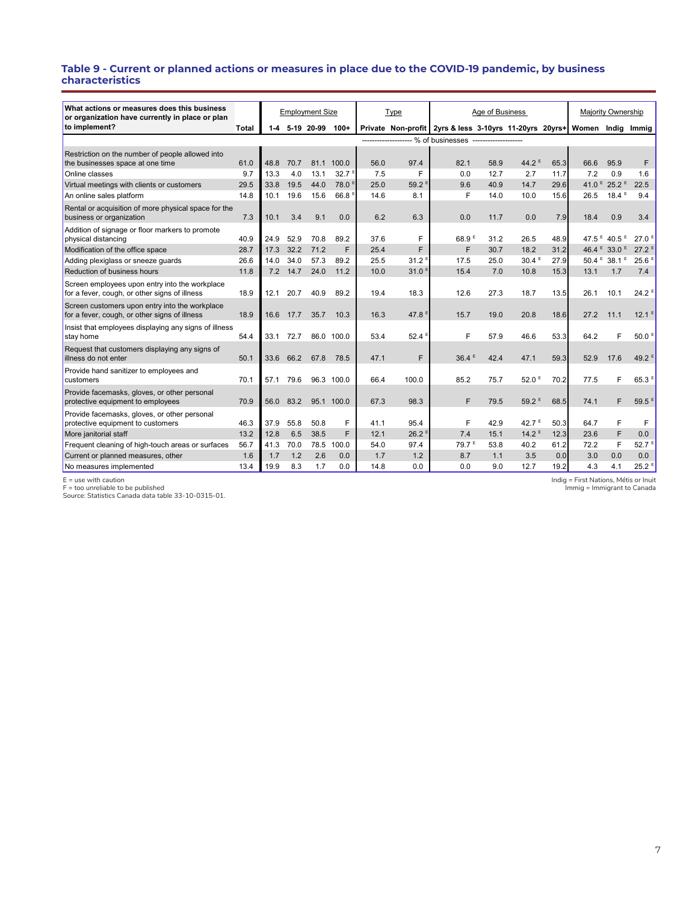### Table 9 - Current or planned actions or measures in place due to the COVID-19 pandemic, by business characteristics

| What actions or measures does this business or organization have currently in place or plan to implement? | Total | Employment Size | | | | Type | | Age of Business | | | | Majority Ownership | | |
|---|---|---|---|---|---|---|---|---|---|---|---|---|---|---|
| | | 1-4 | 5-19 | 20-99 | 100+ | Private | Non-profit | 2yrs & less | 3-10yrs | 11-20yrs | 20yrs+ | Women | Indig | Immig |
| | % of businesses | | | | | | | | | | | | | |
| Restriction on the number of people allowed into the businesses space at one time | 61.0 | 48.8 | 70.7 | 81.1 | 100.0 | 56.0 | 97.4 | 82.1 | 58.9 | 44.2 E | 65.3 | 66.6 | 95.9 | F |
| Online classes | 9.7 | 13.3 | 4.0 | 13.1 | 32.7 E | 7.5 | F | 0.0 | 12.7 | 2.7 | 11.7 | 7.2 | 0.9 | 1.6 |
| Virtual meetings with clients or customers | 29.5 | 33.8 | 19.5 | 44.0 | 78.0 E | 25.0 | 59.2 E | 9.6 | 40.9 | 14.7 | 29.6 | 41.0 E | 25.2 E | 22.5 |
| An online sales platform | 14.8 | 10.1 | 19.6 | 15.6 | 66.8 E | 14.6 | 8.1 | F | 14.0 | 10.0 | 15.6 | 26.5 | 18.4 E | 9.4 |
| Rental or acquisition of more physical space for the business or organization | 7.3 | 10.1 | 3.4 | 9.1 | 0.0 | 6.2 | 6.3 | 0.0 | 11.7 | 0.0 | 7.9 | 18.4 | 0.9 | 3.4 |
| Addition of signage or floor markers to promote physical distancing | 40.9 | 24.9 | 52.9 | 70.8 | 89.2 | 37.6 | F | 68.9 E | 31.2 | 26.5 | 48.9 | 47.5 E | 40.5 E | 27.0 E |
| Modification of the office space | 28.7 | 17.3 | 32.2 | 71.2 | F | 25.4 | F | F | 30.7 | 18.2 | 31.2 | 46.4 E | 33.0 E | 27.2 E |
| Adding plexiglass or sneeze guards | 26.6 | 14.0 | 34.0 | 57.3 | 89.2 | 25.5 | 31.2 E | 17.5 | 25.0 | 30.4 E | 27.9 | 50.4 E | 38.1 E | 25.6 E |
| Reduction of business hours | 11.8 | 7.2 | 14.7 | 24.0 | 11.2 | 10.0 | 31.0 E | 15.4 | 7.0 | 10.8 | 15.3 | 13.1 | 1.7 | 7.4 |
| Screen employees upon entry into the workplace for a fever, cough, or other signs of illness | 18.9 | 12.1 | 20.7 | 40.9 | 89.2 | 19.4 | 18.3 | 12.6 | 27.3 | 18.7 | 13.5 | 26.1 | 10.1 | 24.2 E |
| Screen customers upon entry into the workplace for a fever, cough, or other signs of illness | 18.9 | 16.6 | 17.7 | 35.7 | 10.3 | 16.3 | 47.8 E | 15.7 | 19.0 | 20.8 | 18.6 | 27.2 | 11.1 | 12.1 E |
| Insist that employees displaying any signs of illness stay home | 54.4 | 33.1 | 72.7 | 86.0 | 100.0 | 53.4 | 52.4 E | F | 57.9 | 46.6 | 53.3 | 64.2 | F | 50.0 E |
| Request that customers displaying any signs of illness do not enter | 50.1 | 33.6 | 66.2 | 67.8 | 78.5 | 47.1 | F | 36.4 E | 42.4 | 47.1 | 59.3 | 52.9 | 17.6 | 49.2 E |
| Provide hand sanitizer to employees and customers | 70.1 | 57.1 | 79.6 | 96.3 | 100.0 | 66.4 | 100.0 | 85.2 | 75.7 | 52.0 E | 70.2 | 77.5 | F | 65.3 E |
| Provide facemasks, gloves, or other personal protective equipment to employees | 70.9 | 56.0 | 83.2 | 95.1 | 100.0 | 67.3 | 98.3 | F | 79.5 | 59.2 E | 68.5 | 74.1 | F | 59.5 E |
| Provide facemasks, gloves, or other personal protective equipment to customers | 46.3 | 37.9 | 55.8 | 50.8 | F | 41.1 | 95.4 | F | 42.9 | 42.7 E | 50.3 | 64.7 | F | F |
| More janitorial staff | 13.2 | 12.8 | 6.5 | 38.5 | F | 12.1 | 26.2 E | 7.4 | 15.1 | 14.2 E | 12.3 | 23.6 | F | 0.0 |
| Frequent cleaning of high-touch areas or surfaces | 56.7 | 41.3 | 70.0 | 78.5 | 100.0 | 54.0 | 97.4 | 79.7 E | 53.8 | 40.2 | 61.2 | 72.2 | F | 52.7 E |
| Current or planned measures, other | 1.6 | 1.7 | 1.2 | 2.6 | 0.0 | 1.7 | 1.2 | 8.7 | 1.1 | 3.5 | 0.0 | 3.0 | 0.0 | 0.0 |
| No measures implemented | 13.4 | 19.9 | 8.3 | 1.7 | 0.0 | 14.8 | 0.0 | 0.0 | 9.0 | 12.7 | 19.2 | 4.3 | 4.1 | 25.2 E |

E = use with caution
F = too unreliable to be published
Source: Statistics Canada data table 33-10-0315-01.

Indig = First Nations, Métis or Inuit
Immig = Immigrant to Canada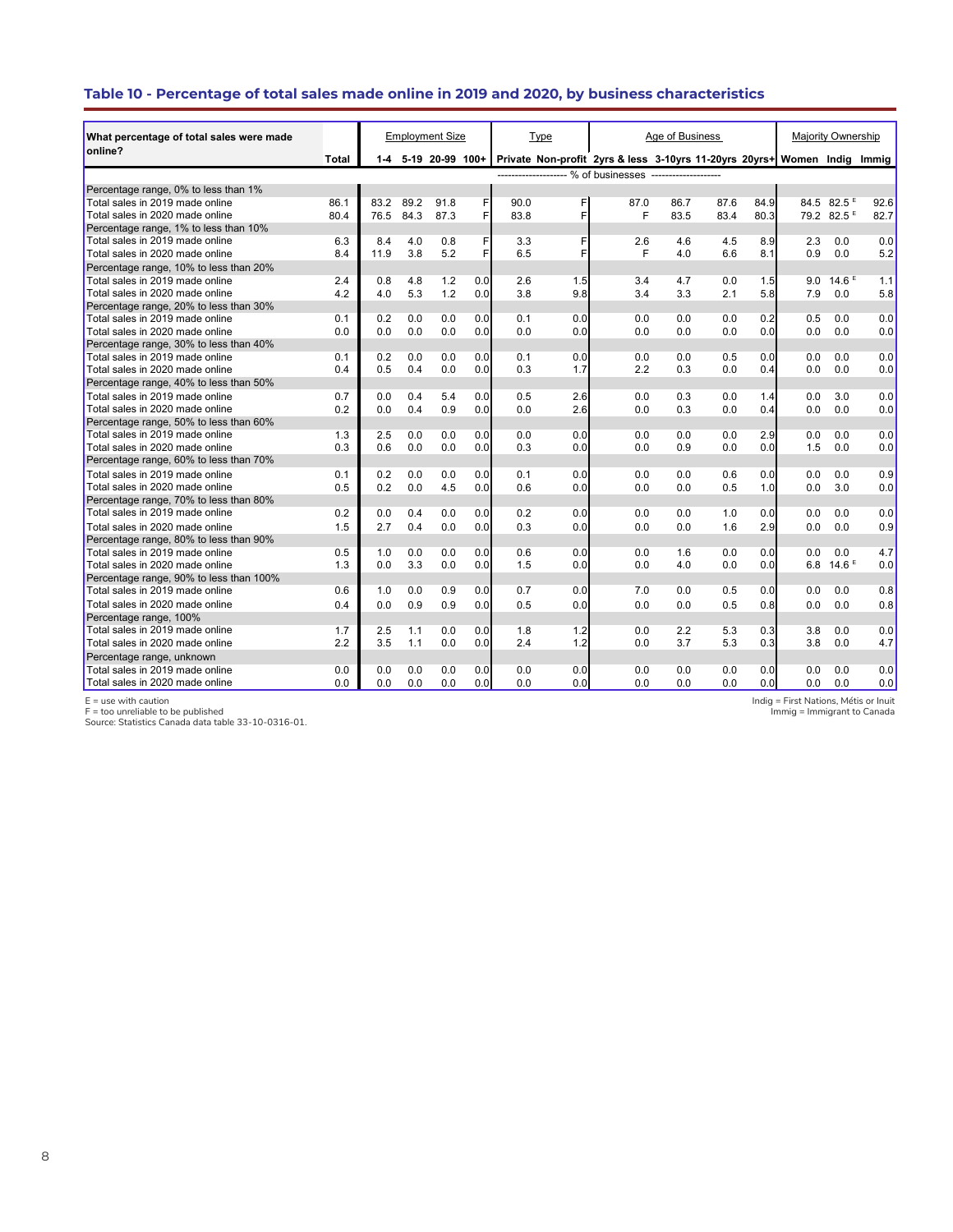## Table 10 - Percentage of total sales made online in 2019 and 2020, by business characteristics

| What percentage of total sales were made online? | Total | Employment Size | | | | Type | | Age of Business | | | | Majority Ownership | | |
|---|---|---|---|---|---|---|---|---|---|---|---|---|---|---|
| | | 1-4 | 5-19 | 20-99 | 100+ | Private | Non-profit | 2yrs & less | 3-10yrs | 11-20yrs | 20yrs+ | Women | Indig | Immig |
| | | | | | | % of businesses | | | | | | | | |
| **Percentage range, 0% to less than 1%** | | | | | | | | | | | | | | |
| Total sales in 2019 made online | 86.1 | 83.2 | 89.2 | 91.8 | F | 90.0 | F | 87.0 | 86.7 | 87.6 | 84.9 | 84.5 | 82.5 E | 92.6 |
| Total sales in 2020 made online | 80.4 | 76.5 | 84.3 | 87.3 | F | 83.8 | F | F | 83.5 | 83.4 | 80.3 | 79.2 | 82.5 E | 82.7 |
| **Percentage range, 1% to less than 10%** | | | | | | | | | | | | | | |
| Total sales in 2019 made online | 6.3 | 8.4 | 4.0 | 0.8 | F | 3.3 | F | 2.6 | 4.6 | 4.5 | 8.9 | 2.3 | 0.0 | 0.0 |
| Total sales in 2020 made online | 8.4 | 11.9 | 3.8 | 5.2 | F | 6.5 | F | F | 4.0 | 6.6 | 8.1 | 0.9 | 0.0 | 5.2 |
| **Percentage range, 10% to less than 20%** | | | | | | | | | | | | | | |
| Total sales in 2019 made online | 2.4 | 0.8 | 4.8 | 1.2 | 0.0 | 2.6 | 1.5 | 3.4 | 4.7 | 0.0 | 1.5 | 9.0 | 14.6 E | 1.1 |
| Total sales in 2020 made online | 4.2 | 4.0 | 5.3 | 1.2 | 0.0 | 3.8 | 9.8 | 3.4 | 3.3 | 2.1 | 5.8 | 7.9 | 0.0 | 5.8 |
| **Percentage range, 20% to less than 30%** | | | | | | | | | | | | | | |
| Total sales in 2019 made online | 0.1 | 0.2 | 0.0 | 0.0 | 0.0 | 0.1 | 0.0 | 0.0 | 0.0 | 0.0 | 0.2 | 0.5 | 0.0 | 0.0 |
| Total sales in 2020 made online | 0.0 | 0.0 | 0.0 | 0.0 | 0.0 | 0.0 | 0.0 | 0.0 | 0.0 | 0.0 | 0.0 | 0.0 | 0.0 | 0.0 |
| **Percentage range, 30% to less than 40%** | | | | | | | | | | | | | | |
| Total sales in 2019 made online | 0.1 | 0.2 | 0.0 | 0.0 | 0.0 | 0.1 | 0.0 | 0.0 | 0.0 | 0.5 | 0.0 | 0.0 | 0.0 | 0.0 |
| Total sales in 2020 made online | 0.4 | 0.5 | 0.4 | 0.0 | 0.0 | 0.3 | 1.7 | 2.2 | 0.3 | 0.0 | 0.4 | 0.0 | 0.0 | 0.0 |
| **Percentage range, 40% to less than 50%** | | | | | | | | | | | | | | |
| Total sales in 2019 made online | 0.7 | 0.0 | 0.4 | 5.4 | 0.0 | 0.5 | 2.6 | 0.0 | 0.3 | 0.0 | 1.4 | 0.0 | 3.0 | 0.0 |
| Total sales in 2020 made online | 0.2 | 0.0 | 0.4 | 0.9 | 0.0 | 0.0 | 2.6 | 0.0 | 0.3 | 0.0 | 0.4 | 0.0 | 0.0 | 0.0 |
| **Percentage range, 50% to less than 60%** | | | | | | | | | | | | | | |
| Total sales in 2019 made online | 1.3 | 2.5 | 0.0 | 0.0 | 0.0 | 0.0 | 0.0 | 0.0 | 0.0 | 0.0 | 2.9 | 0.0 | 0.0 | 0.0 |
| Total sales in 2020 made online | 0.3 | 0.6 | 0.0 | 0.0 | 0.0 | 0.3 | 0.0 | 0.0 | 0.9 | 0.0 | 0.0 | 1.5 | 0.0 | 0.0 |
| **Percentage range, 60% to less than 70%** | | | | | | | | | | | | | | |
| Total sales in 2019 made online | 0.1 | 0.2 | 0.0 | 0.0 | 0.0 | 0.1 | 0.0 | 0.0 | 0.0 | 0.6 | 0.0 | 0.0 | 0.0 | 0.9 |
| Total sales in 2020 made online | 0.5 | 0.2 | 0.0 | 4.5 | 0.0 | 0.6 | 0.0 | 0.0 | 0.0 | 0.5 | 1.0 | 0.0 | 3.0 | 0.0 |
| **Percentage range, 70% to less than 80%** | | | | | | | | | | | | | | |
| Total sales in 2019 made online | 0.2 | 0.0 | 0.4 | 0.0 | 0.0 | 0.2 | 0.0 | 0.0 | 0.0 | 1.0 | 0.0 | 0.0 | 0.0 | 0.0 |
| Total sales in 2020 made online | 1.5 | 2.7 | 0.4 | 0.0 | 0.0 | 0.3 | 0.0 | 0.0 | 0.0 | 1.6 | 2.9 | 0.0 | 0.0 | 0.9 |
| **Percentage range, 80% to less than 90%** | | | | | | | | | | | | | | |
| Total sales in 2019 made online | 0.5 | 1.0 | 0.0 | 0.0 | 0.0 | 0.6 | 0.0 | 0.0 | 1.6 | 0.0 | 0.0 | 0.0 | 0.0 | 4.7 |
| Total sales in 2020 made online | 1.3 | 0.0 | 3.3 | 0.0 | 0.0 | 1.5 | 0.0 | 0.0 | 4.0 | 0.0 | 0.0 | 6.8 | 14.6 E | 0.0 |
| **Percentage range, 90% to less than 100%** | | | | | | | | | | | | | | |
| Total sales in 2019 made online | 0.6 | 1.0 | 0.0 | 0.9 | 0.0 | 0.7 | 0.0 | 7.0 | 0.0 | 0.5 | 0.0 | 0.0 | 0.0 | 0.8 |
| Total sales in 2020 made online | 0.4 | 0.0 | 0.9 | 0.9 | 0.0 | 0.5 | 0.0 | 0.0 | 0.0 | 0.5 | 0.8 | 0.0 | 0.0 | 0.8 |
| **Percentage range, 100%** | | | | | | | | | | | | | | |
| Total sales in 2019 made online | 1.7 | 2.5 | 1.1 | 0.0 | 0.0 | 1.8 | 1.2 | 0.0 | 2.2 | 5.3 | 0.3 | 3.8 | 0.0 | 0.0 |
| Total sales in 2020 made online | 2.2 | 3.5 | 1.1 | 0.0 | 0.0 | 2.4 | 1.2 | 0.0 | 3.7 | 5.3 | 0.3 | 3.8 | 0.0 | 4.7 |
| **Percentage range, unknown** | | | | | | | | | | | | | | |
| Total sales in 2019 made online | 0.0 | 0.0 | 0.0 | 0.0 | 0.0 | 0.0 | 0.0 | 0.0 | 0.0 | 0.0 | 0.0 | 0.0 | 0.0 | 0.0 |
| Total sales in 2020 made online | 0.0 | 0.0 | 0.0 | 0.0 | 0.0 | 0.0 | 0.0 | 0.0 | 0.0 | 0.0 | 0.0 | 0.0 | 0.0 | 0.0 |

E = use with caution
F = too unreliable to be published
Source: Statistics Canada data table 33-10-0316-01.

Indig = First Nations, Métis or Inuit
Immig = Immigrant to Canada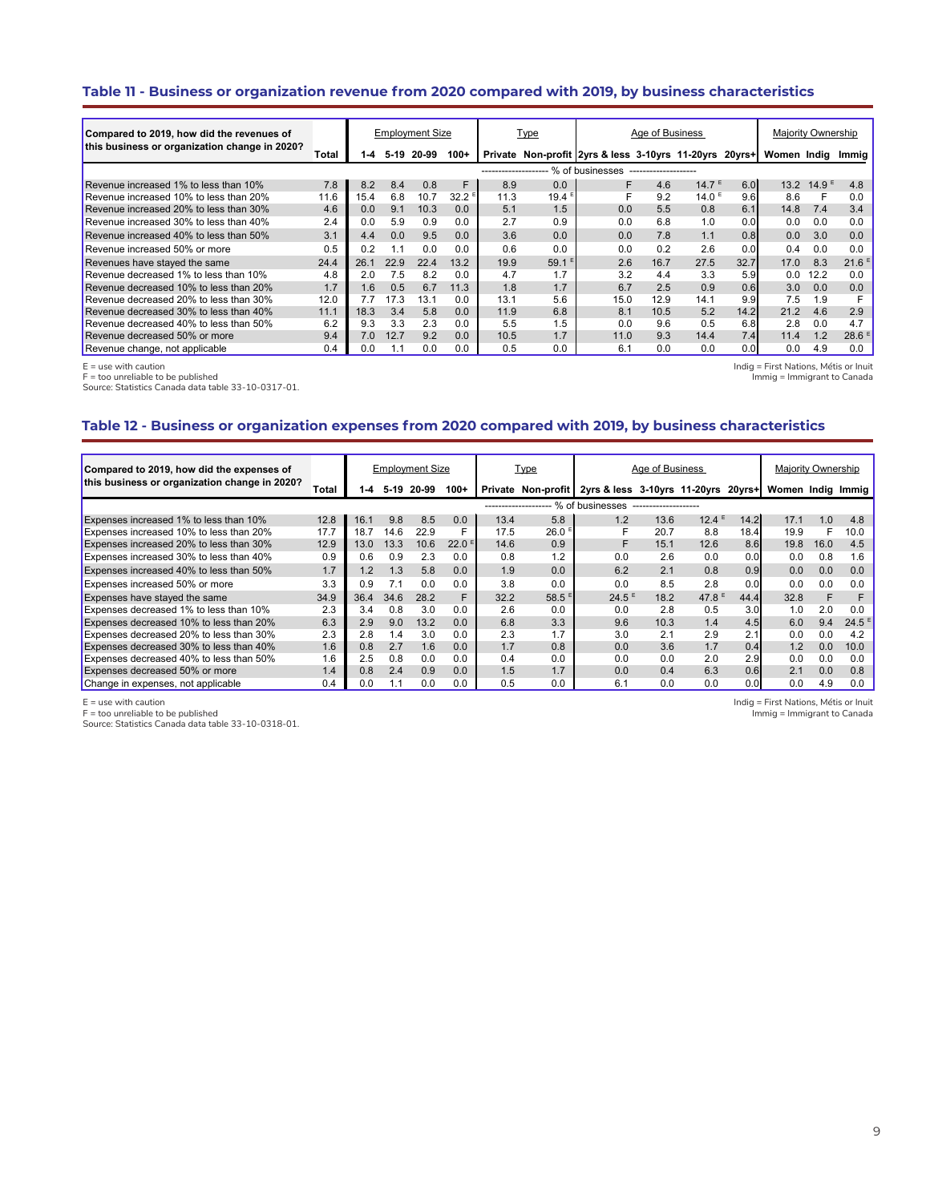## Table 11 - Business or organization revenue from 2020 compared with 2019, by business characteristics

| Compared to 2019, how did the revenues of this business or organization change in 2020? | Total | Employment Size | | | | Type | | Age of Business | | | | Majority Ownership | | |
|---|---|---|---|---|---|---|---|---|---|---|---|---|---|---|
| | | 1-4 | 5-19 | 20-99 | 100+ | Private | Non-profit | 2yrs & less | 3-10yrs | 11-20yrs | 20yrs+ | Women | Indig | Immig |
| | % of businesses | | | | | | | | | | | | | |
| Revenue increased 1% to less than 10% | 7.8 | 8.2 | 8.4 | 0.8 | F | 8.9 | 0.0 | F | 4.6 | 14.7 E | 6.0 | 13.2 | 14.9 E | 4.8 |
| Revenue increased 10% to less than 20% | 11.6 | 15.4 | 6.8 | 10.7 | 32.2 E | 11.3 | 19.4 E | F | 9.2 | 14.0 E | 9.6 | 8.6 | F | 0.0 |
| Revenue increased 20% to less than 30% | 4.6 | 0.0 | 9.1 | 10.3 | 0.0 | 5.1 | 1.5 | 0.0 | 5.5 | 0.8 | 6.1 | 14.8 | 7.4 | 3.4 |
| Revenue increased 30% to less than 40% | 2.4 | 0.0 | 5.9 | 0.9 | 0.0 | 2.7 | 0.9 | 0.0 | 6.8 | 1.0 | 0.0 | 0.0 | 0.0 | 0.0 |
| Revenue increased 40% to less than 50% | 3.1 | 4.4 | 0.0 | 9.5 | 0.0 | 3.6 | 0.0 | 0.0 | 7.8 | 1.1 | 0.8 | 0.0 | 3.0 | 0.0 |
| Revenue increased 50% or more | 0.5 | 0.2 | 1.1 | 0.0 | 0.0 | 0.6 | 0.0 | 0.0 | 0.2 | 2.6 | 0.0 | 0.4 | 0.0 | 0.0 |
| Revenues have stayed the same | 24.4 | 26.1 | 22.9 | 22.4 | 13.2 | 19.9 | 59.1 E | 2.6 | 16.7 | 27.5 | 32.7 | 17.0 | 8.3 | 21.6 E |
| Revenue decreased 1% to less than 10% | 4.8 | 2.0 | 7.5 | 8.2 | 0.0 | 4.7 | 1.7 | 3.2 | 4.4 | 3.3 | 5.9 | 0.0 | 12.2 | 0.0 |
| Revenue decreased 10% to less than 20% | 1.7 | 1.6 | 0.5 | 6.7 | 11.3 | 1.8 | 1.7 | 6.7 | 2.5 | 0.9 | 0.6 | 3.0 | 0.0 | 0.0 |
| Revenue decreased 20% to less than 30% | 12.0 | 7.7 | 17.3 | 13.1 | 0.0 | 13.1 | 5.6 | 15.0 | 12.9 | 14.1 | 9.9 | 7.5 | 1.9 | F |
| Revenue decreased 30% to less than 40% | 11.1 | 18.3 | 3.4 | 5.8 | 0.0 | 11.9 | 6.8 | 8.1 | 10.5 | 5.2 | 14.2 | 21.2 | 4.6 | 2.9 |
| Revenue decreased 40% to less than 50% | 6.2 | 9.3 | 3.3 | 2.3 | 0.0 | 5.5 | 1.5 | 0.0 | 9.6 | 0.5 | 6.8 | 2.8 | 0.0 | 4.7 |
| Revenue decreased 50% or more | 9.4 | 7.0 | 12.7 | 9.2 | 0.0 | 10.5 | 1.7 | 11.0 | 9.3 | 14.4 | 7.4 | 11.4 | 1.2 | 28.6 E |
| Revenue change, not applicable | 0.4 | 0.0 | 1.1 | 0.0 | 0.0 | 0.5 | 0.0 | 6.1 | 0.0 | 0.0 | 0.0 | 0.0 | 4.9 | 0.0 |

E = use with caution
F = too unreliable to be published
Source: Statistics Canada data table 33-10-0317-01.

Indig = First Nations, Métis or Inuit
Immig = Immigrant to Canada

## Table 12 - Business or organization expenses from 2020 compared with 2019, by business characteristics

| Compared to 2019, how did the expenses of this business or organization change in 2020? | Total | Employment Size | | | | Type | | Age of Business | | | | Majority Ownership | | |
|---|---|---|---|---|---|---|---|---|---|---|---|---|---|---|
| | | 1-4 | 5-19 | 20-99 | 100+ | Private | Non-profit | 2yrs & less | 3-10yrs | 11-20yrs | 20yrs+ | Women | Indig | Immig |
| | % of businesses | | | | | | | | | | | | | |
| Expenses increased 1% to less than 10% | 12.8 | 16.1 | 9.8 | 8.5 | 0.0 | 13.4 | 5.8 | 1.2 | 13.6 | 12.4 E | 14.2 | 17.1 | 1.0 | 4.8 |
| Expenses increased 10% to less than 20% | 17.7 | 18.7 | 14.6 | 22.9 | F | 17.5 | 26.0 E | F | 20.7 | 8.8 | 18.4 | 19.9 | F | 10.0 |
| Expenses increased 20% to less than 30% | 12.9 | 13.0 | 13.3 | 10.6 | 22.0 E | 14.6 | 0.9 | F | 15.1 | 12.6 | 8.6 | 19.8 | 16.0 | 4.5 |
| Expenses increased 30% to less than 40% | 0.9 | 0.6 | 0.9 | 2.3 | 0.0 | 0.8 | 1.2 | 0.0 | 2.6 | 0.0 | 0.0 | 0.0 | 0.8 | 1.6 |
| Expenses increased 40% to less than 50% | 1.7 | 1.2 | 1.3 | 5.8 | 0.0 | 1.9 | 0.0 | 6.2 | 2.1 | 0.8 | 0.9 | 0.0 | 0.0 | 0.0 |
| Expenses increased 50% or more | 3.3 | 0.9 | 7.1 | 0.0 | 0.0 | 3.8 | 0.0 | 0.0 | 8.5 | 2.8 | 0.0 | 0.0 | 0.0 | 0.0 |
| Expenses have stayed the same | 34.9 | 36.4 | 34.6 | 28.2 | F | 32.2 | 58.5 E | 24.5 E | 18.2 | 47.8 E | 44.4 | 32.8 | F | F |
| Expenses decreased 1% to less than 10% | 2.3 | 3.4 | 0.8 | 3.0 | 0.0 | 2.6 | 0.0 | 0.0 | 2.8 | 0.5 | 3.0 | 1.0 | 2.0 | 0.0 |
| Expenses decreased 10% to less than 20% | 6.3 | 2.9 | 9.0 | 13.2 | 0.0 | 6.8 | 3.3 | 9.6 | 10.3 | 1.4 | 4.5 | 6.0 | 9.4 | 24.5 E |
| Expenses decreased 20% to less than 30% | 2.3 | 2.8 | 1.4 | 3.0 | 0.0 | 2.3 | 1.7 | 3.0 | 2.1 | 2.9 | 2.1 | 0.0 | 0.0 | 4.2 |
| Expenses decreased 30% to less than 40% | 1.6 | 0.8 | 2.7 | 1.6 | 0.0 | 1.7 | 0.8 | 0.0 | 3.6 | 1.7 | 0.4 | 1.2 | 0.0 | 10.0 |
| Expenses decreased 40% to less than 50% | 1.6 | 2.5 | 0.8 | 0.0 | 0.0 | 0.4 | 0.0 | 0.0 | 0.0 | 2.0 | 2.9 | 0.0 | 0.0 | 0.0 |
| Expenses decreased 50% or more | 1.4 | 0.8 | 2.4 | 0.9 | 0.0 | 1.5 | 1.7 | 0.0 | 0.4 | 6.3 | 0.6 | 2.1 | 0.0 | 0.8 |
| Change in expenses, not applicable | 0.4 | 0.0 | 1.1 | 0.0 | 0.0 | 0.5 | 0.0 | 6.1 | 0.0 | 0.0 | 0.0 | 0.0 | 4.9 | 0.0 |

E = use with caution
F = too unreliable to be published
Source: Statistics Canada data table 33-10-0318-01.

Indig = First Nations, Métis or Inuit
Immig = Immigrant to Canada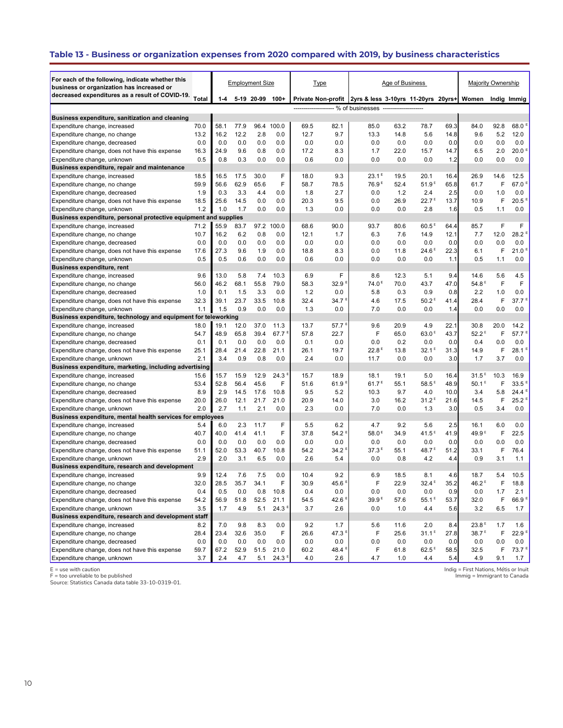## Table 13 - Business or organization expenses from 2020 compared with 2019, by business characteristics

| For each of the following, indicate whether this business or organization has increased or decreased expenditures as a result of COVID-19. | Total | Employment Size | | | | Type | | Age of Business | | | | Majority Ownership | | |
|---|---|---|---|---|---|---|---|---|---|---|---|---|---|---|
| | | 1-4 | 5-19 | 20-99 | 100+ | Private | Non-profit | 2yrs & less | 3-10yrs | 11-20yrs | 20yrs+ | Women | Indig | Immig |
| | % of businesses | | | | | | | | | | | | | |
| **Business expenditure, sanitization and cleaning** | | | | | | | | | | | | | | |
| Expenditure change, increased | 70.0 | 58.1 | 77.9 | 96.4 | 100.0 | 69.5 | 82.1 | 85.0 | 63.2 | 78.7 | 69.3 | 84.0 | 92.8 | 68.0 E |
| Expenditure change, no change | 13.2 | 16.2 | 12.2 | 2.8 | 0.0 | 12.7 | 9.7 | 13.3 | 14.8 | 5.6 | 14.8 | 9.6 | 5.2 | 12.0 |
| Expenditure change, decreased | 0.0 | 0.0 | 0.0 | 0.0 | 0.0 | 0.0 | 0.0 | 0.0 | 0.0 | 0.0 | 0.0 | 0.0 | 0.0 | 0.0 |
| Expenditure change, does not have this expense | 16.3 | 24.9 | 9.6 | 0.8 | 0.0 | 17.2 | 8.3 | 1.7 | 22.0 | 15.7 | 14.7 | 6.5 | 2.0 | 20.0 E |
| Expenditure change, unknown | 0.5 | 0.8 | 0.3 | 0.0 | 0.0 | 0.6 | 0.0 | 0.0 | 0.0 | 0.0 | 1.2 | 0.0 | 0.0 | 0.0 |
| **Business expenditure, repair and maintenance** | | | | | | | | | | | | | | |
| Expenditure change, increased | 18.5 | 16.5 | 17.5 | 30.0 | F | 18.0 | 9.3 | 23.1 E | 19.5 | 20.1 | 16.4 | 26.9 | 14.6 | 12.5 |
| Expenditure change, no change | 59.9 | 56.6 | 62.9 | 65.6 | F | 58.7 | 78.5 | 76.9 E | 52.4 | 51.9 E | 65.8 | 61.7 | F | 67.0 E |
| Expenditure change, decreased | 1.9 | 0.3 | 3.3 | 4.4 | 0.0 | 1.8 | 2.7 | 0.0 | 1.2 | 2.4 | 2.5 | 0.0 | 1.0 | 0.0 |
| Expenditure change, does not have this expense | 18.5 | 25.6 | 14.5 | 0.0 | 0.0 | 20.3 | 9.5 | 0.0 | 26.9 | 22.7 E | 13.7 | 10.9 | F | 20.5 E |
| Expenditure change, unknown | 1.2 | 1.0 | 1.7 | 0.0 | 0.0 | 1.3 | 0.0 | 0.0 | 0.0 | 2.8 | 1.6 | 0.5 | 1.1 | 0.0 |
| **Business expenditure, personal protective equipment and supplies** | | | | | | | | | | | | | | |
| Expenditure change, increased | 71.2 | 55.9 | 83.7 | 97.2 | 100.0 | 68.6 | 90.0 | 93.7 | 80.6 | 60.5 E | 64.4 | 85.7 | F | F |
| Expenditure change, no change | 10.7 | 16.2 | 6.2 | 0.8 | 0.0 | 12.1 | 1.7 | 6.3 | 7.6 | 14.9 | 12.1 | 7.7 | 12.0 | 28.2 E |
| Expenditure change, decreased | 0.0 | 0.0 | 0.0 | 0.0 | 0.0 | 0.0 | 0.0 | 0.0 | 0.0 | 0.0 | 0.0 | 0.0 | 0.0 | 0.0 |
| Expenditure change, does not have this expense | 17.6 | 27.3 | 9.6 | 1.9 | 0.0 | 18.8 | 8.3 | 0.0 | 11.8 | 24.6 E | 22.3 | 6.1 | F | 21.0 E |
| Expenditure change, unknown | 0.5 | 0.5 | 0.6 | 0.0 | 0.0 | 0.6 | 0.0 | 0.0 | 0.0 | 0.0 | 1.1 | 0.5 | 1.1 | 0.0 |
| **Business expenditure, rent** | | | | | | | | | | | | | | |
| Expenditure change, increased | 9.6 | 13.0 | 5.8 | 7.4 | 10.3 | 6.9 | F | 8.6 | 12.3 | 5.1 | 9.4 | 14.6 | 5.6 | 4.5 |
| Expenditure change, no change | 56.0 | 46.2 | 68.1 | 55.8 | 79.0 | 58.3 | 32.9 E | 74.0 E | 70.0 | 43.7 | 47.0 | 54.8 E | F | F |
| Expenditure change, decreased | 1.0 | 0.1 | 1.5 | 3.3 | 0.0 | 1.2 | 0.0 | 5.8 | 0.3 | 0.9 | 0.8 | 2.2 | 1.0 | 0.0 |
| Expenditure change, does not have this expense | 32.3 | 39.1 | 23.7 | 33.5 | 10.8 | 32.4 | 34.7 E | 4.6 | 17.5 | 50.2 E | 41.4 | 28.4 | F | 37.7 E |
| Expenditure change, unknown | 1.1 | 1.5 | 0.9 | 0.0 | 0.0 | 1.3 | 0.0 | 7.0 | 0.0 | 0.0 | 1.4 | 0.0 | 0.0 | 0.0 |
| **Business expenditure, technology and equipment for teleworking** | | | | | | | | | | | | | | |
| Expenditure change, increased | 18.0 | 19.1 | 12.0 | 37.0 | 11.3 | 13.7 | 57.7 E | 9.6 | 20.9 | 4.9 | 22.1 | 30.8 | 20.0 | 14.2 |
| Expenditure change, no change | 54.7 | 48.9 | 65.8 | 39.4 | 67.7 E | 57.8 | 22.7 | F | 65.0 | 63.0 E | 43.7 | 52.2 E | F | 57.7 E |
| Expenditure change, decreased | 0.1 | 0.1 | 0.0 | 0.0 | 0.0 | 0.1 | 0.0 | 0.0 | 0.2 | 0.0 | 0.0 | 0.4 | 0.0 | 0.0 |
| Expenditure change, does not have this expense | 25.1 | 28.4 | 21.4 | 22.8 | 21.1 | 26.1 | 19.7 | 22.8 E | 13.8 | 32.1 E | 31.3 | 14.9 | F | 28.1 E |
| Expenditure change, unknown | 2.1 | 3.4 | 0.9 | 0.8 | 0.0 | 2.4 | 0.0 | 11.7 | 0.0 | 0.0 | 3.0 | 1.7 | 3.7 | 0.0 |
| **Business expenditure, marketing, including advertising** | | | | | | | | | | | | | | |
| Expenditure change, increased | 15.6 | 15.7 | 15.9 | 12.9 | 24.3 E | 15.7 | 18.9 | 18.1 | 19.1 | 5.0 | 16.4 | 31.5 E | 10.3 | 16.9 |
| Expenditure change, no change | 53.4 | 52.8 | 56.4 | 45.6 | F | 51.6 | 61.9 E | 61.7 E | 55.1 | 58.5 E | 48.9 | 50.1 E | F | 33.5 E |
| Expenditure change, decreased | 8.9 | 2.9 | 14.5 | 17.6 | 10.8 | 9.5 | 5.2 | 10.3 | 9.7 | 4.0 | 10.0 | 3.4 | 5.8 | 24.4 E |
| Expenditure change, does not have this expense | 20.0 | 26.0 | 12.1 | 21.7 | 21.0 | 20.9 | 14.0 | 3.0 | 16.2 | 31.2 E | 21.6 | 14.5 | F | 25.2 E |
| Expenditure change, unknown | 2.0 | 2.7 | 1.1 | 2.1 | 0.0 | 2.3 | 0.0 | 7.0 | 0.0 | 1.3 | 3.0 | 0.5 | 3.4 | 0.0 |
| **Business expenditure, mental health services for employees** | | | | | | | | | | | | | | |
| Expenditure change, increased | 5.4 | 6.0 | 2.3 | 11.7 | F | 5.5 | 6.2 | 4.7 | 9.2 | 5.6 | 2.5 | 16.1 | 6.0 | 0.0 |
| Expenditure change, no change | 40.7 | 40.0 | 41.4 | 41.1 | F | 37.8 | 54.2 E | 58.0 E | 34.9 | 41.5 E | 41.9 | 49.9 E | F | 22.5 |
| Expenditure change, decreased | 0.0 | 0.0 | 0.0 | 0.0 | 0.0 | 0.0 | 0.0 | 0.0 | 0.0 | 0.0 | 0.0 | 0.0 | 0.0 | 0.0 |
| Expenditure change, does not have this expense | 51.1 | 52.0 | 53.3 | 40.7 | 10.8 | 54.2 | 34.2 E | 37.3 E | 55.1 | 48.7 E | 51.2 | 33.1 | F | 76.4 |
| Expenditure change, unknown | 2.9 | 2.0 | 3.1 | 6.5 | 0.0 | 2.6 | 5.4 | 0.0 | 0.8 | 4.2 | 4.4 | 0.9 | 3.1 | 1.1 |
| **Business expenditure, research and development** | | | | | | | | | | | | | | |
| Expenditure change, increased | 9.9 | 12.4 | 7.6 | 7.5 | 0.0 | 10.4 | 9.2 | 6.9 | 18.5 | 8.1 | 4.6 | 18.7 | 5.4 | 10.5 |
| Expenditure change, no change | 32.0 | 28.5 | 35.7 | 34.1 | F | 30.9 | 45.6 E | F | 22.9 | 32.4 E | 35.2 | 46.2 E | F | 18.8 |
| Expenditure change, decreased | 0.4 | 0.5 | 0.0 | 0.8 | 10.8 | 0.4 | 0.0 | 0.0 | 0.0 | 0.0 | 0.9 | 0.0 | 1.7 | 2.1 |
| Expenditure change, does not have this expense | 54.2 | 56.9 | 51.8 | 52.5 | 21.1 | 54.5 | 42.6 E | 39.9 E | 57.6 | 55.1 E | 53.7 | 32.0 | F | 66.9 E |
| Expenditure change, unknown | 3.5 | 1.7 | 4.9 | 5.1 | 24.3 E | 3.7 | 2.6 | 0.0 | 1.0 | 4.4 | 5.6 | 3.2 | 6.5 | 1.7 |
| **Business expenditure, research and development staff** | | | | | | | | | | | | | | |
| Expenditure change, increased | 8.2 | 7.0 | 9.8 | 8.3 | 0.0 | 9.2 | 1.7 | 5.6 | 11.6 | 2.0 | 8.4 | 23.8 E | 1.7 | 1.6 |
| Expenditure change, no change | 28.4 | 23.4 | 32.6 | 35.0 | F | 26.6 | 47.3 E | F | 25.6 | 31.1 E | 27.8 | 38.7 E | F | 22.9 E |
| Expenditure change, decreased | 0.0 | 0.0 | 0.0 | 0.0 | 0.0 | 0.0 | 0.0 | 0.0 | 0.0 | 0.0 | 0.0 | 0.0 | 0.0 | 0.0 |
| Expenditure change, does not have this expense | 59.7 | 67.2 | 52.9 | 51.5 | 21.0 | 60.2 | 48.4 E | F | 61.8 | 62.5 E | 58.5 | 32.5 | F | 73.7 E |
| Expenditure change, unknown | 3.7 | 2.4 | 4.7 | 5.1 | 24.3 E | 4.0 | 2.6 | 4.7 | 1.0 | 4.4 | 5.4 | 4.9 | 9.1 | 1.7 |

E = use with caution
F = too unreliable to be published
Source: Statistics Canada data table 33-10-0319-01.

Indig = First Nations, Métis or Inuit
Immig = Immigrant to Canada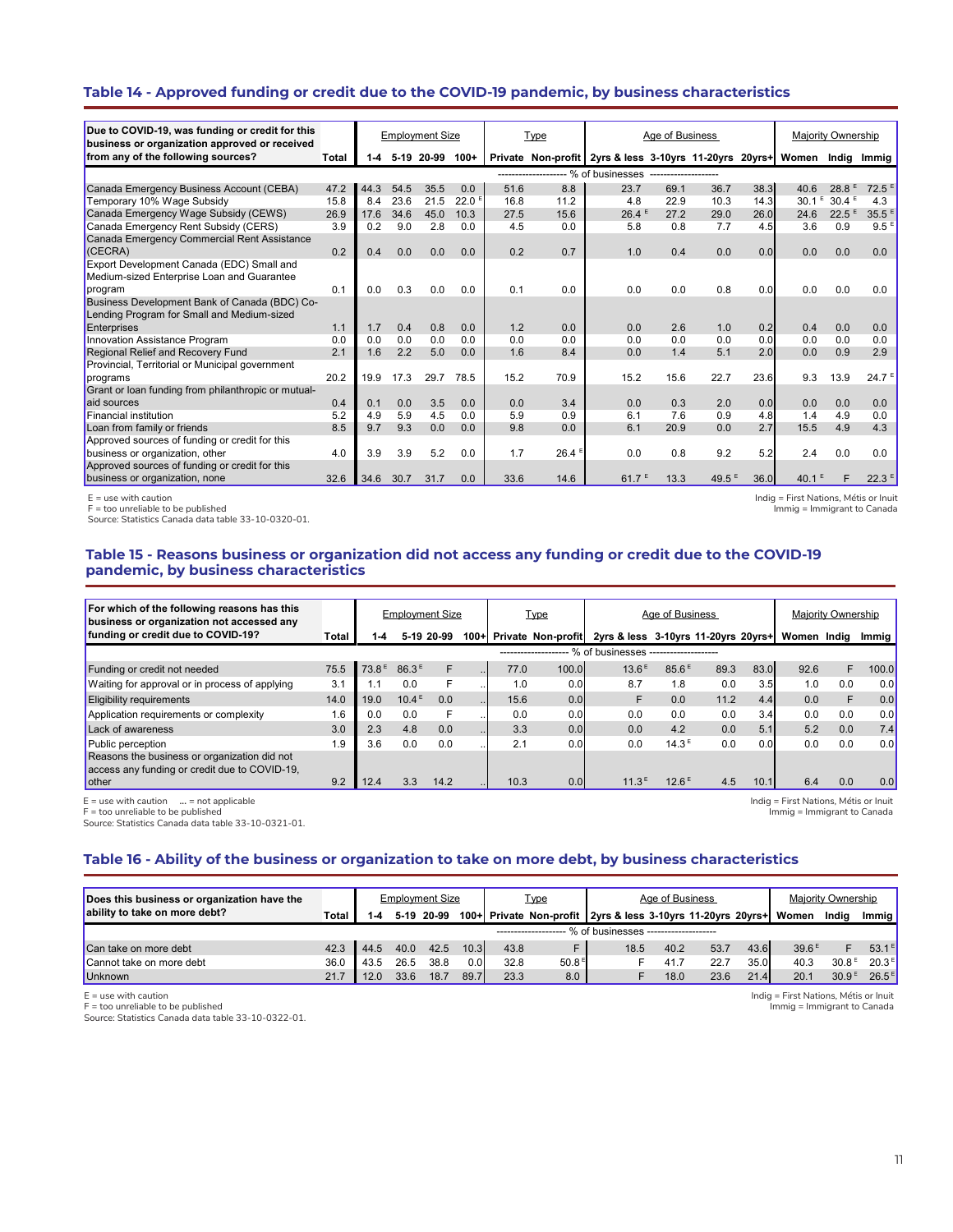## Table 14 - Approved funding or credit due to the COVID-19 pandemic, by business characteristics

| Due to COVID-19, was funding or credit for this business or organization approved or received from any of the following sources? | Total | Employment Size | | | | Type | | Age of Business | | | | Majority Ownership | | |
|---|---|---|---|---|---|---|---|---|---|---|---|---|---|---|
| | | 1-4 | 5-19 | 20-99 | 100+ | Private | Non-profit | 2yrs & less | 3-10yrs | 11-20yrs | 20yrs+ | Women | Indig | Immig |
| | % of businesses | | | | | | | | | | | | | |
| Canada Emergency Business Account (CEBA) | 47.2 | 44.3 | 54.5 | 35.5 | 0.0 | 51.6 | 8.8 | 23.7 | 69.1 | 36.7 | 38.3 | 40.6 | 28.8 E | 72.5 E |
| Temporary 10% Wage Subsidy | 15.8 | 8.4 | 23.6 | 21.5 | 22.0 E | 16.8 | 11.2 | 4.8 | 22.9 | 10.3 | 14.3 | 30.1 E | 30.4 E | 4.3 |
| Canada Emergency Wage Subsidy (CEWS) | 26.9 | 17.6 | 34.6 | 45.0 | 10.3 | 27.5 | 15.6 | 26.4 E | 27.2 | 29.0 | 26.0 | 24.6 | 22.5 E | 35.5 E |
| Canada Emergency Rent Subsidy (CERS) | 3.9 | 0.2 | 9.0 | 2.8 | 0.0 | 4.5 | 0.0 | 5.8 | 0.8 | 7.7 | 4.5 | 3.6 | 0.9 | 9.5 E |
| Canada Emergency Commercial Rent Assistance (CECRA) | 0.2 | 0.4 | 0.0 | 0.0 | 0.0 | 0.2 | 0.7 | 1.0 | 0.4 | 0.0 | 0.0 | 0.0 | 0.0 | 0.0 |
| Export Development Canada (EDC) Small and Medium-sized Enterprise Loan and Guarantee program | 0.1 | 0.0 | 0.3 | 0.0 | 0.0 | 0.1 | 0.0 | 0.0 | 0.0 | 0.8 | 0.0 | 0.0 | 0.0 | 0.0 |
| Business Development Bank of Canada (BDC) Co-Lending Program for Small and Medium-sized Enterprises | 1.1 | 1.7 | 0.4 | 0.8 | 0.0 | 1.2 | 0.0 | 0.0 | 2.6 | 1.0 | 0.2 | 0.4 | 0.0 | 0.0 |
| Innovation Assistance Program | 0.0 | 0.0 | 0.0 | 0.0 | 0.0 | 0.0 | 0.0 | 0.0 | 0.0 | 0.0 | 0.0 | 0.0 | 0.0 | 0.0 |
| Regional Relief and Recovery Fund | 2.1 | 1.6 | 2.2 | 5.0 | 0.0 | 1.6 | 8.4 | 0.0 | 1.4 | 5.1 | 2.0 | 0.0 | 0.9 | 2.9 |
| Provincial, Territorial or Municipal government programs | 20.2 | 19.9 | 17.3 | 29.7 | 78.5 | 15.2 | 70.9 | 15.2 | 15.6 | 22.7 | 23.6 | 9.3 | 13.9 | 24.7 E |
| Grant or loan funding from philanthropic or mutual-aid sources | 0.4 | 0.1 | 0.0 | 3.5 | 0.0 | 0.0 | 3.4 | 0.0 | 0.3 | 2.0 | 0.0 | 0.0 | 0.0 | 0.0 |
| Financial institution | 5.2 | 4.9 | 5.9 | 4.5 | 0.0 | 5.9 | 0.9 | 6.1 | 7.6 | 0.9 | 4.8 | 1.4 | 4.9 | 0.0 |
| Loan from family or friends | 8.5 | 9.7 | 9.3 | 0.0 | 0.0 | 9.8 | 0.0 | 6.1 | 20.9 | 0.0 | 2.7 | 15.5 | 4.9 | 4.3 |
| Approved sources of funding or credit for this business or organization, other | 4.0 | 3.9 | 3.9 | 5.2 | 0.0 | 1.7 | 26.4 E | 0.0 | 0.8 | 9.2 | 5.2 | 2.4 | 0.0 | 0.0 |
| Approved sources of funding or credit for this business or organization, none | 32.6 | 34.6 | 30.7 | 31.7 | 0.0 | 33.6 | 14.6 | 61.7 E | 13.3 | 49.5 E | 36.0 | 40.1 E | F | 22.3 E |

E = use with caution
F = too unreliable to be published
Source: Statistics Canada data table 33-10-0320-01.

Indig = First Nations, Métis or Inuit
Immig = Immigrant to Canada

## Table 15 - Reasons business or organization did not access any funding or credit due to the COVID-19 pandemic, by business characteristics

| For which of the following reasons has this business or organization not accessed any funding or credit due to COVID-19? | Total | Employment Size | | | | Type | | Age of Business | | | | Majority Ownership | | |
|---|---|---|---|---|---|---|---|---|---|---|---|---|---|---|
| | | 1-4 | 5-19 | 20-99 | 100+ | Private | Non-profit | 2yrs & less | 3-10yrs | 11-20yrs | 20yrs+ | Women | Indig | Immig |
| | % of businesses | | | | | | | | | | | | | |
| Funding or credit not needed | 75.5 | 73.8 E | 86.3 E | F | .. | 77.0 | 100.0 | 13.6 E | 85.6 E | 89.3 | 83.0 | 92.6 | F | 100.0 |
| Waiting for approval or in process of applying | 3.1 | 1.1 | 0.0 | F | .. | 1.0 | 0.0 | 8.7 | 1.8 | 0.0 | 3.5 | 1.0 | 0.0 | 0.0 |
| Eligibility requirements | 14.0 | 19.0 | 10.4 E | 0.0 | .. | 15.6 | 0.0 | F | 0.0 | 11.2 | 4.4 | 0.0 | F | 0.0 |
| Application requirements or complexity | 1.6 | 0.0 | 0.0 | F | .. | 0.0 | 0.0 | 0.0 | 0.0 | 0.0 | 3.4 | 0.0 | 0.0 | 0.0 |
| Lack of awareness | 3.0 | 2.3 | 4.8 | 0.0 | .. | 3.3 | 0.0 | 0.0 | 4.2 | 0.0 | 5.1 | 5.2 | 0.0 | 7.4 |
| Public perception | 1.9 | 3.6 | 0.0 | 0.0 | .. | 2.1 | 0.0 | 0.0 | 14.3 E | 0.0 | 0.0 | 0.0 | 0.0 | 0.0 |
| Reasons the business or organization did not access any funding or credit due to COVID-19, other | 9.2 | 12.4 | 3.3 | 14.2 | .. | 10.3 | 0.0 | 11.3 E | 12.6 E | 4.5 | 10.1 | 6.4 | 0.0 | 0.0 |

E = use with caution ... = not applicable
F = too unreliable to be published
Source: Statistics Canada data table 33-10-0321-01.

Indig = First Nations, Métis or Inuit
Immig = Immigrant to Canada

## Table 16 - Ability of the business or organization to take on more debt, by business characteristics

| Does this business or organization have the ability to take on more debt? | Total | Employment Size | | | | Type | | Age of Business | | | | Majority Ownership | | |
|---|---|---|---|---|---|---|---|---|---|---|---|---|---|---|
| | | 1-4 | 5-19 | 20-99 | 100+ | Private | Non-profit | 2yrs & less | 3-10yrs | 11-20yrs | 20yrs+ | Women | Indig | Immig |
| | % of businesses | | | | | | | | | | | | | |
| Can take on more debt | 42.3 | 44.5 | 40.0 | 42.5 | 10.3 | 43.8 | F | 18.5 | 40.2 | 53.7 | 43.6 | 39.6 E | F | 53.1 E |
| Cannot take on more debt | 36.0 | 43.5 | 26.5 | 38.8 | 0.0 | 32.8 | 50.8 E | F | 41.7 | 22.7 | 35.0 | 40.3 | 30.8 E | 20.3 E |
| Unknown | 21.7 | 12.0 | 33.6 | 18.7 | 89.7 | 23.3 | 8.0 | F | 18.0 | 23.6 | 21.4 | 20.1 | 30.9 E | 26.5 E |

E = use with caution
F = too unreliable to be published
Source: Statistics Canada data table 33-10-0322-01.

Indig = First Nations, Métis or Inuit
Immig = Immigrant to Canada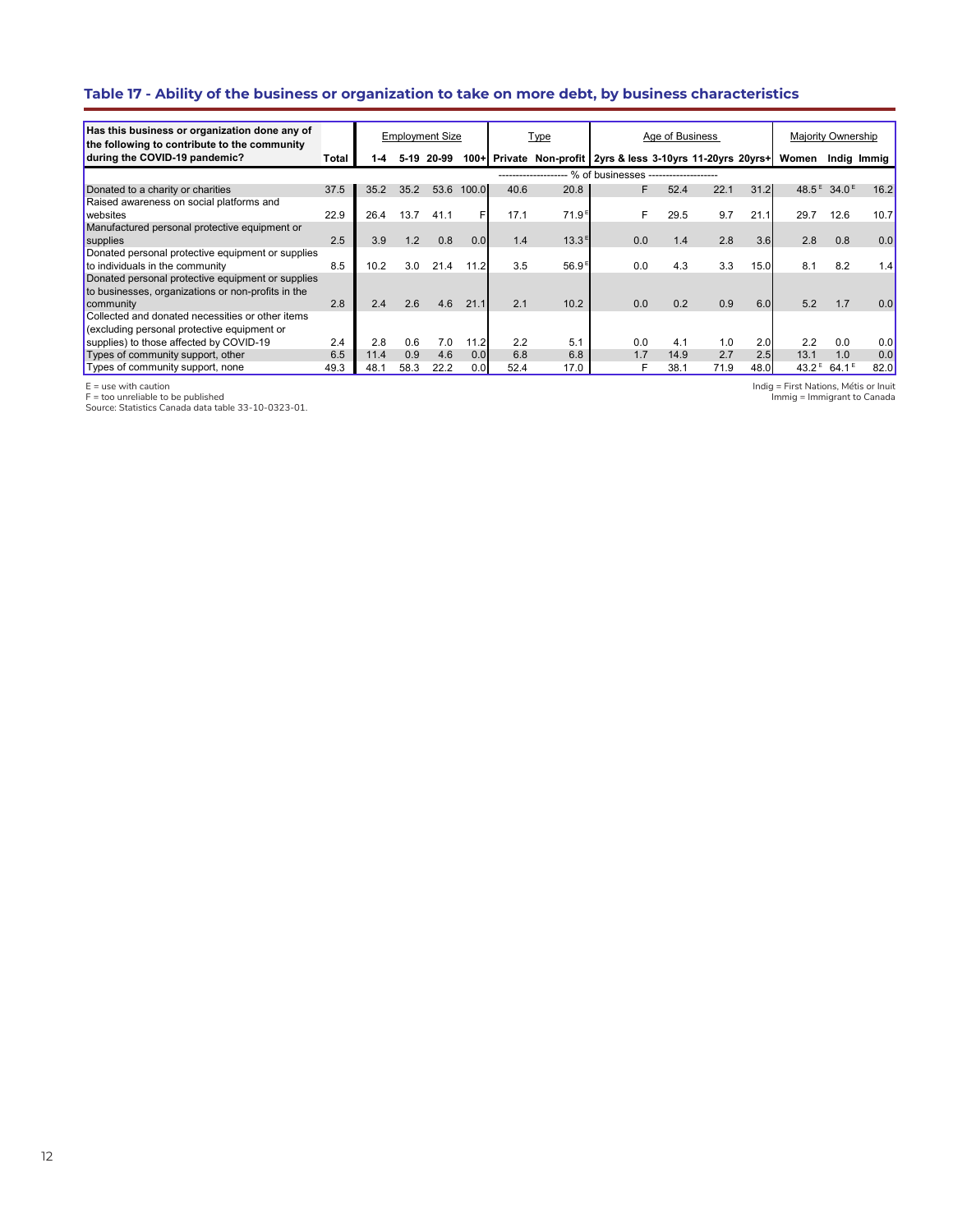## Table 17 - Ability of the business or organization to take on more debt, by business characteristics

| Has this business or organization done any of the following to contribute to the community during the COVID-19 pandemic? | Total | Employment Size | | | | Type | | Age of Business | | | | Majority Ownership | | |
|---|---|---|---|---|---|---|---|---|---|---|---|---|---|---|
| | | 1-4 | 5-19 | 20-99 | 100+ | Private | Non-profit | 2yrs & less | 3-10yrs | 11-20yrs | 20yrs+ | Women | Indig | Immig |
| | % of businesses | | | | | | | | | | | | | |
| Donated to a charity or charities | 37.5 | 35.2 | 35.2 | 53.6 | 100.0 | 40.6 | 20.8 | F | 52.4 | 22.1 | 31.2 | 48.5 E | 34.0 E | 16.2 |
| Raised awareness on social platforms and websites | 22.9 | 26.4 | 13.7 | 41.1 | F | 17.1 | 71.9 E | F | 29.5 | 9.7 | 21.1 | 29.7 | 12.6 | 10.7 |
| Manufactured personal protective equipment or supplies | 2.5 | 3.9 | 1.2 | 0.8 | 0.0 | 1.4 | 13.3 E | 0.0 | 1.4 | 2.8 | 3.6 | 2.8 | 0.8 | 0.0 |
| Donated personal protective equipment or supplies to individuals in the community | 8.5 | 10.2 | 3.0 | 21.4 | 11.2 | 3.5 | 56.9 E | 0.0 | 4.3 | 3.3 | 15.0 | 8.1 | 8.2 | 1.4 |
| Donated personal protective equipment or supplies to businesses, organizations or non-profits in the community | 2.8 | 2.4 | 2.6 | 4.6 | 21.1 | 2.1 | 10.2 | 0.0 | 0.2 | 0.9 | 6.0 | 5.2 | 1.7 | 0.0 |
| Collected and donated necessities or other items (excluding personal protective equipment or supplies) to those affected by COVID-19 | 2.4 | 2.8 | 0.6 | 7.0 | 11.2 | 2.2 | 5.1 | 0.0 | 4.1 | 1.0 | 2.0 | 2.2 | 0.0 | 0.0 |
| Types of community support, other | 6.5 | 11.4 | 0.9 | 4.6 | 0.0 | 6.8 | 6.8 | 1.7 | 14.9 | 2.7 | 2.5 | 13.1 | 1.0 | 0.0 |
| Types of community support, none | 49.3 | 48.1 | 58.3 | 22.2 | 0.0 | 52.4 | 17.0 | F | 38.1 | 71.9 | 48.0 | 43.2 E | 64.1 E | 82.0 |

E = use with caution
F = too unreliable to be published
Source: Statistics Canada data table 33-10-0323-01.

Indig = First Nations, Métis or Inuit
Immig = Immigrant to Canada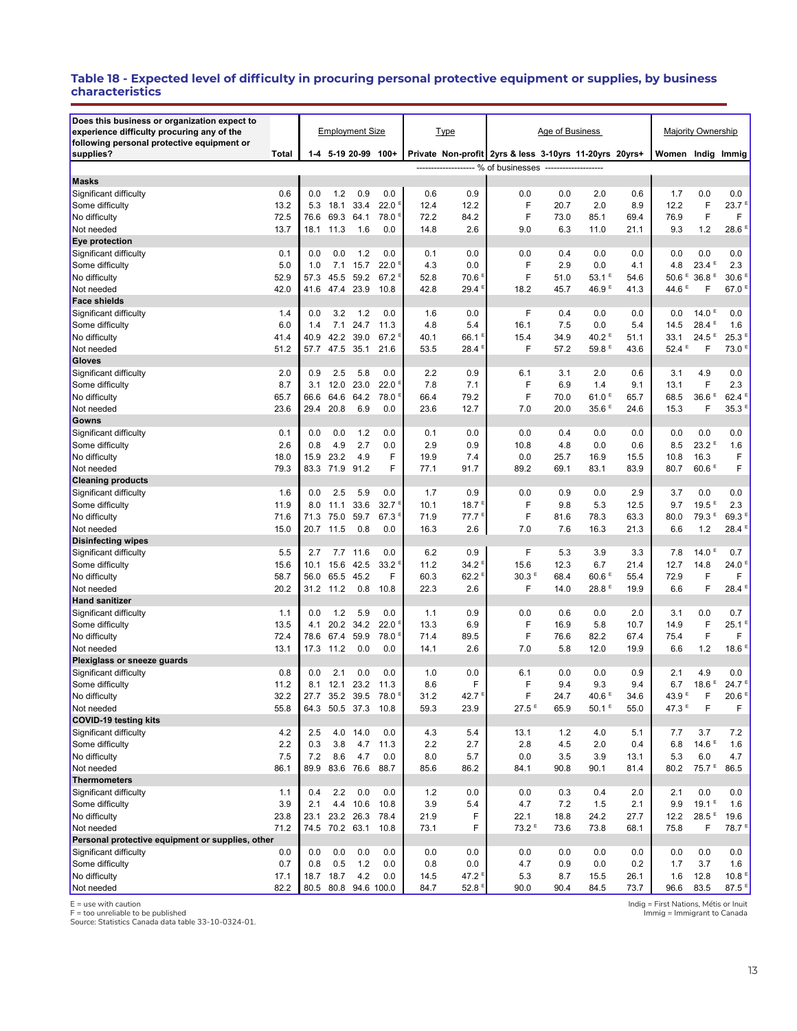## Table 18 - Expected level of difficulty in procuring personal protective equipment or supplies, by business characteristics

| Does this business or organization expect to experience difficulty procuring any of the following personal protective equipment or supplies? | Total | Employment Size | | | | Type | | Age of Business | | | | Majority Ownership | | |
|---|---|---|---|---|---|---|---|---|---|---|---|---|---|---|
| | | 1-4 | 5-19 | 20-99 | 100+ | Private | Non-profit | 2yrs & less | 3-10yrs | 11-20yrs | 20yrs+ | Women | Indig | Immig |
| | % of businesses | | | | | | | | | | | | | |
| **Masks** | | | | | | | | | | | | | | |
| Significant difficulty | 0.6 | 0.0 | 1.2 | 0.9 | 0.0 | 0.6 | 0.9 | 0.0 | 0.0 | 2.0 | 0.6 | 1.7 | 0.0 | 0.0 |
| Some difficulty | 13.2 | 5.3 | 18.1 | 33.4 | 22.0 E | 12.4 | 12.2 | F | 20.7 | 2.0 | 8.9 | 12.2 | F | 23.7 E |
| No difficulty | 72.5 | 76.6 | 69.3 | 64.1 | 78.0 E | 72.2 | 84.2 | F | 73.0 | 85.1 | 69.4 | 76.9 | F | F |
| Not needed | 13.7 | 18.1 | 11.3 | 1.6 | 0.0 | 14.8 | 2.6 | 9.0 | 6.3 | 11.0 | 21.1 | 9.3 | 1.2 | 28.6 E |
| **Eye protection** | | | | | | | | | | | | | | |
| Significant difficulty | 0.1 | 0.0 | 0.0 | 1.2 | 0.0 | 0.1 | 0.0 | 0.0 | 0.4 | 0.0 | 0.0 | 0.0 | 0.0 | 0.0 |
| Some difficulty | 5.0 | 1.0 | 7.1 | 15.7 | 22.0 E | 4.3 | 0.0 | F | 2.9 | 0.0 | 4.1 | 4.8 | 23.4 E | 2.3 |
| No difficulty | 52.9 | 57.3 | 45.5 | 59.2 | 67.2 E | 52.8 | 70.6 E | F | 51.0 | 53.1 E | 54.6 | 50.6 E | 36.8 E | 30.6 E |
| Not needed | 42.0 | 41.6 | 47.4 | 23.9 | 10.8 | 42.8 | 29.4 E | 18.2 | 45.7 | 46.9 E | 41.3 | 44.6 E | F | 67.0 E |
| **Face shields** | | | | | | | | | | | | | | |
| Significant difficulty | 1.4 | 0.0 | 3.2 | 1.2 | 0.0 | 1.6 | 0.0 | F | 0.4 | 0.0 | 0.0 | 0.0 | 14.0 E | 0.0 |
| Some difficulty | 6.0 | 1.4 | 7.1 | 24.7 | 11.3 | 4.8 | 5.4 | 16.1 | 7.5 | 0.0 | 5.4 | 14.5 | 28.4 E | 1.6 |
| No difficulty | 41.4 | 40.9 | 42.2 | 39.0 | 67.2 E | 40.1 | 66.1 E | 15.4 | 34.9 | 40.2 E | 51.1 | 33.1 | 24.5 E | 25.3 E |
| Not needed | 51.2 | 57.7 | 47.5 | 35.1 | 21.6 | 53.5 | 28.4 E | F | 57.2 | 59.8 E | 43.6 | 52.4 E | F | 73.0 E |
| **Gloves** | | | | | | | | | | | | | | |
| Significant difficulty | 2.0 | 0.9 | 2.5 | 5.8 | 0.0 | 2.2 | 0.9 | 6.1 | 3.1 | 2.0 | 0.6 | 3.1 | 4.9 | 0.0 |
| Some difficulty | 8.7 | 3.1 | 12.0 | 23.0 | 22.0 E | 7.8 | 7.1 | F | 6.9 | 1.4 | 9.1 | 13.1 | F | 2.3 |
| No difficulty | 65.7 | 66.6 | 64.6 | 64.2 | 78.0 E | 66.4 | 79.2 | F | 70.0 | 61.0 E | 65.7 | 68.5 | 36.6 E | 62.4 E |
| Not needed | 23.6 | 29.4 | 20.8 | 6.9 | 0.0 | 23.6 | 12.7 | 7.0 | 20.0 | 35.6 E | 24.6 | 15.3 | F | 35.3 E |
| **Gowns** | | | | | | | | | | | | | | |
| Significant difficulty | 0.1 | 0.0 | 0.0 | 1.2 | 0.0 | 0.1 | 0.0 | 0.0 | 0.4 | 0.0 | 0.0 | 0.0 | 0.0 | 0.0 |
| Some difficulty | 2.6 | 0.8 | 4.9 | 2.7 | 0.0 | 2.9 | 0.9 | 10.8 | 4.8 | 0.0 | 0.6 | 8.5 | 23.2 E | 1.6 |
| No difficulty | 18.0 | 15.9 | 23.2 | 4.9 | F | 19.9 | 7.4 | 0.0 | 25.7 | 16.9 | 15.5 | 10.8 | 16.3 | F |
| Not needed | 79.3 | 83.3 | 71.9 | 91.2 | F | 77.1 | 91.7 | 89.2 | 69.1 | 83.1 | 83.9 | 80.7 | 60.6 E | F |
| **Cleaning products** | | | | | | | | | | | | | | |
| Significant difficulty | 1.6 | 0.0 | 2.5 | 5.9 | 0.0 | 1.7 | 0.9 | 0.0 | 0.9 | 0.0 | 2.9 | 3.7 | 0.0 | 0.0 |
| Some difficulty | 11.9 | 8.0 | 11.1 | 33.6 | 32.7 E | 10.1 | 18.7 E | F | 9.8 | 5.3 | 12.5 | 9.7 | 19.5 E | 2.3 |
| No difficulty | 71.6 | 71.3 | 75.0 | 59.7 | 67.3 E | 71.9 | 77.7 E | F | 81.6 | 78.3 | 63.3 | 80.0 | 79.3 E | 69.3 E |
| Not needed | 15.0 | 20.7 | 11.5 | 0.8 | 0.0 | 16.3 | 2.6 | 7.0 | 7.6 | 16.3 | 21.3 | 6.6 | 1.2 | 28.4 E |
| **Disinfecting wipes** | | | | | | | | | | | | | | |
| Significant difficulty | 5.5 | 2.7 | 7.7 | 11.6 | 0.0 | 6.2 | 0.9 | F | 5.3 | 3.9 | 3.3 | 7.8 | 14.0 E | 0.7 |
| Some difficulty | 15.6 | 10.1 | 15.6 | 42.5 | 33.2 E | 11.2 | 34.2 E | 15.6 | 12.3 | 6.7 | 21.4 | 12.7 | 14.8 | 24.0 E |
| No difficulty | 58.7 | 56.0 | 65.5 | 45.2 | F | 60.3 | 62.2 E | 30.3 E | 68.4 | 60.6 E | 55.4 | 72.9 | F | F |
| Not needed | 20.2 | 31.2 | 11.2 | 0.8 | 10.8 | 22.3 | 2.6 | F | 14.0 | 28.8 E | 19.9 | 6.6 | F | 28.4 E |
| **Hand sanitizer** | | | | | | | | | | | | | | |
| Significant difficulty | 1.1 | 0.0 | 1.2 | 5.9 | 0.0 | 1.1 | 0.9 | 0.0 | 0.6 | 0.0 | 2.0 | 3.1 | 0.0 | 0.7 |
| Some difficulty | 13.5 | 4.1 | 20.2 | 34.2 | 22.0 E | 13.3 | 6.9 | F | 16.9 | 5.8 | 10.7 | 14.9 | F | 25.1 E |
| No difficulty | 72.4 | 78.6 | 67.4 | 59.9 | 78.0 E | 71.4 | 89.5 | F | 76.6 | 82.2 | 67.4 | 75.4 | F | F |
| Not needed | 13.1 | 17.3 | 11.2 | 0.0 | 0.0 | 14.1 | 2.6 | 7.0 | 5.8 | 12.0 | 19.9 | 6.6 | 1.2 | 18.6 E |
| **Plexiglass or sneeze guards** | | | | | | | | | | | | | | |
| Significant difficulty | 0.8 | 0.0 | 2.1 | 0.0 | 0.0 | 1.0 | 0.0 | 6.1 | 0.0 | 0.0 | 0.9 | 2.1 | 4.9 | 0.0 |
| Some difficulty | 11.2 | 8.1 | 12.1 | 23.2 | 11.3 | 8.6 | F | F | 9.4 | 9.3 | 9.4 | 6.7 | 18.6 E | 24.7 E |
| No difficulty | 32.2 | 27.7 | 35.2 | 39.5 | 78.0 E | 31.2 | 42.7 E | F | 24.7 | 40.6 E | 34.6 | 43.9 E | F | 20.6 E |
| Not needed | 55.8 | 64.3 | 50.5 | 37.3 | 10.8 | 59.3 | 23.9 | 27.5 E | 65.9 | 50.1 E | 55.0 | 47.3 E | F | F |
| **COVID-19 testing kits** | | | | | | | | | | | | | | |
| Significant difficulty | 4.2 | 2.5 | 4.0 | 14.0 | 0.0 | 4.3 | 5.4 | 13.1 | 1.2 | 4.0 | 5.1 | 7.7 | 3.7 | 7.2 |
| Some difficulty | 2.2 | 0.3 | 3.8 | 4.7 | 11.3 | 2.2 | 2.7 | 2.8 | 4.5 | 2.0 | 0.4 | 6.8 | 14.6 E | 1.6 |
| No difficulty | 7.5 | 7.2 | 8.6 | 4.7 | 0.0 | 8.0 | 5.7 | 0.0 | 3.5 | 3.9 | 13.1 | 5.3 | 6.0 | 4.7 |
| Not needed | 86.1 | 89.9 | 83.6 | 76.6 | 88.7 | 85.6 | 86.2 | 84.1 | 90.8 | 90.1 | 81.4 | 80.2 | 75.7 E | 86.5 |
| **Thermometers** | | | | | | | | | | | | | | |
| Significant difficulty | 1.1 | 0.4 | 2.2 | 0.0 | 0.0 | 1.2 | 0.0 | 0.0 | 0.3 | 0.4 | 2.0 | 2.1 | 0.0 | 0.0 |
| Some difficulty | 3.9 | 2.1 | 4.4 | 10.6 | 10.8 | 3.9 | 5.4 | 4.7 | 7.2 | 1.5 | 2.1 | 9.9 | 19.1 E | 1.6 |
| No difficulty | 23.8 | 23.1 | 23.2 | 26.3 | 78.4 | 21.9 | F | 22.1 | 18.8 | 24.2 | 27.7 | 12.2 | 28.5 E | 19.6 |
| Not needed | 71.2 | 74.5 | 70.2 | 63.1 | 10.8 | 73.1 | F | 73.2 E | 73.6 | 73.8 | 68.1 | 75.8 | F | 78.7 E |
| **Personal protective equipment or supplies, other** | | | | | | | | | | | | | | |
| Significant difficulty | 0.0 | 0.0 | 0.0 | 0.0 | 0.0 | 0.0 | 0.0 | 0.0 | 0.0 | 0.0 | 0.0 | 0.0 | 0.0 | 0.0 |
| Some difficulty | 0.7 | 0.8 | 0.5 | 1.2 | 0.0 | 0.8 | 0.0 | 4.7 | 0.9 | 0.0 | 0.2 | 1.7 | 3.7 | 1.6 |
| No difficulty | 17.1 | 18.7 | 18.7 | 4.2 | 0.0 | 14.5 | 47.2 E | 5.3 | 8.7 | 15.5 | 26.1 | 1.6 | 12.8 | 10.8 E |
| Not needed | 82.2 | 80.5 | 80.8 | 94.6 | 100.0 | 84.7 | 52.8 E | 90.0 | 90.4 | 84.5 | 73.7 | 96.6 | 83.5 | 87.5 E |

E = use with caution
F = too unreliable to be published
Source: Statistics Canada data table 33-10-0324-01.

Indig = First Nations, Métis or Inuit
Immig = Immigrant to Canada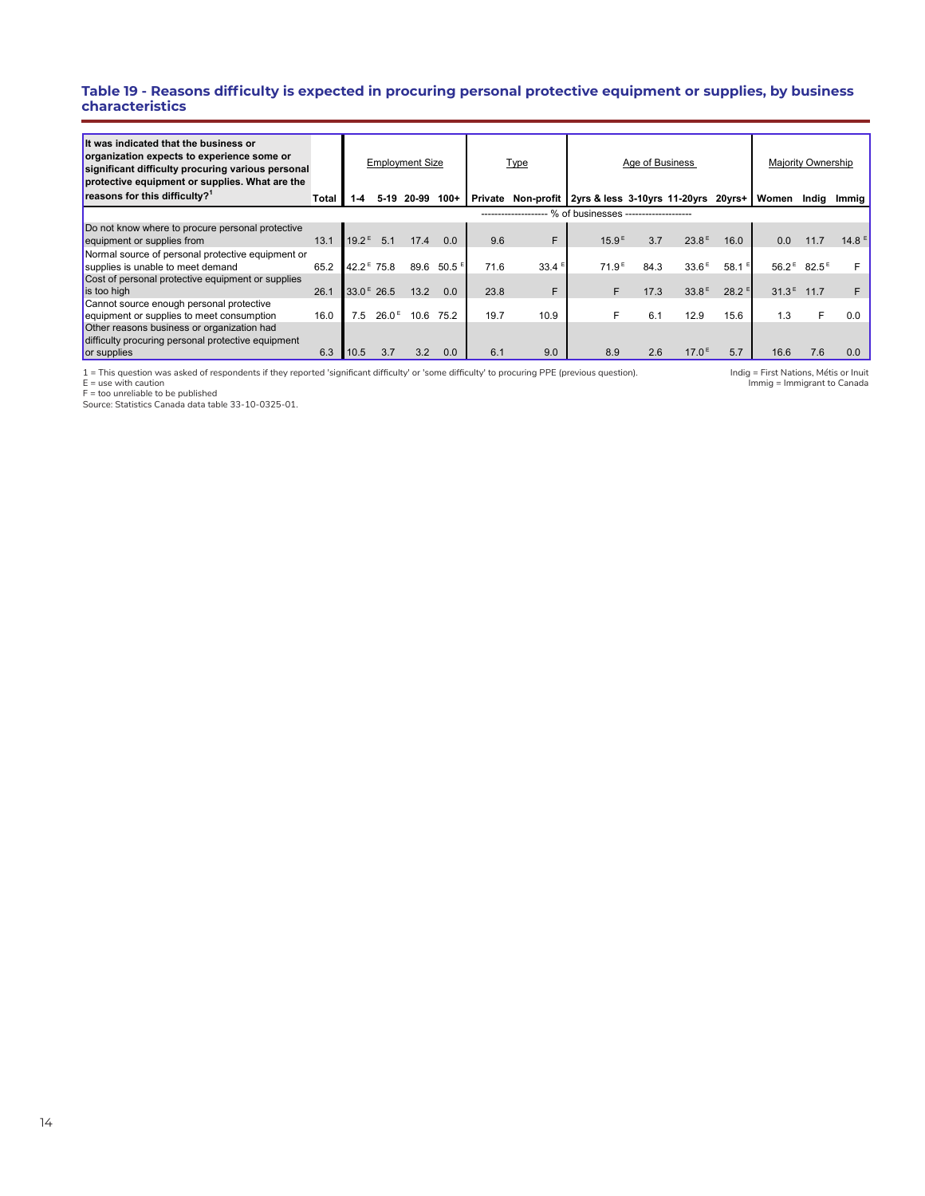### Table 19 - Reasons difficulty is expected in procuring personal protective equipment or supplies, by business characteristics

| It was indicated that the business or organization expects to experience some or significant difficulty procuring various personal protective equipment or supplies. What are the reasons for this difficulty?[1] | Total | Employment Size | | | | Type | | Age of Business | | | | Majority Ownership | | |
|---|---|---|---|---|---|---|---|---|---|---|---|---|---|---|
| | | 1-4 | 5-19 | 20-99 | 100+ | Private | Non-profit | 2yrs & less | 3-10yrs | 11-20yrs | 20yrs+ | Women | Indig | Immig |
| | % of businesses | | | | | | | | | | | | | |
| Do not know where to procure personal protective equipment or supplies from | 13.1 | 19.2 E | 5.1 | 17.4 | 0.0 | 9.6 | F | 15.9 E | 3.7 | 23.8 E | 16.0 | 0.0 | 11.7 | 14.8 E |
| Normal source of personal protective equipment or supplies is unable to meet demand | 65.2 | 42.2 E | 75.8 | 89.6 | 50.5 E | 71.6 | 33.4 E | 71.9 E | 84.3 | 33.6 E | 58.1 E | 56.2 E | 82.5 E | F |
| Cost of personal protective equipment or supplies is too high | 26.1 | 33.0 E | 26.5 | 13.2 | 0.0 | 23.8 | F | F | 17.3 | 33.8 E | 28.2 E | 31.3 E | 11.7 | F |
| Cannot source enough personal protective equipment or supplies to meet consumption | 16.0 | 7.5 | 26.0 E | 10.6 | 75.2 | 19.7 | 10.9 | F | 6.1 | 12.9 | 15.6 | 1.3 | F | 0.0 |
| Other reasons business or organization had difficulty procuring personal protective equipment or supplies | 6.3 | 10.5 | 3.7 | 3.2 | 0.0 | 6.1 | 9.0 | 8.9 | 2.6 | 17.0 E | 5.7 | 16.6 | 7.6 | 0.0 |

1 = This question was asked of respondents if they reported 'significant difficulty' or 'some difficulty' to procuring PPE (previous question).
E = use with caution
F = too unreliable to be published
Source: Statistics Canada data table 33-10-0325-01.

Indig = First Nations, Métis or Inuit
Immig = Immigrant to Canada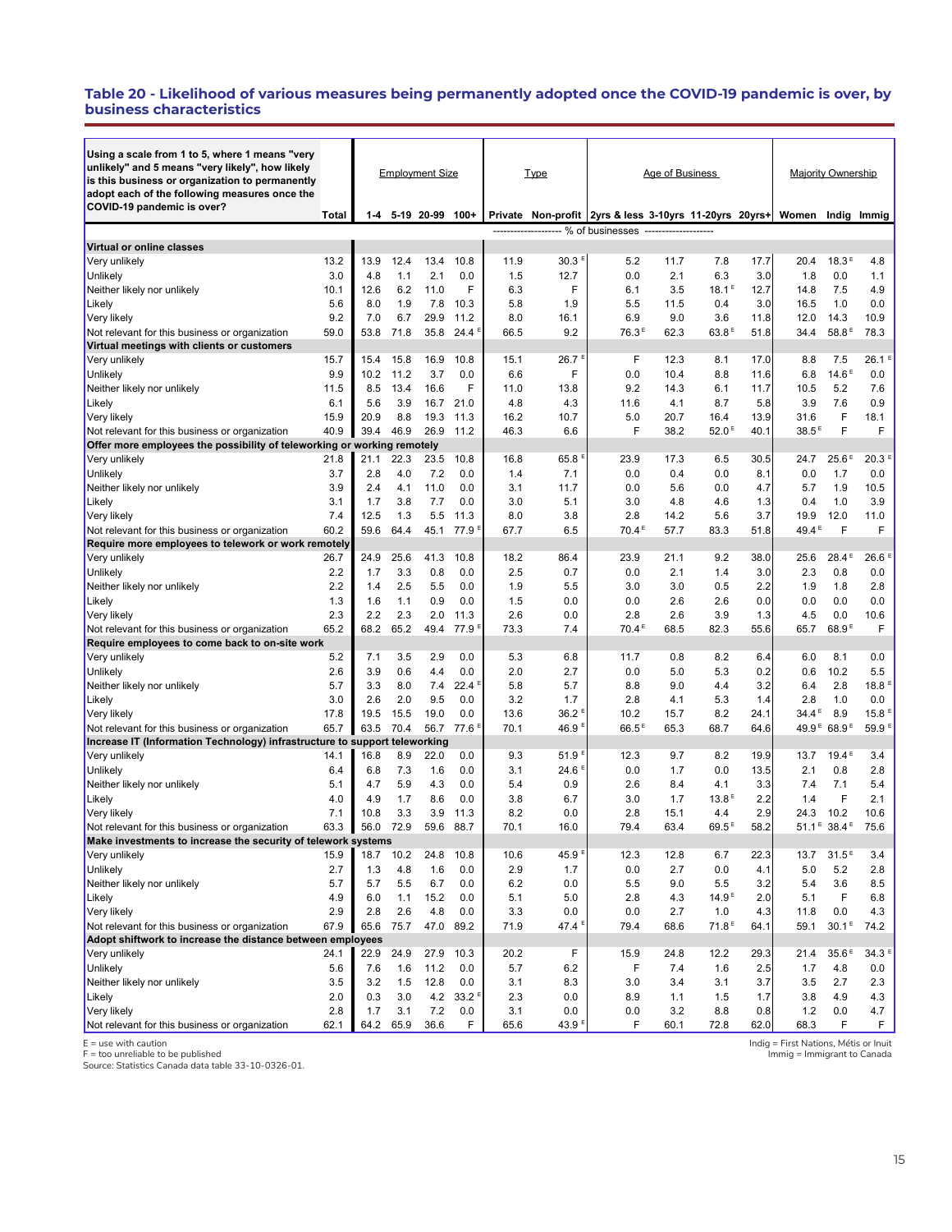### Table 20 - Likelihood of various measures being permanently adopted once the COVID-19 pandemic is over, by business characteristics

| Using a scale from 1 to 5, where 1 means "very unlikely" and 5 means "very likely", how likely is this business or organization to permanently adopt each of the following measures once the COVID-19 pandemic is over? | Total | Employment Size | | | | Type | | Age of Business | | | | Majority Ownership | | |
|---|---|---|---|---|---|---|---|---|---|---|---|---|---|---|
| | | 1-4 | 5-19 | 20-99 | 100+ | Private | Non-profit | 2yrs & less | 3-10yrs | 11-20yrs | 20yrs+ | Women | Indig | Immig |
| | % of businesses | | | | | | | | | | | | | |
| **Virtual or online classes** | | | | | | | | | | | | | | |
| Very unlikely | 13.2 | 13.9 | 12.4 | 13.4 | 10.8 | 11.9 | 30.3 E | 5.2 | 11.7 | 7.8 | 17.7 | 20.4 | 18.3 E | 4.8 |
| Unlikely | 3.0 | 4.8 | 1.1 | 2.1 | 0.0 | 1.5 | 12.7 | 0.0 | 2.1 | 6.3 | 3.0 | 1.8 | 0.0 | 1.1 |
| Neither likely nor unlikely | 10.1 | 12.6 | 6.2 | 11.0 | F | 6.3 | F | 6.1 | 3.5 | 18.1 E | 12.7 | 14.8 | 7.5 | 4.9 |
| Likely | 5.6 | 8.0 | 1.9 | 7.8 | 10.3 | 5.8 | 1.9 | 5.5 | 11.5 | 0.4 | 3.0 | 16.5 | 1.0 | 0.0 |
| Very likely | 9.2 | 7.0 | 6.7 | 29.9 | 11.2 | 8.0 | 16.1 | 6.9 | 9.0 | 3.6 | 11.8 | 12.0 | 14.3 | 10.9 |
| Not relevant for this business or organization | 59.0 | 53.8 | 71.8 | 35.8 | 24.4 E | 66.5 | 9.2 | 76.3 E | 62.3 | 63.8 E | 51.8 | 34.4 | 58.8 E | 78.3 |
| **Virtual meetings with clients or customers** | | | | | | | | | | | | | | |
| Very unlikely | 15.7 | 15.4 | 15.8 | 16.9 | 10.8 | 15.1 | 26.7 E | F | 12.3 | 8.1 | 17.0 | 8.8 | 7.5 | 26.1 E |
| Unlikely | 9.9 | 10.2 | 11.2 | 3.7 | 0.0 | 6.6 | F | 0.0 | 10.4 | 8.8 | 11.6 | 6.8 | 14.6 E | 0.0 |
| Neither likely nor unlikely | 11.5 | 8.5 | 13.4 | 16.6 | F | 11.0 | 13.8 | 9.2 | 14.3 | 6.1 | 11.7 | 10.5 | 5.2 | 7.6 |
| Likely | 6.1 | 5.6 | 3.9 | 16.7 | 21.0 | 4.8 | 4.3 | 11.6 | 4.1 | 8.7 | 5.8 | 3.9 | 7.6 | 0.9 |
| Very likely | 15.9 | 20.9 | 8.8 | 19.3 | 11.3 | 16.2 | 10.7 | 5.0 | 20.7 | 16.4 | 13.9 | 31.6 | F | 18.1 |
| Not relevant for this business or organization | 40.9 | 39.4 | 46.9 | 26.9 | 11.2 | 46.3 | 6.6 | F | 38.2 | 52.0 E | 40.1 | 38.5 E | F | F |
| **Offer more employees the possibility of teleworking or working remotely** | | | | | | | | | | | | | | |
| Very unlikely | 21.8 | 21.1 | 22.3 | 23.5 | 10.8 | 16.8 | 65.8 E | 23.9 | 17.3 | 6.5 | 30.5 | 24.7 | 25.6 E | 20.3 E |
| Unlikely | 3.7 | 2.8 | 4.0 | 7.2 | 0.0 | 1.4 | 7.1 | 0.0 | 0.4 | 0.0 | 8.1 | 0.0 | 1.7 | 0.0 |
| Neither likely nor unlikely | 3.9 | 2.4 | 4.1 | 11.0 | 0.0 | 3.1 | 11.7 | 0.0 | 5.6 | 0.0 | 4.7 | 5.7 | 1.9 | 10.5 |
| Likely | 3.1 | 1.7 | 3.8 | 7.7 | 0.0 | 3.0 | 5.1 | 3.0 | 4.8 | 4.6 | 1.3 | 0.4 | 1.0 | 3.9 |
| Very likely | 7.4 | 12.5 | 1.3 | 5.5 | 11.3 | 8.0 | 3.8 | 2.8 | 14.2 | 5.6 | 3.7 | 19.9 | 12.0 | 11.0 |
| Not relevant for this business or organization | 60.2 | 59.6 | 64.4 | 45.1 | 77.9 E | 67.7 | 6.5 | 70.4 E | 57.7 | 83.3 | 51.8 | 49.4 E | F | F |
| **Require more employees to telework or work remotely** | | | | | | | | | | | | | | |
| Very unlikely | 26.7 | 24.9 | 25.6 | 41.3 | 10.8 | 18.2 | 86.4 | 23.9 | 21.1 | 9.2 | 38.0 | 25.6 | 28.4 E | 26.6 E |
| Unlikely | 2.2 | 1.7 | 3.3 | 0.8 | 0.0 | 2.5 | 0.7 | 0.0 | 2.1 | 1.4 | 3.0 | 2.3 | 0.8 | 0.0 |
| Neither likely nor unlikely | 2.2 | 1.4 | 2.5 | 5.5 | 0.0 | 1.9 | 5.5 | 3.0 | 3.0 | 0.5 | 2.2 | 1.9 | 1.8 | 2.8 |
| Likely | 1.3 | 1.6 | 1.1 | 0.9 | 0.0 | 1.5 | 0.0 | 0.0 | 2.6 | 2.6 | 0.0 | 0.0 | 0.0 | 0.0 |
| Very likely | 2.3 | 2.2 | 2.3 | 2.0 | 11.3 | 2.6 | 0.0 | 2.8 | 2.6 | 3.9 | 1.3 | 4.5 | 0.0 | 10.6 |
| Not relevant for this business or organization | 65.2 | 68.2 | 65.2 | 49.4 | 77.9 E | 73.3 | 7.4 | 70.4 E | 68.5 | 82.3 | 55.6 | 65.7 | 68.9 E | F |
| **Require employees to come back to on-site work** | | | | | | | | | | | | | | |
| Very unlikely | 5.2 | 7.1 | 3.5 | 2.9 | 0.0 | 5.3 | 6.8 | 11.7 | 0.8 | 8.2 | 6.4 | 6.0 | 8.1 | 0.0 |
| Unlikely | 2.6 | 3.9 | 0.6 | 4.4 | 0.0 | 2.0 | 2.7 | 0.0 | 5.0 | 5.3 | 0.2 | 0.6 | 10.2 | 5.5 |
| Neither likely nor unlikely | 5.7 | 3.3 | 8.0 | 7.4 | 22.4 E | 5.8 | 5.7 | 8.8 | 9.0 | 4.4 | 3.2 | 6.4 | 2.8 | 18.8 E |
| Likely | 3.0 | 2.6 | 2.0 | 9.5 | 0.0 | 3.2 | 1.7 | 2.8 | 4.1 | 5.3 | 1.4 | 2.8 | 1.0 | 0.0 |
| Very likely | 17.8 | 19.5 | 15.5 | 19.0 | 0.0 | 13.6 | 36.2 E | 10.2 | 15.7 | 8.2 | 24.1 | 34.4 E | 8.9 | 15.8 E |
| Not relevant for this business or organization | 65.7 | 63.5 | 70.4 | 56.7 | 77.6 E | 70.1 | 46.9 E | 66.5 E | 65.3 | 68.7 | 64.6 | 49.9 E | 68.9 E | 59.9 E |
| **Increase IT (Information Technology) infrastructure to support teleworking** | | | | | | | | | | | | | | |
| Very unlikely | 14.1 | 16.8 | 8.9 | 22.0 | 0.0 | 9.3 | 51.9 E | 12.3 | 9.7 | 8.2 | 19.9 | 13.7 | 19.4 E | 3.4 |
| Unlikely | 6.4 | 6.8 | 7.3 | 1.6 | 0.0 | 3.1 | 24.6 E | 0.0 | 1.7 | 0.0 | 13.5 | 2.1 | 0.8 | 2.8 |
| Neither likely nor unlikely | 5.1 | 4.7 | 5.9 | 4.3 | 0.0 | 5.4 | 0.9 | 2.6 | 8.4 | 4.1 | 3.3 | 7.4 | 7.1 | 5.4 |
| Likely | 4.0 | 4.9 | 1.7 | 8.6 | 0.0 | 3.8 | 6.7 | 3.0 | 1.7 | 13.8 E | 2.2 | 1.4 | F | 2.1 |
| Very likely | 7.1 | 10.8 | 3.3 | 3.9 | 11.3 | 8.2 | 0.0 | 2.8 | 15.1 | 4.4 | 2.9 | 24.3 | 10.2 | 10.6 |
| Not relevant for this business or organization | 63.3 | 56.0 | 72.9 | 59.6 | 88.7 | 70.1 | 16.0 | 79.4 | 63.4 | 69.5 E | 58.2 | 51.1 E | 38.4 E | 75.6 |
| **Make investments to increase the security of telework systems** | | | | | | | | | | | | | | |
| Very unlikely | 15.9 | 18.7 | 10.2 | 24.8 | 10.8 | 10.6 | 45.9 E | 12.3 | 12.8 | 6.7 | 22.3 | 13.7 | 31.5 E | 3.4 |
| Unlikely | 2.7 | 1.3 | 4.8 | 1.6 | 0.0 | 2.9 | 1.7 | 0.0 | 2.7 | 0.0 | 4.1 | 5.0 | 5.2 | 2.8 |
| Neither likely nor unlikely | 5.7 | 5.7 | 5.5 | 6.7 | 0.0 | 6.2 | 0.0 | 5.5 | 9.0 | 5.5 | 3.2 | 5.4 | 3.6 | 8.5 |
| Likely | 4.9 | 6.0 | 1.1 | 15.2 | 0.0 | 5.1 | 5.0 | 2.8 | 4.3 | 14.9 E | 2.0 | 5.1 | F | 6.8 |
| Very likely | 2.9 | 2.8 | 2.6 | 4.8 | 0.0 | 3.3 | 0.0 | 0.0 | 2.7 | 1.0 | 4.3 | 11.8 | 0.0 | 4.3 |
| Not relevant for this business or organization | 67.9 | 65.6 | 75.7 | 47.0 | 89.2 | 71.9 | 47.4 E | 79.4 | 68.6 | 71.8 E | 64.1 | 59.1 | 30.1 E | 74.2 |
| **Adopt shiftwork to increase the distance between employees** | | | | | | | | | | | | | | |
| Very unlikely | 24.1 | 22.9 | 24.9 | 27.9 | 10.3 | 20.2 | F | 15.9 | 24.8 | 12.2 | 29.3 | 21.4 | 35.6 E | 34.3 E |
| Unlikely | 5.6 | 7.6 | 1.6 | 11.2 | 0.0 | 5.7 | 6.2 | F | 7.4 | 1.6 | 2.5 | 1.7 | 4.8 | 0.0 |
| Neither likely nor unlikely | 3.5 | 3.2 | 1.5 | 12.8 | 0.0 | 3.1 | 8.3 | 3.0 | 3.4 | 3.1 | 3.7 | 3.5 | 2.7 | 2.3 |
| Likely | 2.0 | 0.3 | 3.0 | 4.2 | 33.2 E | 2.3 | 0.0 | 8.9 | 1.1 | 1.5 | 1.7 | 3.8 | 4.9 | 4.3 |
| Very likely | 2.8 | 1.7 | 3.1 | 7.2 | 0.0 | 3.1 | 0.0 | 0.0 | 3.2 | 8.8 | 0.8 | 1.2 | 0.0 | 4.7 |
| Not relevant for this business or organization | 62.1 | 64.2 | 65.9 | 36.6 | F | 65.6 | 43.9 E | F | 60.1 | 72.8 | 62.0 | 68.3 | F | F |

E = use with caution
F = too unreliable to be published
Source: Statistics Canada data table 33-10-0326-01.

Indig = First Nations, Métis or Inuit
Immig = Immigrant to Canada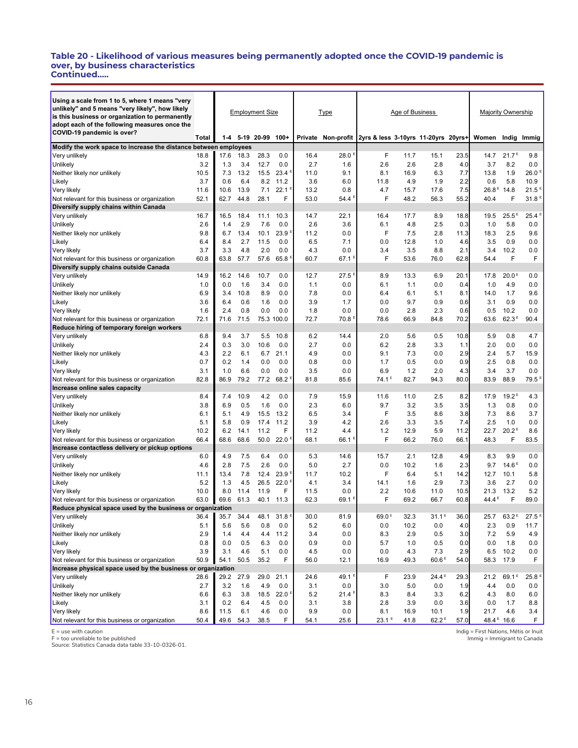### Table 20 - Likelihood of various measures being permanently adopted once the COVID-19 pandemic is over, by business characteristics Continued.....

| Using a scale from 1 to 5, where 1 means "very unlikely" and 5 means "very likely", how likely is this business or organization to permanently adopt each of the following measures once the COVID-19 pandemic is over? | Total | Employment Size | | | | Type | | Age of Business | | | | Majority Ownership | | |
|---|---|---|---|---|---|---|---|---|---|---|---|---|---|---|
| | | 1-4 | 5-19 | 20-99 | 100+ | Private | Non-profit | 2yrs & less | 3-10yrs | 11-20yrs | 20yrs+ | Women | Indig | Immig |
| **Modify the work space to increase the distance between employees** | | | | | | | | | | | | | | |
| Very unlikely | 18.8 | 17.6 | 18.3 | 28.3 | 0.0 | 16.4 | 28.0 E | F | 11.7 | 15.1 | 23.5 | 14.7 | 21.7 E | 9.8 |
| Unlikely | 3.2 | 1.3 | 3.4 | 12.7 | 0.0 | 2.7 | 1.6 | 2.6 | 2.6 | 2.8 | 4.0 | 3.7 | 8.2 | 0.0 |
| Neither likely nor unlikely | 10.5 | 7.3 | 13.2 | 15.5 | 23.4 E | 11.0 | 9.1 | 8.1 | 16.9 | 6.3 | 7.7 | 13.8 | 1.9 | 26.0 E |
| Likely | 3.7 | 0.6 | 6.4 | 8.2 | 11.2 | 3.6 | 6.0 | 11.8 | 4.9 | 1.9 | 2.2 | 0.6 | 5.8 | 10.9 |
| Very likely | 11.6 | 10.6 | 13.9 | 7.1 | 22.1 E | 13.2 | 0.8 | 4.7 | 15.7 | 17.6 | 7.5 | 26.8 E | 14.8 | 21.5 E |
| Not relevant for this business or organization | 52.1 | 62.7 | 44.8 | 28.1 | F | 53.0 | 54.4 E | F | 48.2 | 56.3 | 55.2 | 40.4 | F | 31.8 E |
| **Diversify supply chains within Canada** | | | | | | | | | | | | | | |
| Very unlikely | 16.7 | 16.5 | 18.4 | 11.1 | 10.3 | 14.7 | 22.1 | 16.4 | 17.7 | 8.9 | 18.8 | 19.5 | 25.5 E | 25.4 E |
| Unlikely | 2.6 | 1.4 | 2.9 | 7.6 | 0.0 | 2.6 | 3.6 | 6.1 | 4.8 | 2.5 | 0.3 | 1.0 | 5.8 | 0.0 |
| Neither likely nor unlikely | 9.8 | 6.7 | 13.4 | 10.1 | 23.9 E | 11.2 | 0.0 | F | 7.5 | 2.8 | 11.3 | 18.3 | 2.5 | 9.6 |
| Likely | 6.4 | 8.4 | 2.7 | 11.5 | 0.0 | 6.5 | 7.1 | 0.0 | 12.8 | 1.0 | 4.6 | 3.5 | 0.9 | 0.0 |
| Very likely | 3.7 | 3.3 | 4.8 | 2.0 | 0.0 | 4.3 | 0.0 | 3.4 | 3.5 | 8.8 | 2.1 | 3.4 | 10.2 | 0.0 |
| Not relevant for this business or organization | 60.8 | 63.8 | 57.7 | 57.6 | 65.8 E | 60.7 | 67.1 E | F | 53.6 | 76.0 | 62.8 | 54.4 | F | F |
| **Diversify supply chains outside Canada** | | | | | | | | | | | | | | |
| Very unlikely | 14.9 | 16.2 | 14.6 | 10.7 | 0.0 | 12.7 | 27.5 E | 8.9 | 13.3 | 6.9 | 20.1 | 17.8 | 20.0 E | 0.0 |
| Unlikely | 1.0 | 0.0 | 1.6 | 3.4 | 0.0 | 1.1 | 0.0 | 6.1 | 1.1 | 0.0 | 0.4 | 1.0 | 4.9 | 0.0 |
| Neither likely nor unlikely | 6.9 | 3.4 | 10.8 | 8.9 | 0.0 | 7.8 | 0.0 | 6.4 | 6.1 | 5.1 | 8.1 | 14.0 | 1.7 | 9.6 |
| Likely | 3.6 | 6.4 | 0.6 | 1.6 | 0.0 | 3.9 | 1.7 | 0.0 | 9.7 | 0.9 | 0.6 | 3.1 | 0.9 | 0.0 |
| Very likely | 1.6 | 2.4 | 0.8 | 0.0 | 0.0 | 1.8 | 0.0 | 0.0 | 2.8 | 2.3 | 0.6 | 0.5 | 10.2 | 0.0 |
| Not relevant for this business or organization | 72.1 | 71.6 | 71.5 | 75.3 | 100.0 | 72.7 | 70.8 E | 78.6 | 66.9 | 84.8 | 70.2 | 63.6 | 62.3 E | 90.4 |
| **Reduce hiring of temporary foreign workers** | | | | | | | | | | | | | | |
| Very unlikely | 6.8 | 9.4 | 3.7 | 5.5 | 10.8 | 6.2 | 14.4 | 2.0 | 5.6 | 0.5 | 10.8 | 5.9 | 0.8 | 4.7 |
| Unlikely | 2.4 | 0.3 | 3.0 | 10.6 | 0.0 | 2.7 | 0.0 | 6.2 | 2.8 | 3.3 | 1.1 | 2.0 | 0.0 | 0.0 |
| Neither likely nor unlikely | 4.3 | 2.2 | 6.1 | 6.7 | 21.1 | 4.9 | 0.0 | 9.1 | 7.3 | 0.0 | 2.9 | 2.4 | 5.7 | 15.9 |
| Likely | 0.7 | 0.2 | 1.4 | 0.0 | 0.0 | 0.8 | 0.0 | 1.7 | 0.5 | 0.0 | 0.9 | 2.5 | 0.8 | 0.0 |
| Very likely | 3.1 | 1.0 | 6.6 | 0.0 | 0.0 | 3.5 | 0.0 | 6.9 | 1.2 | 2.0 | 4.3 | 3.4 | 3.7 | 0.0 |
| Not relevant for this business or organization | 82.8 | 86.9 | 79.2 | 77.2 | 68.2 E | 81.8 | 85.6 | 74.1 E | 82.7 | 94.3 | 80.0 | 83.9 | 88.9 | 79.5 E |
| **Increase online sales capacity** | | | | | | | | | | | | | | |
| Very unlikely | 8.4 | 7.4 | 10.9 | 4.2 | 0.0 | 7.9 | 15.9 | 11.6 | 11.0 | 2.5 | 8.2 | 17.9 | 19.2 E | 4.3 |
| Unlikely | 3.8 | 6.9 | 0.5 | 1.6 | 0.0 | 2.3 | 6.0 | 9.7 | 3.2 | 3.5 | 3.5 | 1.3 | 0.8 | 0.0 |
| Neither likely nor unlikely | 6.1 | 5.1 | 4.9 | 15.5 | 13.2 | 6.5 | 3.4 | F | 3.5 | 8.6 | 3.8 | 7.3 | 8.6 | 3.7 |
| Likely | 5.1 | 5.8 | 0.9 | 17.4 | 11.2 | 3.9 | 4.2 | 2.6 | 3.3 | 3.5 | 7.4 | 2.5 | 1.0 | 0.0 |
| Very likely | 10.2 | 6.2 | 14.1 | 11.2 | F | 11.2 | 4.4 | 1.2 | 12.9 | 5.9 | 11.2 | 22.7 | 20.2 E | 8.6 |
| Not relevant for this business or organization | 66.4 | 68.6 | 68.6 | 50.0 | 22.0 E | 68.1 | 66.1 E | F | 66.2 | 76.0 | 66.1 | 48.3 | F | 83.5 |
| **Increase contactless delivery or pickup options** | | | | | | | | | | | | | | |
| Very unlikely | 6.0 | 4.9 | 7.5 | 6.4 | 0.0 | 5.3 | 14.6 | 15.7 | 2.1 | 12.8 | 4.9 | 8.3 | 9.9 | 0.0 |
| Unlikely | 4.6 | 2.8 | 7.5 | 2.6 | 0.0 | 5.0 | 2.7 | 0.0 | 10.2 | 1.6 | 2.3 | 9.7 | 14.6 E | 0.0 |
| Neither likely nor unlikely | 11.1 | 13.4 | 7.8 | 12.4 | 23.9 E | 11.7 | 10.2 | F | 6.4 | 5.1 | 14.2 | 12.7 | 10.1 | 5.8 |
| Likely | 5.2 | 1.3 | 4.5 | 26.5 | 22.0 E | 4.1 | 3.4 | 14.1 | 1.6 | 2.9 | 7.3 | 3.6 | 2.7 | 0.0 |
| Very likely | 10.0 | 8.0 | 11.4 | 11.9 | F | 11.5 | 0.0 | 2.2 | 10.6 | 11.0 | 10.5 | 21.3 | 13.2 | 5.2 |
| Not relevant for this business or organization | 63.0 | 69.6 | 61.3 | 40.1 | 11.3 | 62.3 | 69.1 E | F | 69.2 | 66.7 | 60.8 | 44.4 E | F | 89.0 |
| **Reduce physical space used by the business or organization** | | | | | | | | | | | | | | |
| Very unlikely | 36.4 | 35.7 | 34.4 | 48.1 | 31.8 E | 30.0 | 81.9 | 69.0 E | 32.3 | 31.1 E | 36.0 | 25.7 | 63.2 E | 27.5 E |
| Unlikely | 5.1 | 5.6 | 5.6 | 0.8 | 0.0 | 5.2 | 6.0 | 0.0 | 10.2 | 0.0 | 4.0 | 2.3 | 0.9 | 11.7 |
| Neither likely nor unlikely | 2.9 | 1.4 | 4.4 | 4.4 | 11.2 | 3.4 | 0.0 | 8.3 | 2.9 | 0.5 | 3.0 | 7.2 | 5.9 | 4.9 |
| Likely | 0.8 | 0.0 | 0.5 | 6.3 | 0.0 | 0.9 | 0.0 | 5.7 | 1.0 | 0.5 | 0.0 | 0.0 | 1.8 | 0.0 |
| Very likely | 3.9 | 3.1 | 4.6 | 5.1 | 0.0 | 4.5 | 0.0 | 0.0 | 4.3 | 7.3 | 2.9 | 6.5 | 10.2 | 0.0 |
| Not relevant for this business or organization | 50.9 | 54.1 | 50.5 | 35.2 | F | 56.0 | 12.1 | 16.9 | 49.3 | 60.6 E | 54.0 | 58.3 | 17.9 | F |
| **Increase physical space used by the business or organization** | | | | | | | | | | | | | | |
| Very unlikely | 28.6 | 29.2 | 27.9 | 29.0 | 21.1 | 24.6 | 49.1 E | F | 23.9 | 24.4 E | 29.3 | 21.2 | 69.1 E | 25.8 E |
| Unlikely | 2.7 | 3.2 | 1.6 | 4.9 | 0.0 | 3.1 | 0.0 | 3.0 | 5.0 | 0.0 | 1.9 | 4.4 | 0.0 | 0.0 |
| Neither likely nor unlikely | 6.6 | 6.3 | 3.8 | 18.5 | 22.0 E | 5.2 | 21.4 E | 8.3 | 8.4 | 3.3 | 6.2 | 4.3 | 8.0 | 6.0 |
| Likely | 3.1 | 0.2 | 6.4 | 4.5 | 0.0 | 3.1 | 3.8 | 2.8 | 3.9 | 0.0 | 3.6 | 0.0 | 1.7 | 8.8 |
| Very likely | 8.6 | 11.5 | 6.1 | 4.6 | 0.0 | 9.9 | 0.0 | 8.1 | 16.9 | 10.1 | 1.9 | 21.7 | 4.6 | 3.4 |
| Not relevant for this business or organization | 50.4 | 49.6 | 54.3 | 38.5 | F | 54.1 | 25.6 | 23.1 E | 41.8 | 62.2 E | 57.0 | 48.4 E | 16.6 | F |

E = use with caution
F = too unreliable to be published
Source: Statistics Canada data table 33-10-0326-01.

Indig = First Nations, Métis or Inuit
Immig = Immigrant to Canada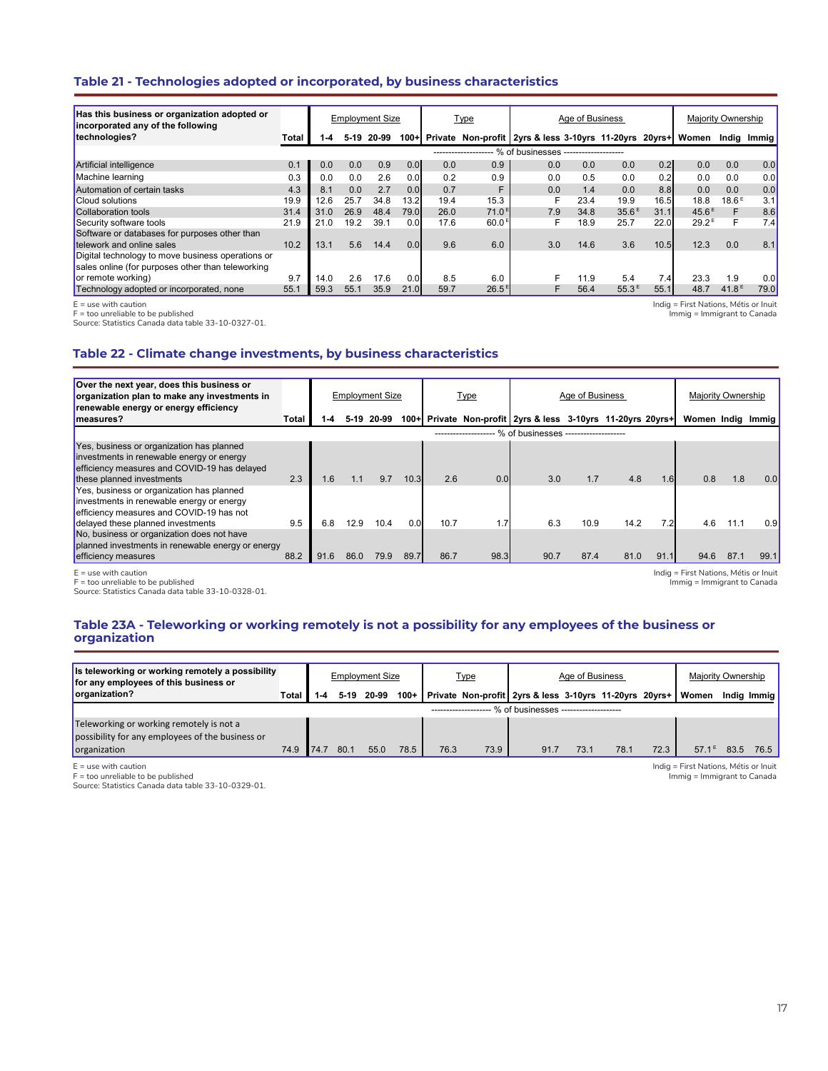## Table 21 - Technologies adopted or incorporated, by business characteristics

| Has this business or organization adopted or incorporated any of the following technologies? | Total | Employment Size | | | | Type | | Age of Business | | | | Majority Ownership | | |
|---|---|---|---|---|---|---|---|---|---|---|---|---|---|---|
| | | 1-4 | 5-19 | 20-99 | 100+ | Private | Non-profit | 2yrs & less | 3-10yrs | 11-20yrs | 20yrs+ | Women | Indig | Immig |
| | % of businesses | | | | | | | | | | | | | |
| Artificial intelligence | 0.1 | 0.0 | 0.0 | 0.9 | 0.0 | 0.0 | 0.9 | 0.0 | 0.0 | 0.0 | 0.2 | 0.0 | 0.0 | 0.0 |
| Machine learning | 0.3 | 0.0 | 0.0 | 2.6 | 0.0 | 0.2 | 0.9 | 0.0 | 0.5 | 0.0 | 0.2 | 0.0 | 0.0 | 0.0 |
| Automation of certain tasks | 4.3 | 8.1 | 0.0 | 2.7 | 0.0 | 0.7 | F | 0.0 | 1.4 | 0.0 | 8.8 | 0.0 | 0.0 | 0.0 |
| Cloud solutions | 19.9 | 12.6 | 25.7 | 34.8 | 13.2 | 19.4 | 15.3 | F | 23.4 | 19.9 | 16.5 | 18.8 | 18.6 E | 3.1 |
| Collaboration tools | 31.4 | 31.0 | 26.9 | 48.4 | 79.0 | 26.0 | 71.0 E | 7.9 | 34.8 | 35.6 E | 31.1 | 45.6 E | F | 8.6 |
| Security software tools | 21.9 | 21.0 | 19.2 | 39.1 | 0.0 | 17.6 | 60.0 E | F | 18.9 | 25.7 | 22.0 | 29.2 E | F | 7.4 |
| Software or databases for purposes other than telework and online sales | 10.2 | 13.1 | 5.6 | 14.4 | 0.0 | 9.6 | 6.0 | 3.0 | 14.6 | 3.6 | 10.5 | 12.3 | 0.0 | 8.1 |
| Digital technology to move business operations or sales online (for purposes other than teleworking or remote working) | 9.7 | 14.0 | 2.6 | 17.6 | 0.0 | 8.5 | 6.0 | F | 11.9 | 5.4 | 7.4 | 23.3 | 1.9 | 0.0 |
| Technology adopted or incorporated, none | 55.1 | 59.3 | 55.1 | 35.9 | 21.0 | 59.7 | 26.5 E | F | 56.4 | 55.3 E | 55.1 | 48.7 | 41.8 E | 79.0 |

E = use with caution
F = too unreliable to be published
Source: Statistics Canada data table 33-10-0327-01.

Indig = First Nations, Métis or Inuit
Immig = Immigrant to Canada

## Table 22 - Climate change investments, by business characteristics

| Over the next year, does this business or organization plan to make any investments in renewable energy or energy efficiency measures? | Total | Employment Size | | | | Type | | Age of Business | | | | Majority Ownership | | |
|---|---|---|---|---|---|---|---|---|---|---|---|---|---|---|
| | | 1-4 | 5-19 | 20-99 | 100+ | Private | Non-profit | 2yrs & less | 3-10yrs | 11-20yrs | 20yrs+ | Women | Indig | Immig |
| | % of businesses | | | | | | | | | | | | | |
| Yes, business or organization has planned investments in renewable energy or energy efficiency measures and COVID-19 has delayed these planned investments | 2.3 | 1.6 | 1.1 | 9.7 | 10.3 | 2.6 | 0.0 | 3.0 | 1.7 | 4.8 | 1.6 | 0.8 | 1.8 | 0.0 |
| Yes, business or organization has planned investments in renewable energy or energy efficiency measures and COVID-19 has not delayed these planned investments | 9.5 | 6.8 | 12.9 | 10.4 | 0.0 | 10.7 | 1.7 | 6.3 | 10.9 | 14.2 | 7.2 | 4.6 | 11.1 | 0.9 |
| No, business or organization does not have planned investments in renewable energy or energy efficiency measures | 88.2 | 91.6 | 86.0 | 79.9 | 89.7 | 86.7 | 98.3 | 90.7 | 87.4 | 81.0 | 91.1 | 94.6 | 87.1 | 99.1 |

E = use with caution
F = too unreliable to be published
Source: Statistics Canada data table 33-10-0328-01.

Indig = First Nations, Métis or Inuit
Immig = Immigrant to Canada

## Table 23A - Teleworking or working remotely is not a possibility for any employees of the business or organization

| Is teleworking or working remotely a possibility for any employees of this business or organization? | Total | Employment Size | | | | Type | | Age of Business | | | | Majority Ownership | | |
|---|---|---|---|---|---|---|---|---|---|---|---|---|---|---|
| | | 1-4 | 5-19 | 20-99 | 100+ | Private | Non-profit | 2yrs & less | 3-10yrs | 11-20yrs | 20yrs+ | Women | Indig | Immig |
| | % of businesses | | | | | | | | | | | | | |
| Teleworking or working remotely is not a possibility for any employees of the business or organization | 74.9 | 74.7 | 80.1 | 55.0 | 78.5 | 76.3 | 73.9 | 91.7 | 73.1 | 78.1 | 72.3 | 57.1 E | 83.5 | 76.5 |

E = use with caution
F = too unreliable to be published
Source: Statistics Canada data table 33-10-0329-01.

Indig = First Nations, Métis or Inuit
Immig = Immigrant to Canada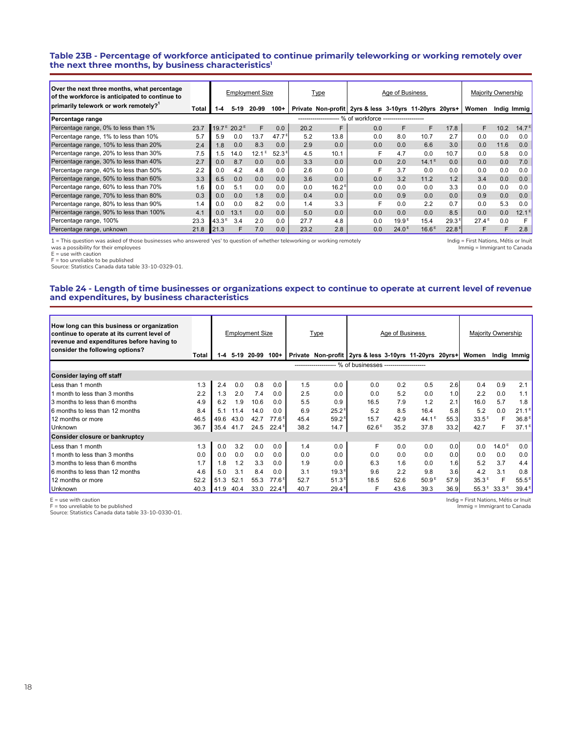### Table 23B - Percentage of workforce anticipated to continue primarily teleworking or working remotely over the next three months, by business characteristics[1]

| Over the next three months, what percentage of the workforce is anticipated to continue to primarily telework or work remotely?[1] | Total | Employment Size | | | | Type | | Age of Business | | | | Majority Ownership | | |
|---|---|---|---|---|---|---|---|---|---|---|---|---|---|---|
| | | 1-4 | 5-19 | 20-99 | 100+ | Private | Non-profit | 2yrs & less | 3-10yrs | 11-20yrs | 20yrs+ | Women | Indig | Immig |
| **Percentage range** | % of workforce | | | | | | | | | | | | | |
| Percentage range, 0% to less than 1% | 23.7 | 19.7 E | 20.2 E | F | 0.0 | 20.2 | F | 0.0 | F | F | 17.8 | F | 10.2 | 14.7 E |
| Percentage range, 1% to less than 10% | 5.7 | 5.9 | 0.0 | 13.7 | 47.7 E | 5.2 | 13.8 | 0.0 | 8.0 | 10.7 | 2.7 | 0.0 | 0.0 | 0.0 |
| Percentage range, 10% to less than 20% | 2.4 | 1.8 | 0.0 | 8.3 | 0.0 | 2.9 | 0.0 | 0.0 | 0.0 | 6.6 | 3.0 | 0.0 | 11.6 | 0.0 |
| Percentage range, 20% to less than 30% | 7.5 | 1.5 | 14.0 | 12.1 E | 52.3 E | 4.5 | 10.1 | F | 4.7 | 0.0 | 10.7 | 0.0 | 5.8 | 0.0 |
| Percentage range, 30% to less than 40% | 2.7 | 0.0 | 8.7 | 0.0 | 0.0 | 3.3 | 0.0 | 0.0 | 2.0 | 14.1 E | 0.0 | 0.0 | 0.0 | 7.0 |
| Percentage range, 40% to less than 50% | 2.2 | 0.0 | 4.2 | 4.8 | 0.0 | 2.6 | 0.0 | F | 3.7 | 0.0 | 0.0 | 0.0 | 0.0 | 0.0 |
| Percentage range, 50% to less than 60% | 3.3 | 6.5 | 0.0 | 0.0 | 0.0 | 3.6 | 0.0 | 0.0 | 3.2 | 11.2 | 1.2 | 3.4 | 0.0 | 0.0 |
| Percentage range, 60% to less than 70% | 1.6 | 0.0 | 5.1 | 0.0 | 0.0 | 0.0 | 16.2 E | 0.0 | 0.0 | 0.0 | 3.3 | 0.0 | 0.0 | 0.0 |
| Percentage range, 70% to less than 80% | 0.3 | 0.0 | 0.0 | 1.8 | 0.0 | 0.4 | 0.0 | 0.0 | 0.9 | 0.0 | 0.0 | 0.9 | 0.0 | 0.0 |
| Percentage range, 80% to less than 90% | 1.4 | 0.0 | 0.0 | 8.2 | 0.0 | 1.4 | 3.3 | F | 0.0 | 2.2 | 0.7 | 0.0 | 5.3 | 0.0 |
| Percentage range, 90% to less than 100% | 4.1 | 0.0 | 13.1 | 0.0 | 0.0 | 5.0 | 0.0 | 0.0 | 0.0 | 0.0 | 8.5 | 0.0 | 0.0 | 12.1 E |
| Percentage range, 100% | 23.3 | 43.3 E | 3.4 | 2.0 | 0.0 | 27.7 | 4.8 | 0.0 | 19.9 E | 15.4 | 29.3 E | 27.4 E | 0.0 | F |
| Percentage range, unknown | 21.8 | 21.3 | F | 7.0 | 0.0 | 23.2 | 2.8 | 0.0 | 24.0 E | 16.6 E | 22.8 E | F | F | 2.8 |

1 = This question was asked of those businesses who answered 'yes' to question of whether teleworking or working remotely was a possibility for their employees
E = use with caution
F = too unreliable to be published
Source: Statistics Canada data table 33-10-0329-01.

Indig = First Nations, Métis or Inuit
Immig = Immigrant to Canada

### Table 24 - Length of time businesses or organizations expect to continue to operate at current level of revenue and expenditures, by business characteristics

| How long can this business or organization continue to operate at its current level of revenue and expenditures before having to consider the following options? | Total | Employment Size | | | | Type | | Age of Business | | | | Majority Ownership | | |
|---|---|---|---|---|---|---|---|---|---|---|---|---|---|---|
| | | 1-4 | 5-19 | 20-99 | 100+ | Private | Non-profit | 2yrs & less | 3-10yrs | 11-20yrs | 20yrs+ | Women | Indig | Immig |
| | % of businesses | | | | | | | | | | | | | |
| **Consider laying off staff** | | | | | | | | | | | | | | |
| Less than 1 month | 1.3 | 2.4 | 0.0 | 0.8 | 0.0 | 1.5 | 0.0 | 0.0 | 0.2 | 0.5 | 2.6 | 0.4 | 0.9 | 2.1 |
| 1 month to less than 3 months | 2.2 | 1.3 | 2.0 | 7.4 | 0.0 | 2.5 | 0.0 | 0.0 | 5.2 | 0.0 | 1.0 | 2.2 | 0.0 | 1.1 |
| 3 months to less than 6 months | 4.9 | 6.2 | 1.9 | 10.6 | 0.0 | 5.5 | 0.9 | 16.5 | 7.9 | 1.2 | 2.1 | 16.0 | 5.7 | 1.8 |
| 6 months to less than 12 months | 8.4 | 5.1 | 11.4 | 14.0 | 0.0 | 6.9 | 25.2 E | 5.2 | 8.5 | 16.4 | 5.8 | 5.2 | 0.0 | 21.1 E |
| 12 months or more | 46.5 | 49.6 | 43.0 | 42.7 | 77.6 E | 45.4 | 59.2 E | 15.7 | 42.9 | 44.1 E | 55.3 | 33.5 E | F | 36.8 E |
| Unknown | 36.7 | 35.4 | 41.7 | 24.5 | 22.4 E | 38.2 | 14.7 | 62.6 E | 35.2 | 37.8 | 33.2 | 42.7 | F | 37.1 E |
| **Consider closure or bankruptcy** | | | | | | | | | | | | | | |
| Less than 1 month | 1.3 | 0.0 | 3.2 | 0.0 | 0.0 | 1.4 | 0.0 | F | 0.0 | 0.0 | 0.0 | 0.0 | 14.0 E | 0.0 |
| 1 month to less than 3 months | 0.0 | 0.0 | 0.0 | 0.0 | 0.0 | 0.0 | 0.0 | 0.0 | 0.0 | 0.0 | 0.0 | 0.0 | 0.0 | 0.0 |
| 3 months to less than 6 months | 1.7 | 1.8 | 1.2 | 3.3 | 0.0 | 1.9 | 0.0 | 6.3 | 1.6 | 0.0 | 1.6 | 5.2 | 3.7 | 4.4 |
| 6 months to less than 12 months | 4.6 | 5.0 | 3.1 | 8.4 | 0.0 | 3.1 | 19.3 E | 9.6 | 2.2 | 9.8 | 3.6 | 4.2 | 3.1 | 0.8 |
| 12 months or more | 52.2 | 51.3 | 52.1 | 55.3 | 77.6 E | 52.7 | 51.3 E | 18.5 | 52.6 | 50.9 E | 57.9 | 35.3 E | F | 55.5 E |
| Unknown | 40.3 | 41.9 | 40.4 | 33.0 | 22.4 E | 40.7 | 29.4 E | F | 43.6 | 39.3 | 36.9 | 55.3 E | 33.3 E | 39.4 E |

E = use with caution
F = too unreliable to be published
Source: Statistics Canada data table 33-10-0330-01.

Indig = First Nations, Métis or Inuit
Immig = Immigrant to Canada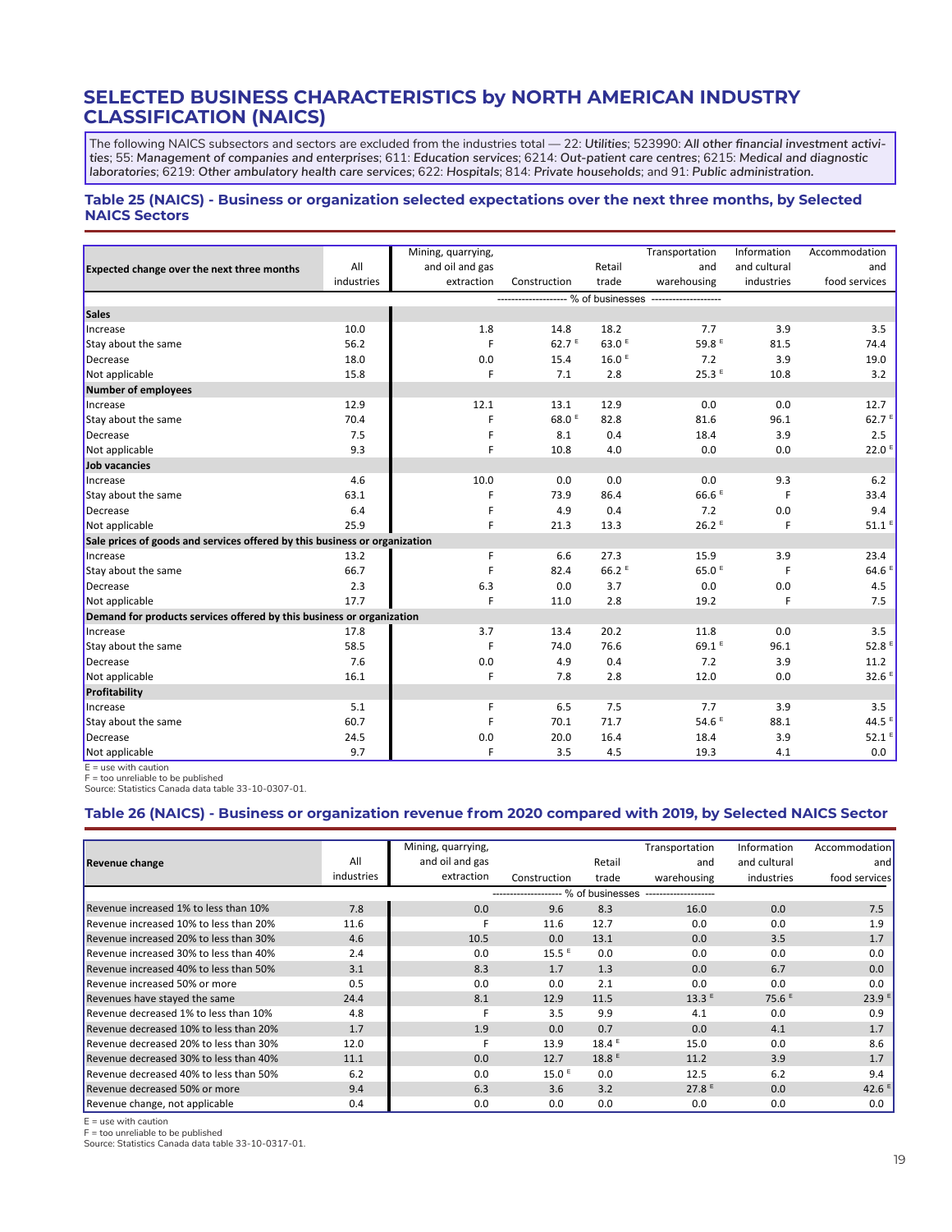## SELECTED BUSINESS CHARACTERISTICS by NORTH AMERICAN INDUSTRY CLASSIFICATION (NAICS)

The following NAICS subsectors and sectors are excluded from the industries total — 22: *Utilities*; 523990: *All other financial investment activities*; 55: *Management of companies and enterprises*; 611: *Education services*; 6214: *Out-patient care centres*; 6215: *Medical and diagnostic laboratories*; 6219: *Other ambulatory health care services*; 622: *Hospitals*; 814: *Private households*; and 91: *Public administration.*

### Table 25 (NAICS) - Business or organization selected expectations over the next three months, by Selected NAICS Sectors

| Expected change over the next three months | All industries | Mining, quarrying, and oil and gas extraction | Construction | Retail trade | Transportation and warehousing | Information and cultural industries | Accommodation and food services |
|---|---|---|---|---|---|---|---|
| | % of businesses | | | | | | |
| **Sales** | | | | | | | |
| Increase | 10.0 | 1.8 | 14.8 | 18.2 | 7.7 | 3.9 | 3.5 |
| Stay about the same | 56.2 | F | 62.7 E | 63.0 E | 59.8 E | 81.5 | 74.4 |
| Decrease | 18.0 | 0.0 | 15.4 | 16.0 E | 7.2 | 3.9 | 19.0 |
| Not applicable | 15.8 | F | 7.1 | 2.8 | 25.3 E | 10.8 | 3.2 |
| **Number of employees** | | | | | | | |
| Increase | 12.9 | 12.1 | 13.1 | 12.9 | 0.0 | 0.0 | 12.7 |
| Stay about the same | 70.4 | F | 68.0 E | 82.8 | 81.6 | 96.1 | 62.7 E |
| Decrease | 7.5 | F | 8.1 | 0.4 | 18.4 | 3.9 | 2.5 |
| Not applicable | 9.3 | F | 10.8 | 4.0 | 0.0 | 0.0 | 22.0 E |
| **Job vacancies** | | | | | | | |
| Increase | 4.6 | 10.0 | 0.0 | 0.0 | 0.0 | 9.3 | 6.2 |
| Stay about the same | 63.1 | F | 73.9 | 86.4 | 66.6 E | F | 33.4 |
| Decrease | 6.4 | F | 4.9 | 0.4 | 7.2 | 0.0 | 9.4 |
| Not applicable | 25.9 | F | 21.3 | 13.3 | 26.2 E | F | 51.1 E |
| **Sale prices of goods and services offered by this business or organization** | | | | | | | |
| Increase | 13.2 | F | 6.6 | 27.3 | 15.9 | 3.9 | 23.4 |
| Stay about the same | 66.7 | F | 82.4 | 66.2 E | 65.0 E | F | 64.6 E |
| Decrease | 2.3 | 6.3 | 0.0 | 3.7 | 0.0 | 0.0 | 4.5 |
| Not applicable | 17.7 | F | 11.0 | 2.8 | 19.2 | F | 7.5 |
| **Demand for products services offered by this business or organization** | | | | | | | |
| Increase | 17.8 | 3.7 | 13.4 | 20.2 | 11.8 | 0.0 | 3.5 |
| Stay about the same | 58.5 | F | 74.0 | 76.6 | 69.1 E | 96.1 | 52.8 E |
| Decrease | 7.6 | 0.0 | 4.9 | 0.4 | 7.2 | 3.9 | 11.2 |
| Not applicable | 16.1 | F | 7.8 | 2.8 | 12.0 | 0.0 | 32.6 E |
| **Profitability** | | | | | | | |
| Increase | 5.1 | F | 6.5 | 7.5 | 7.7 | 3.9 | 3.5 |
| Stay about the same | 60.7 | F | 70.1 | 71.7 | 54.6 E | 88.1 | 44.5 E |
| Decrease | 24.5 | 0.0 | 20.0 | 16.4 | 18.4 | 3.9 | 52.1 E |
| Not applicable | 9.7 | F | 3.5 | 4.5 | 19.3 | 4.1 | 0.0 |

E = use with caution
F = too unreliable to be published
Source: Statistics Canada data table 33-10-0307-01.

### Table 26 (NAICS) - Business or organization revenue from 2020 compared with 2019, by Selected NAICS Sector

| Revenue change | All industries | Mining, quarrying, and oil and gas extraction | Construction | Retail trade | Transportation and warehousing | Information and cultural industries | Accommodation and food services |
|---|---|---|---|---|---|---|---|
| | % of businesses | | | | | | |
| Revenue increased 1% to less than 10% | 7.8 | 0.0 | 9.6 | 8.3 | 16.0 | 0.0 | 7.5 |
| Revenue increased 10% to less than 20% | 11.6 | F | 11.6 | 12.7 | 0.0 | 0.0 | 1.9 |
| Revenue increased 20% to less than 30% | 4.6 | 10.5 | 0.0 | 13.1 | 0.0 | 3.5 | 1.7 |
| Revenue increased 30% to less than 40% | 2.4 | 0.0 | 15.5 E | 0.0 | 0.0 | 0.0 | 0.0 |
| Revenue increased 40% to less than 50% | 3.1 | 8.3 | 1.7 | 1.3 | 0.0 | 6.7 | 0.0 |
| Revenue increased 50% or more | 0.5 | 0.0 | 0.0 | 2.1 | 0.0 | 0.0 | 0.0 |
| Revenues have stayed the same | 24.4 | 8.1 | 12.9 | 11.5 | 13.3 E | 75.6 E | 23.9 E |
| Revenue decreased 1% to less than 10% | 4.8 | F | 3.5 | 9.9 | 4.1 | 0.0 | 0.9 |
| Revenue decreased 10% to less than 20% | 1.7 | 1.9 | 0.0 | 0.7 | 0.0 | 4.1 | 1.7 |
| Revenue decreased 20% to less than 30% | 12.0 | F | 13.9 | 18.4 E | 15.0 | 0.0 | 8.6 |
| Revenue decreased 30% to less than 40% | 11.1 | 0.0 | 12.7 | 18.8 E | 11.2 | 3.9 | 1.7 |
| Revenue decreased 40% to less than 50% | 6.2 | 0.0 | 15.0 E | 0.0 | 12.5 | 6.2 | 9.4 |
| Revenue decreased 50% or more | 9.4 | 6.3 | 3.6 | 3.2 | 27.8 E | 0.0 | 42.6 E |
| Revenue change, not applicable | 0.4 | 0.0 | 0.0 | 0.0 | 0.0 | 0.0 | 0.0 |

E = use with caution
F = too unreliable to be published
Source: Statistics Canada data table 33-10-0317-01.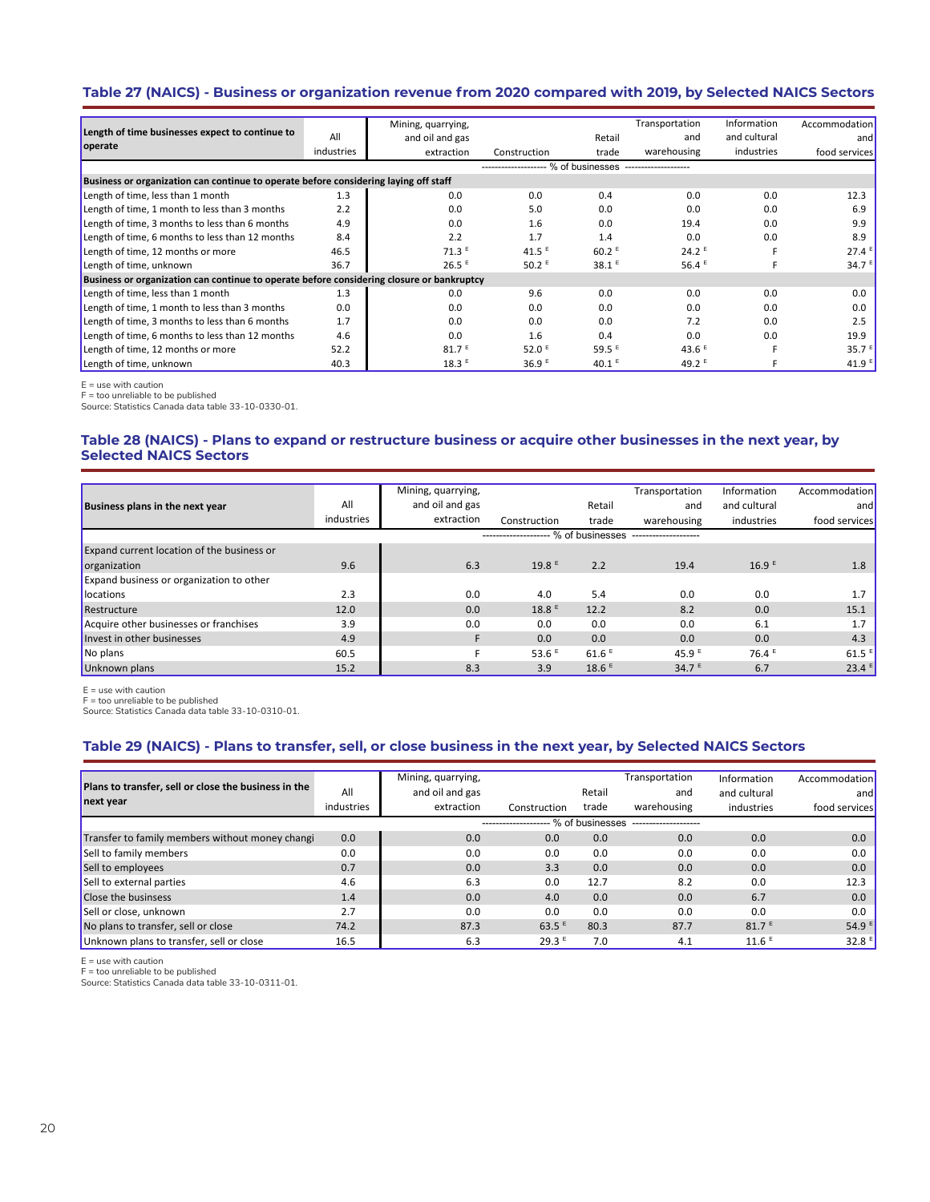### Table 27 (NAICS) - Business or organization revenue from 2020 compared with 2019, by Selected NAICS Sectors

| Length of time businesses expect to continue to operate | All industries | Mining, quarrying, and oil and gas extraction | Construction | Retail trade | Transportation and warehousing | Information and cultural industries | Accommodation and food services |
|---|---|---|---|---|---|---|---|
| | % of businesses | | | | | | |
| **Business or organization can continue to operate before considering laying off staff** | | | | | | | |
| Length of time, less than 1 month | 1.3 | 0.0 | 0.0 | 0.4 | 0.0 | 0.0 | 12.3 |
| Length of time, 1 month to less than 3 months | 2.2 | 0.0 | 5.0 | 0.0 | 0.0 | 0.0 | 6.9 |
| Length of time, 3 months to less than 6 months | 4.9 | 0.0 | 1.6 | 0.0 | 19.4 | 0.0 | 9.9 |
| Length of time, 6 months to less than 12 months | 8.4 | 2.2 | 1.7 | 1.4 | 0.0 | 0.0 | 8.9 |
| Length of time, 12 months or more | 46.5 | 71.3 E | 41.5 E | 60.2 E | 24.2 E | F | 27.4 E |
| Length of time, unknown | 36.7 | 26.5 E | 50.2 E | 38.1 E | 56.4 E | F | 34.7 E |
| **Business or organization can continue to operate before considering closure or bankruptcy** | | | | | | | |
| Length of time, less than 1 month | 1.3 | 0.0 | 9.6 | 0.0 | 0.0 | 0.0 | 0.0 |
| Length of time, 1 month to less than 3 months | 0.0 | 0.0 | 0.0 | 0.0 | 0.0 | 0.0 | 0.0 |
| Length of time, 3 months to less than 6 months | 1.7 | 0.0 | 0.0 | 0.0 | 7.2 | 0.0 | 2.5 |
| Length of time, 6 months to less than 12 months | 4.6 | 0.0 | 1.6 | 0.4 | 0.0 | 0.0 | 19.9 |
| Length of time, 12 months or more | 52.2 | 81.7 E | 52.0 E | 59.5 E | 43.6 E | F | 35.7 E |
| Length of time, unknown | 40.3 | 18.3 E | 36.9 E | 40.1 E | 49.2 E | F | 41.9 E |

E = use with caution
F = too unreliable to be published
Source: Statistics Canada data table 33-10-0330-01.

### Table 28 (NAICS) - Plans to expand or restructure business or acquire other businesses in the next year, by Selected NAICS Sectors

| Business plans in the next year | All industries | Mining, quarrying, and oil and gas extraction | Construction | Retail trade | Transportation and warehousing | Information and cultural industries | Accommodation and food services |
|---|---|---|---|---|---|---|---|
| | % of businesses | | | | | | |
| Expand current location of the business or organization | 9.6 | 6.3 | 19.8 E | 2.2 | 19.4 | 16.9 E | 1.8 |
| Expand business or organization to other locations | 2.3 | 0.0 | 4.0 | 5.4 | 0.0 | 0.0 | 1.7 |
| Restructure | 12.0 | 0.0 | 18.8 E | 12.2 | 8.2 | 0.0 | 15.1 |
| Acquire other businesses or franchises | 3.9 | 0.0 | 0.0 | 0.0 | 0.0 | 6.1 | 1.7 |
| Invest in other businesses | 4.9 | F | 0.0 | 0.0 | 0.0 | 0.0 | 4.3 |
| No plans | 60.5 | F | 53.6 E | 61.6 E | 45.9 E | 76.4 E | 61.5 E |
| Unknown plans | 15.2 | 8.3 | 3.9 | 18.6 E | 34.7 E | 6.7 | 23.4 E |

E = use with caution
F = too unreliable to be published
Source: Statistics Canada data table 33-10-0310-01.

### Table 29 (NAICS) - Plans to transfer, sell, or close business in the next year, by Selected NAICS Sectors

| Plans to transfer, sell or close the business in the next year | All industries | Mining, quarrying, and oil and gas extraction | Construction | Retail trade | Transportation and warehousing | Information and cultural industries | Accommodation and food services |
|---|---|---|---|---|---|---|---|
| | % of businesses | | | | | | |
| Transfer to family members without money changi | 0.0 | 0.0 | 0.0 | 0.0 | 0.0 | 0.0 | 0.0 |
| Sell to family members | 0.0 | 0.0 | 0.0 | 0.0 | 0.0 | 0.0 | 0.0 |
| Sell to employees | 0.7 | 0.0 | 3.3 | 0.0 | 0.0 | 0.0 | 0.0 |
| Sell to external parties | 4.6 | 6.3 | 0.0 | 12.7 | 8.2 | 0.0 | 12.3 |
| Close the businsess | 1.4 | 0.0 | 4.0 | 0.0 | 0.0 | 6.7 | 0.0 |
| Sell or close, unknown | 2.7 | 0.0 | 0.0 | 0.0 | 0.0 | 0.0 | 0.0 |
| No plans to transfer, sell or close | 74.2 | 87.3 | 63.5 E | 80.3 | 87.7 | 81.7 E | 54.9 E |
| Unknown plans to transfer, sell or close | 16.5 | 6.3 | 29.3 E | 7.0 | 4.1 | 11.6 E | 32.8 E |

E = use with caution
F = too unreliable to be published
Source: Statistics Canada data table 33-10-0311-01.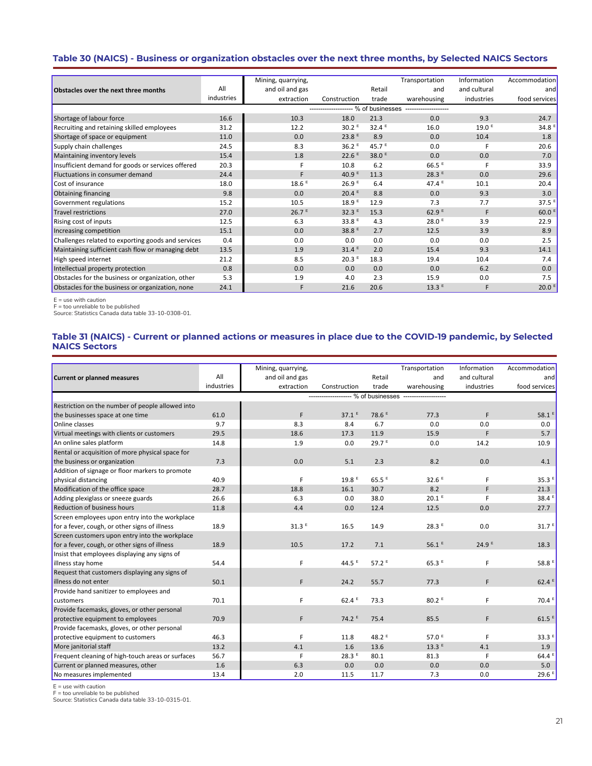### Table 30 (NAICS) - Business or organization obstacles over the next three months, by Selected NAICS Sectors

| Obstacles over the next three months | All industries | Mining, quarrying, and oil and gas extraction | Construction | Retail trade | Transportation and warehousing | Information and cultural industries | Accommodation and food services |
|---|---|---|---|---|---|---|---|
| | % of businesses | | | | | | |
| Shortage of labour force | 16.6 | 10.3 | 18.0 | 21.3 | 0.0 | 9.3 | 24.7 |
| Recruiting and retaining skilled employees | 31.2 | 12.2 | 30.2 E | 32.4 E | 16.0 | 19.0 E | 34.8 E |
| Shortage of space or equipment | 11.0 | 0.0 | 23.8 E | 8.9 | 0.0 | 10.4 | 1.8 |
| Supply chain challenges | 24.5 | 8.3 | 36.2 E | 45.7 E | 0.0 | F | 20.6 |
| Maintaining inventory levels | 15.4 | 1.8 | 22.6 E | 38.0 E | 0.0 | 0.0 | 7.0 |
| Insufficient demand for goods or services offered | 20.3 | F | 10.8 | 6.2 | 66.5 E | F | 33.9 |
| Fluctuations in consumer demand | 24.4 | F | 40.9 E | 11.3 | 28.3 E | 0.0 | 29.6 |
| Cost of insurance | 18.0 | 18.6 E | 26.9 E | 6.4 | 47.4 E | 10.1 | 20.4 |
| Obtaining financing | 9.8 | 0.0 | 20.4 E | 8.8 | 0.0 | 9.3 | 3.0 |
| Government regulations | 15.2 | 10.5 | 18.9 E | 12.9 | 7.3 | 7.7 | 37.5 E |
| Travel restrictions | 27.0 | 26.7 E | 32.3 E | 15.3 | 62.9 E | F | 60.0 E |
| Rising cost of inputs | 12.5 | 6.3 | 33.8 E | 4.3 | 28.0 E | 3.9 | 22.9 |
| Increasing competition | 15.1 | 0.0 | 38.8 E | 2.7 | 12.5 | 3.9 | 8.9 |
| Challenges related to exporting goods and services | 0.4 | 0.0 | 0.0 | 0.0 | 0.0 | 0.0 | 2.5 |
| Maintaining sufficient cash flow or managing debt | 13.5 | 1.9 | 31.4 E | 2.0 | 15.4 | 9.3 | 14.1 |
| High speed internet | 21.2 | 8.5 | 20.3 E | 18.3 | 19.4 | 10.4 | 7.4 |
| Intellectual property protection | 0.8 | 0.0 | 0.0 | 0.0 | 0.0 | 6.2 | 0.0 |
| Obstacles for the business or organization, other | 5.3 | 1.9 | 4.0 | 2.3 | 15.9 | 0.0 | 7.5 |
| Obstacles for the business or organization, none | 24.1 | F | 21.6 | 20.6 | 13.3 E | F | 20.0 E |

E = use with caution
F = too unreliable to be published
Source: Statistics Canada data table 33-10-0308-01.

### Table 31 (NAICS) - Current or planned actions or measures in place due to the COVID-19 pandemic, by Selected NAICS Sectors

| Current or planned measures | All industries | Mining, quarrying, and oil and gas extraction | Construction | Retail trade | Transportation and warehousing | Information and cultural industries | Accommodation and food services |
|---|---|---|---|---|---|---|---|
| | % of businesses | | | | | | |
| Restriction on the number of people allowed into the businesses space at one time | 61.0 | F | 37.1 E | 78.6 E | 77.3 | F | 58.1 E |
| Online classes | 9.7 | 8.3 | 8.4 | 6.7 | 0.0 | 0.0 | 0.0 |
| Virtual meetings with clients or customers | 29.5 | 18.6 | 17.3 | 11.9 | 15.9 | F | 5.7 |
| An online sales platform | 14.8 | 1.9 | 0.0 | 29.7 E | 0.0 | 14.2 | 10.9 |
| Rental or acquisition of more physical space for the business or organization | 7.3 | 0.0 | 5.1 | 2.3 | 8.2 | 0.0 | 4.1 |
| Addition of signage or floor markers to promote physical distancing | 40.9 | F | 19.8 E | 65.5 E | 32.6 E | F | 35.3 E |
| Modification of the office space | 28.7 | 18.8 | 16.1 | 30.7 | 8.2 | F | 21.3 |
| Adding plexiglass or sneeze guards | 26.6 | 6.3 | 0.0 | 38.0 | 20.1 E | F | 38.4 E |
| Reduction of business hours | 11.8 | 4.4 | 0.0 | 12.4 | 12.5 | 0.0 | 27.7 |
| Screen employees upon entry into the workplace for a fever, cough, or other signs of illness | 18.9 | 31.3 E | 16.5 | 14.9 | 28.3 E | 0.0 | 31.7 E |
| Screen customers upon entry into the workplace for a fever, cough, or other signs of illness | 18.9 | 10.5 | 17.2 | 7.1 | 56.1 E | 24.9 E | 18.3 |
| Insist that employees displaying any signs of illness stay home | 54.4 | F | 44.5 E | 57.2 E | 65.3 E | F | 58.8 E |
| Request that customers displaying any signs of illness do not enter | 50.1 | F | 24.2 | 55.7 | 77.3 | F | 62.4 E |
| Provide hand sanitizer to employees and customers | 70.1 | F | 62.4 E | 73.3 | 80.2 E | F | 70.4 E |
| Provide facemasks, gloves, or other personal protective equipment to employees | 70.9 | F | 74.2 E | 75.4 | 85.5 | F | 61.5 E |
| Provide facemasks, gloves, or other personal protective equipment to customers | 46.3 | F | 11.8 | 48.2 E | 57.0 E | F | 33.3 E |
| More janitorial staff | 13.2 | 4.1 | 1.6 | 13.6 | 13.3 E | 4.1 | 1.9 |
| Frequent cleaning of high-touch areas or surfaces | 56.7 | F | 28.3 E | 80.1 | 81.3 | F | 64.4 E |
| Current or planned measures, other | 1.6 | 6.3 | 0.0 | 0.0 | 0.0 | 0.0 | 5.0 |
| No measures implemented | 13.4 | 2.0 | 11.5 | 11.7 | 7.3 | 0.0 | 29.6 E |

E = use with caution
F = too unreliable to be published
Source: Statistics Canada data table 33-10-0315-01.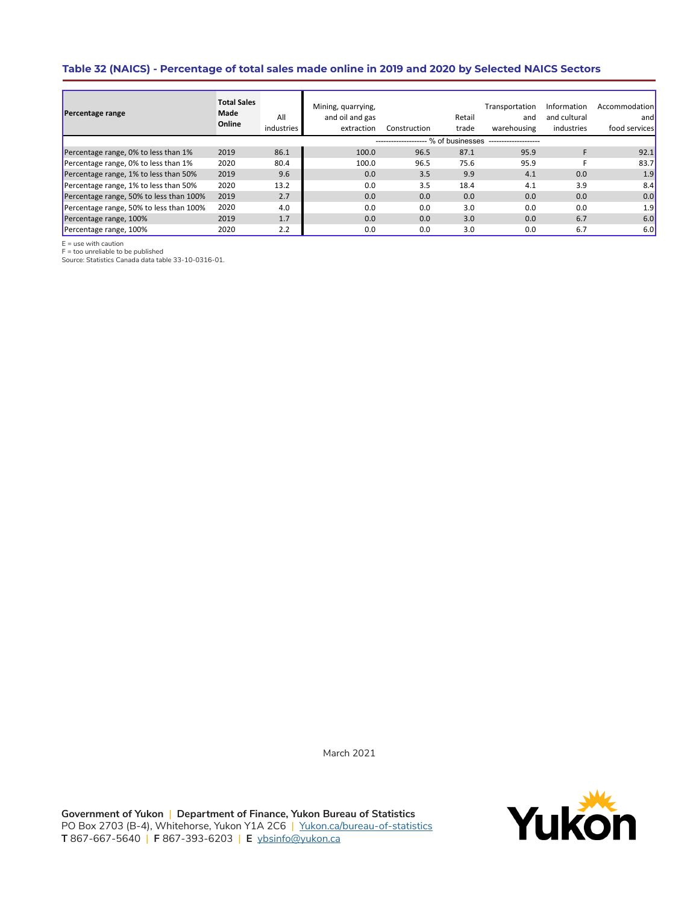### Table 32 (NAICS) - Percentage of total sales made online in 2019 and 2020 by Selected NAICS Sectors

| Percentage range | Total Sales Made Online | All industries | Mining, quarrying, and oil and gas extraction | Construction | Retail trade | Transportation and warehousing | Information and cultural industries | Accommodation and food services |
|---|---|---|---|---|---|---|---|---|
| | | | % of businesses | | | | | |
| Percentage range, 0% to less than 1% | 2019 | 86.1 | 100.0 | 96.5 | 87.1 | 95.9 | F | 92.1 |
| Percentage range, 0% to less than 1% | 2020 | 80.4 | 100.0 | 96.5 | 75.6 | 95.9 | F | 83.7 |
| Percentage range, 1% to less than 50% | 2019 | 9.6 | 0.0 | 3.5 | 9.9 | 4.1 | 0.0 | 1.9 |
| Percentage range, 1% to less than 50% | 2020 | 13.2 | 0.0 | 3.5 | 18.4 | 4.1 | 3.9 | 8.4 |
| Percentage range, 50% to less than 100% | 2019 | 2.7 | 0.0 | 0.0 | 0.0 | 0.0 | 0.0 | 0.0 |
| Percentage range, 50% to less than 100% | 2020 | 4.0 | 0.0 | 0.0 | 3.0 | 0.0 | 0.0 | 1.9 |
| Percentage range, 100% | 2019 | 1.7 | 0.0 | 0.0 | 3.0 | 0.0 | 6.7 | 6.0 |
| Percentage range, 100% | 2020 | 2.2 | 0.0 | 0.0 | 3.0 | 0.0 | 6.7 | 6.0 |

E = use with caution
F = too unreliable to be published
Source: Statistics Canada data table 33-10-0316-01.

March 2021

**Government of Yukon** | **Department of Finance, Yukon Bureau of Statistics**
PO Box 2703 (B-4), Whitehorse, Yukon Y1A 2C6 | Yukon.ca/bureau-of-statistics
**T** 867-667-5640 | **F** 867-393-6203 | **E** ybsinfo@yukon.ca